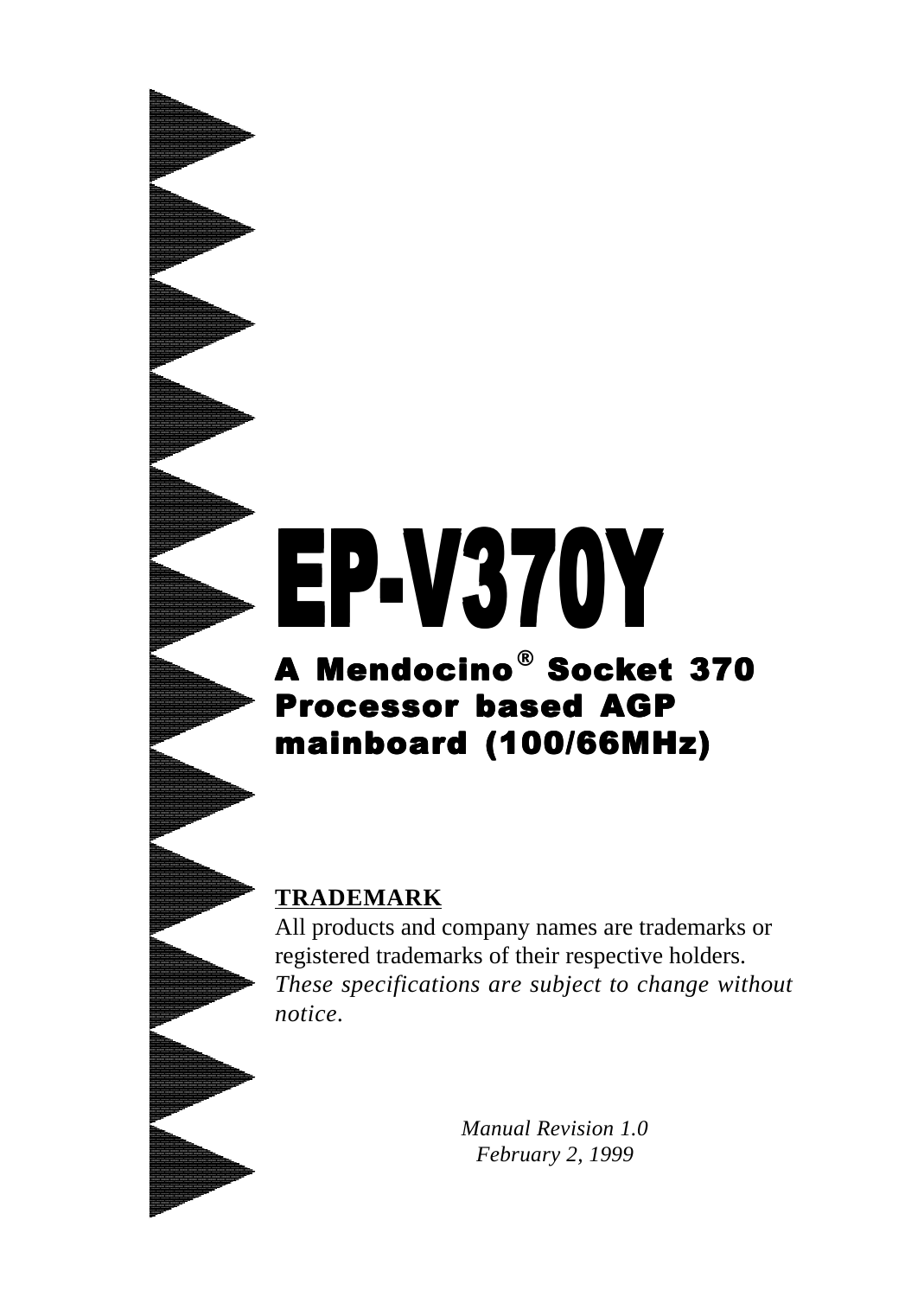# EP-V370Y

## A Mendocino® Socket 370 Processor based AGP mainboard (100/66MHz)

**TRADEMARK**

All products and company names are trademarks or registered trademarks of their respective holders.
*These specifications are subject to change without notice.*

*Manual Revision 1.0*
*February 2, 1999*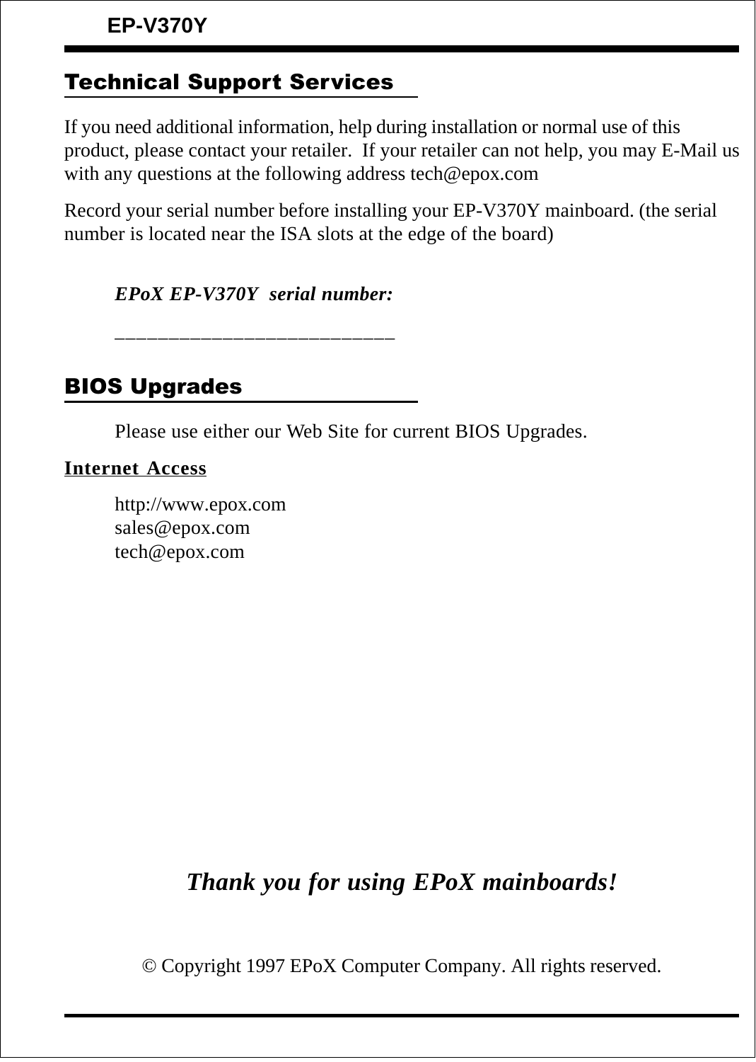## Technical Support Services

If you need additional information, help during installation or normal use of this product, please contact your retailer.  If your retailer can not help, you may E-Mail us with any questions at the following address tech@epox.com

Record your serial number before installing your EP-V370Y mainboard. (the serial number is located near the ISA slots at the edge of the board)

*EPoX EP-V370Y  serial number:*

__________________________

## BIOS Upgrades

Please use either our Web Site for current BIOS Upgrades.

**Internet Access**

http://www.epox.com
sales@epox.com
tech@epox.com

***Thank you for using EPoX mainboards!***

© Copyright 1997 EPoX Computer Company. All rights reserved.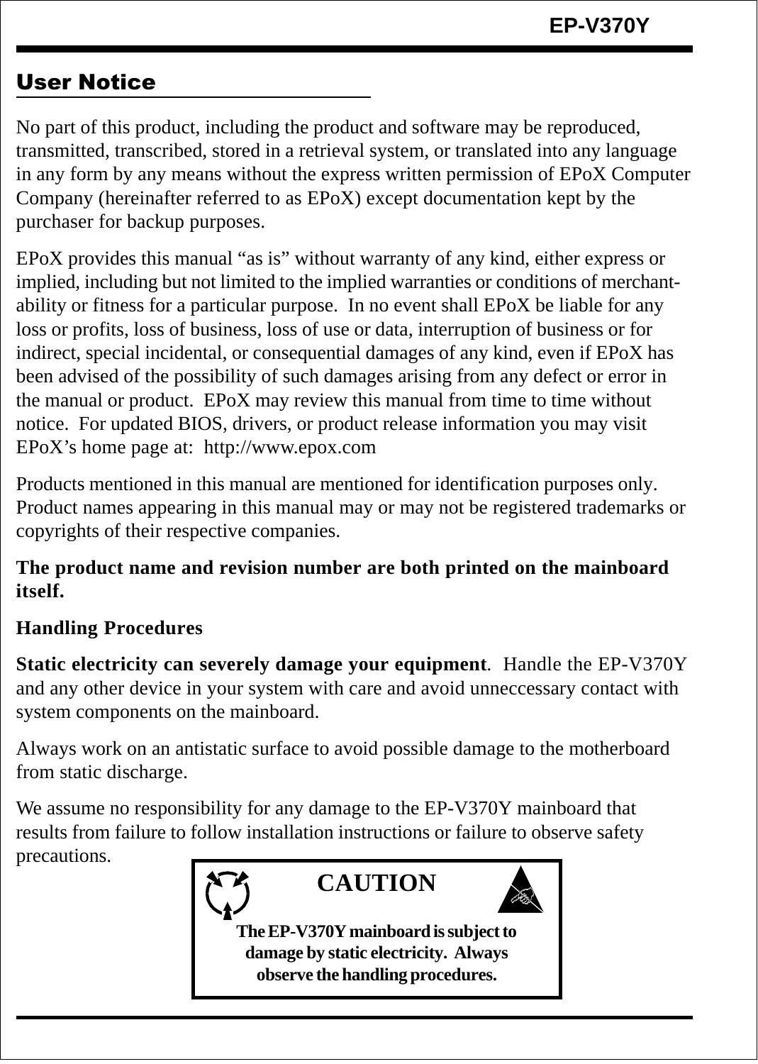## User Notice

No part of this product, including the product and software may be reproduced, transmitted, transcribed, stored in a retrieval system, or translated into any language in any form by any means without the express written permission of EPoX Computer Company (hereinafter referred to as EPoX) except documentation kept by the purchaser for backup purposes.

EPoX provides this manual "as is" without warranty of any kind, either express or implied, including but not limited to the implied warranties or conditions of merchant-ability or fitness for a particular purpose. In no event shall EPoX be liable for any loss or profits, loss of business, loss of use or data, interruption of business or for indirect, special incidental, or consequential damages of any kind, even if EPoX has been advised of the possibility of such damages arising from any defect or error in the manual or product. EPoX may review this manual from time to time without notice. For updated BIOS, drivers, or product release information you may visit EPoX's home page at: http://www.epox.com

Products mentioned in this manual are mentioned for identification purposes only. Product names appearing in this manual may or may not be registered trademarks or copyrights of their respective companies.

**The product name and revision number are both printed on the mainboard itself.**

**Handling Procedures**

**Static electricity can severely damage your equipment**. Handle the EP-V370Y and any other device in your system with care and avoid unneccessary contact with system components on the mainboard.

Always work on an antistatic surface to avoid possible damage to the motherboard from static discharge.

We assume no responsibility for any damage to the EP-V370Y mainboard that results from failure to follow installation instructions or failure to observe safety precautions.

**CAUTION**

**The EP-V370Y mainboard is subject to damage by static electricity. Always observe the handling procedures.**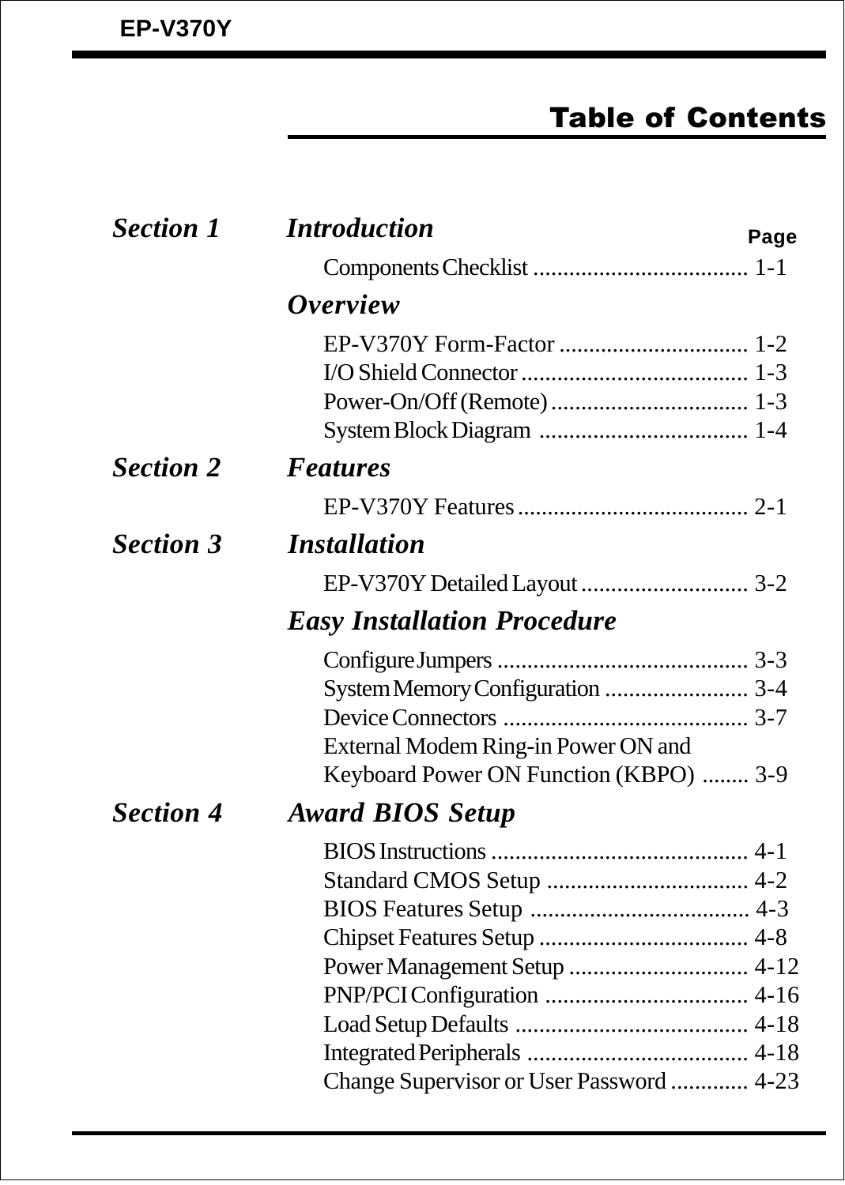# Table of Contents

| | | Page |
|---|---|---|
| ***Section 1*** | ***Introduction*** | |
| | Components Checklist | 1-1 |
| | ***Overview*** | |
| | EP-V370Y Form-Factor | 1-2 |
| | I/O Shield Connector | 1-3 |
| | Power-On/Off (Remote) | 1-3 |
| | System Block Diagram | 1-4 |
| ***Section 2*** | ***Features*** | |
| | EP-V370Y Features | 2-1 |
| ***Section 3*** | ***Installation*** | |
| | EP-V370Y Detailed Layout | 3-2 |
| | ***Easy Installation Procedure*** | |
| | Configure Jumpers | 3-3 |
| | System Memory Configuration | 3-4 |
| | Device Connectors | 3-7 |
| | External Modem Ring-in Power ON and Keyboard Power ON Function (KBPO) | 3-9 |
| ***Section 4*** | ***Award BIOS Setup*** | |
| | BIOS Instructions | 4-1 |
| | Standard CMOS Setup | 4-2 |
| | BIOS Features Setup | 4-3 |
| | Chipset Features Setup | 4-8 |
| | Power Management Setup | 4-12 |
| | PNP/PCI Configuration | 4-16 |
| | Load Setup Defaults | 4-18 |
| | Integrated Peripherals | 4-18 |
| | Change Supervisor or User Password | 4-23 |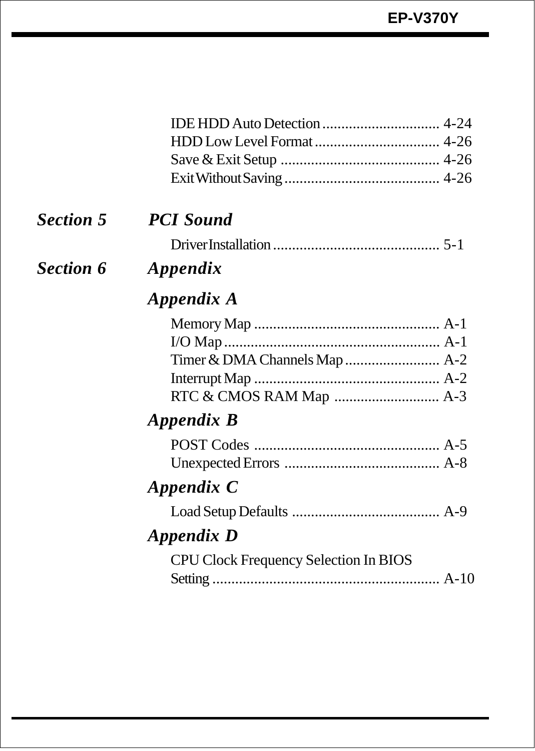IDE HDD Auto Detection ............................... 4-24
HDD Low Level Format ................................. 4-26
Save & Exit Setup .......................................... 4-26
Exit Without Saving ......................................... 4-26

## *Section 5 PCI Sound*

Driver Installation ............................................ 5-1

## *Section 6 Appendix*

### *Appendix A*

Memory Map ................................................. A-1
I/O Map ........................................................ A-1
Timer & DMA Channels Map ......................... A-2
Interrupt Map ................................................. A-2
RTC & CMOS RAM Map ............................ A-3

### *Appendix B*

POST Codes ................................................. A-5
Unexpected Errors ......................................... A-8

### *Appendix C*

Load Setup Defaults ....................................... A-9

### *Appendix D*

CPU Clock Frequency Selection In BIOS Setting ............................................................ A-10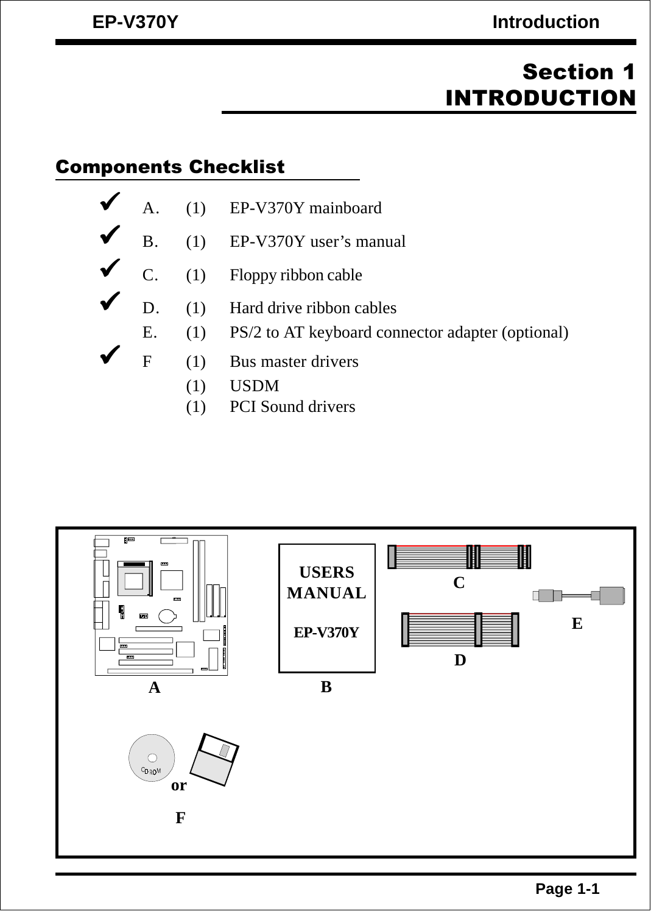# Section 1
# INTRODUCTION

## Components Checklist

- ✔ A. (1) EP-V370Y mainboard
- ✔ B. (1) EP-V370Y user's manual
- ✔ C. (1) Floppy ribbon cable
- ✔ D. (1) Hard drive ribbon cables
- E. (1) PS/2 to AT keyboard connector adapter (optional)
- ✔ F (1) Bus master drivers
  - (1) USDM
  - (1) PCI Sound drivers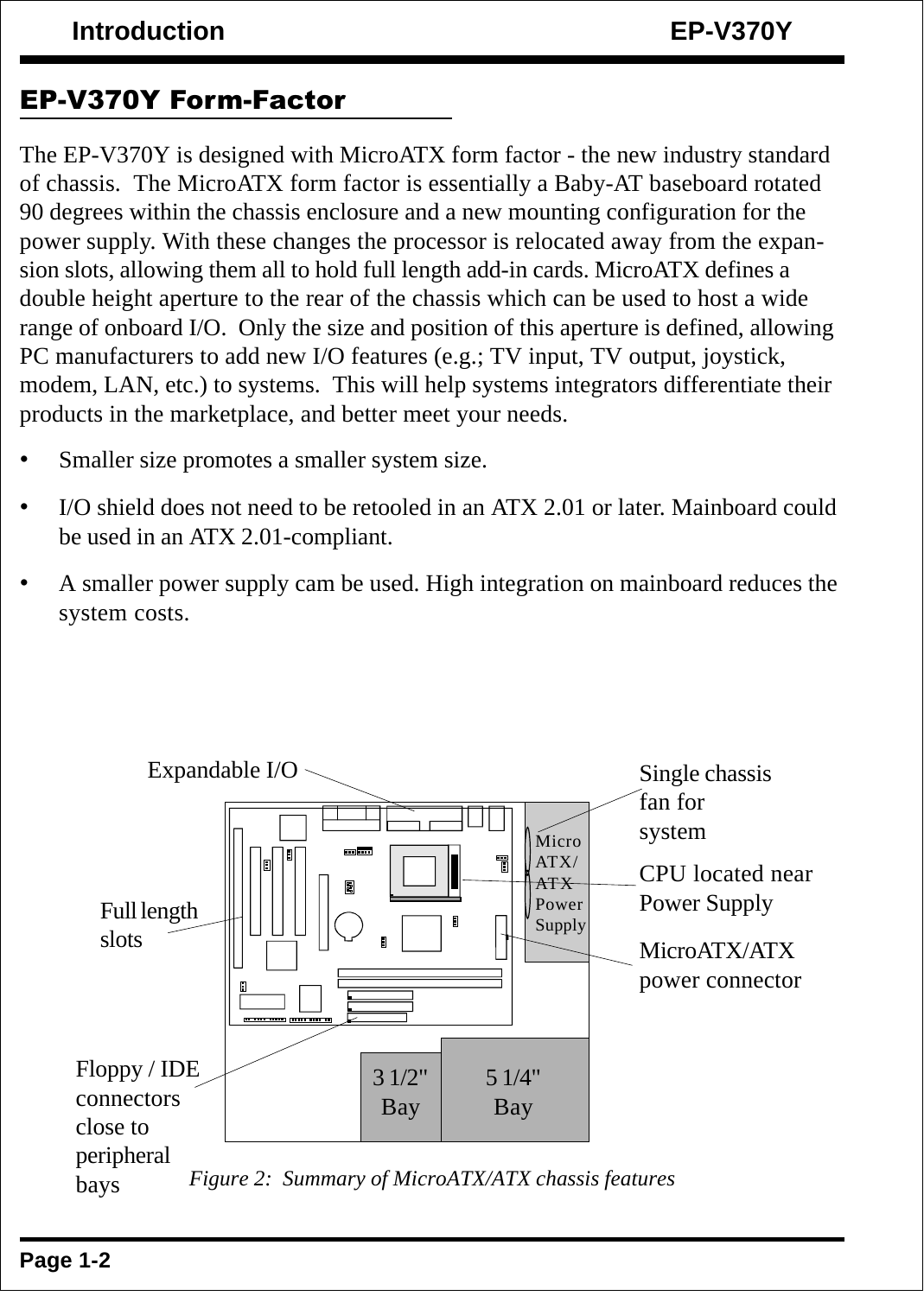## EP-V370Y Form-Factor

The EP-V370Y is designed with MicroATX form factor - the new industry standard of chassis. The MicroATX form factor is essentially a Baby-AT baseboard rotated 90 degrees within the chassis enclosure and a new mounting configuration for the power supply. With these changes the processor is relocated away from the expansion slots, allowing them all to hold full length add-in cards. MicroATX defines a double height aperture to the rear of the chassis which can be used to host a wide range of onboard I/O. Only the size and position of this aperture is defined, allowing PC manufacturers to add new I/O features (e.g.; TV input, TV output, joystick, modem, LAN, etc.) to systems. This will help systems integrators differentiate their products in the marketplace, and better meet your needs.

- Smaller size promotes a smaller system size.
- I/O shield does not need to be retooled in an ATX 2.01 or later. Mainboard could be used in an ATX 2.01-compliant.
- A smaller power supply cam be used. High integration on mainboard reduces the system costs.

Expandable I/O

Single chassis fan for system

Micro ATX/ ATX Power Supply

CPU located near Power Supply

Full length slots

MicroATX/ATX power connector

Floppy / IDE connectors close to peripheral bays

3 1/2" Bay

5 1/4" Bay

*Figure 2: Summary of MicroATX/ATX chassis features*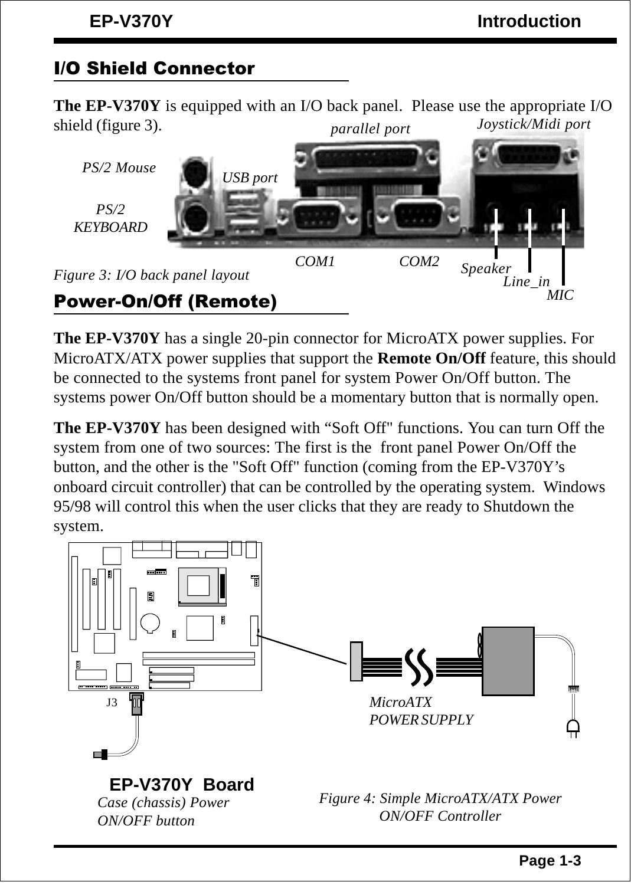## I/O Shield Connector

**The EP-V370Y** is equipped with an I/O back panel.  Please use the appropriate I/O shield (figure 3).

PS/2 Mouse

PS/2 KEYBOARD

USB port

parallel port

Joystick/Midi port

COM1

COM2

Speaker

Line_in

MIC

*Figure 3: I/O back panel layout*

## Power-On/Off (Remote)

**The EP-V370Y** has a single 20-pin connector for MicroATX power supplies. For MicroATX/ATX power supplies that support the **Remote On/Off** feature, this should be connected to the systems front panel for system Power On/Off button. The systems power On/Off button should be a momentary button that is normally open.

**The EP-V370Y** has been designed with “Soft Off" functions. You can turn Off the system from one of two sources: The first is the  front panel Power On/Off the button, and the other is the "Soft Off" function (coming from the EP-V370Y’s onboard circuit controller) that can be controlled by the operating system.  Windows 95/98 will control this when the user clicks that they are ready to Shutdown the system.

J3

MicroATX POWER SUPPLY

**EP-V370Y  Board**

*Case (chassis) Power ON/OFF button*

*Figure 4: Simple MicroATX/ATX Power ON/OFF Controller*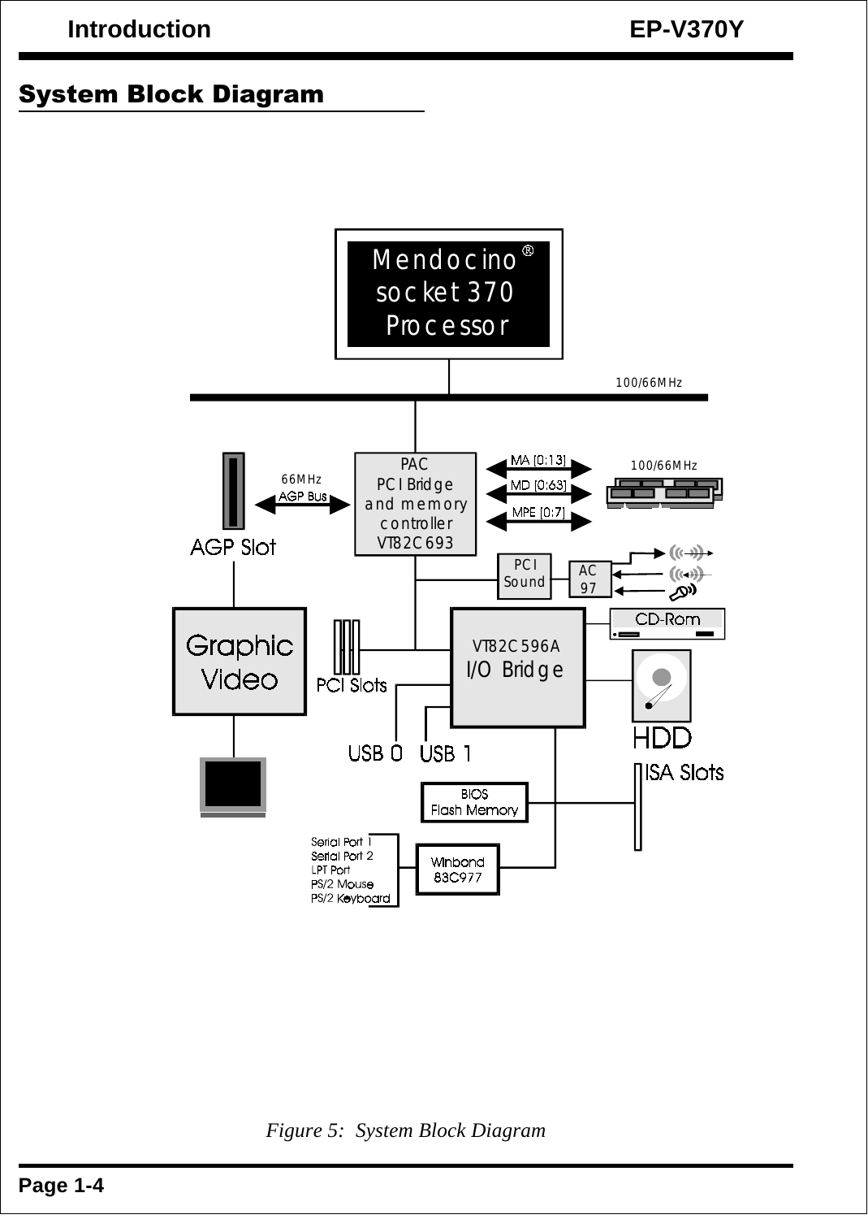## System Block Diagram

Mendocino® socket 370 Processor

100/66MHz

PAC
PCI Bridge and memory controller
VT82C693

66MHz
AGP Bus

AGP Slot

MA [0:13]
MD [0:63]
MPE [0:7]

100/66MHz

PCI Sound

AC 97

Graphic Video

PCI Slots

VT82C596A
I/O Bridge

CD-Rom

HDD

USB 0 USB 1

ISA Slots

BIOS Flash Memory

Serial Port 1
Serial Port 2
LPT Port
PS/2 Mouse
PS/2 Keyboard

Winbond 83C977

*Figure 5: System Block Diagram*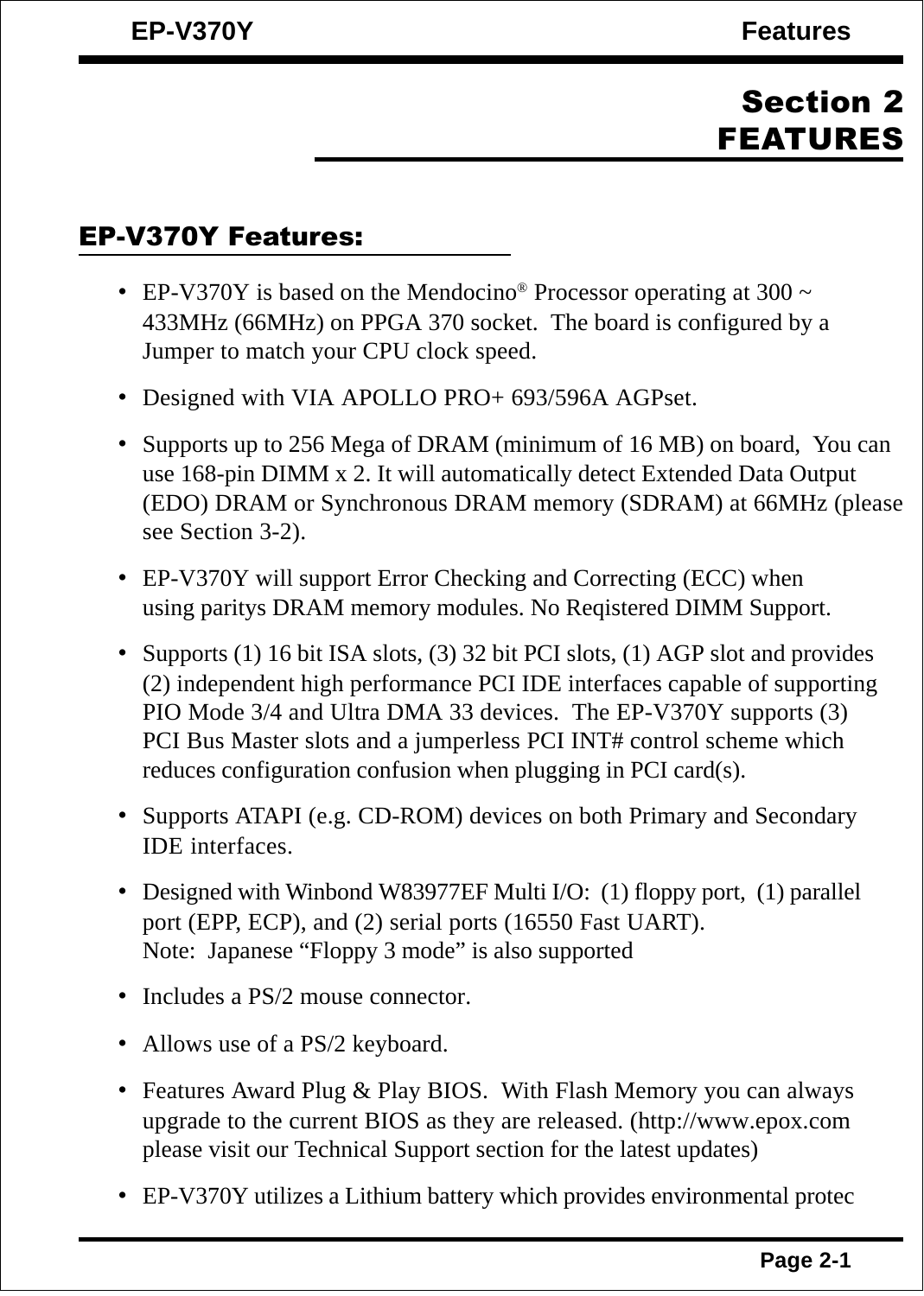# Section 2
# FEATURES

## EP-V370Y Features:

- EP-V370Y is based on the Mendocino® Processor operating at 300 ~ 433MHz (66MHz) on PPGA 370 socket. The board is configured by a Jumper to match your CPU clock speed.
- Designed with VIA APOLLO PRO+ 693/596A AGPset.
- Supports up to 256 Mega of DRAM (minimum of 16 MB) on board, You can use 168-pin DIMM x 2. It will automatically detect Extended Data Output (EDO) DRAM or Synchronous DRAM memory (SDRAM) at 66MHz (please see Section 3-2).
- EP-V370Y will support Error Checking and Correcting (ECC) when using paritys DRAM memory modules. No Reqistered DIMM Support.
- Supports (1) 16 bit ISA slots, (3) 32 bit PCI slots, (1) AGP slot and provides (2) independent high performance PCI IDE interfaces capable of supporting PIO Mode 3/4 and Ultra DMA 33 devices. The EP-V370Y supports (3) PCI Bus Master slots and a jumperless PCI INT# control scheme which reduces configuration confusion when plugging in PCI card(s).
- Supports ATAPI (e.g. CD-ROM) devices on both Primary and Secondary IDE interfaces.
- Designed with Winbond W83977EF Multi I/O: (1) floppy port, (1) parallel port (EPP, ECP), and (2) serial ports (16550 Fast UART).
  Note: Japanese “Floppy 3 mode” is also supported
- Includes a PS/2 mouse connector.
- Allows use of a PS/2 keyboard.
- Features Award Plug & Play BIOS. With Flash Memory you can always upgrade to the current BIOS as they are released. (http://www.epox.com please visit our Technical Support section for the latest updates)
- EP-V370Y utilizes a Lithium battery which provides environmental protec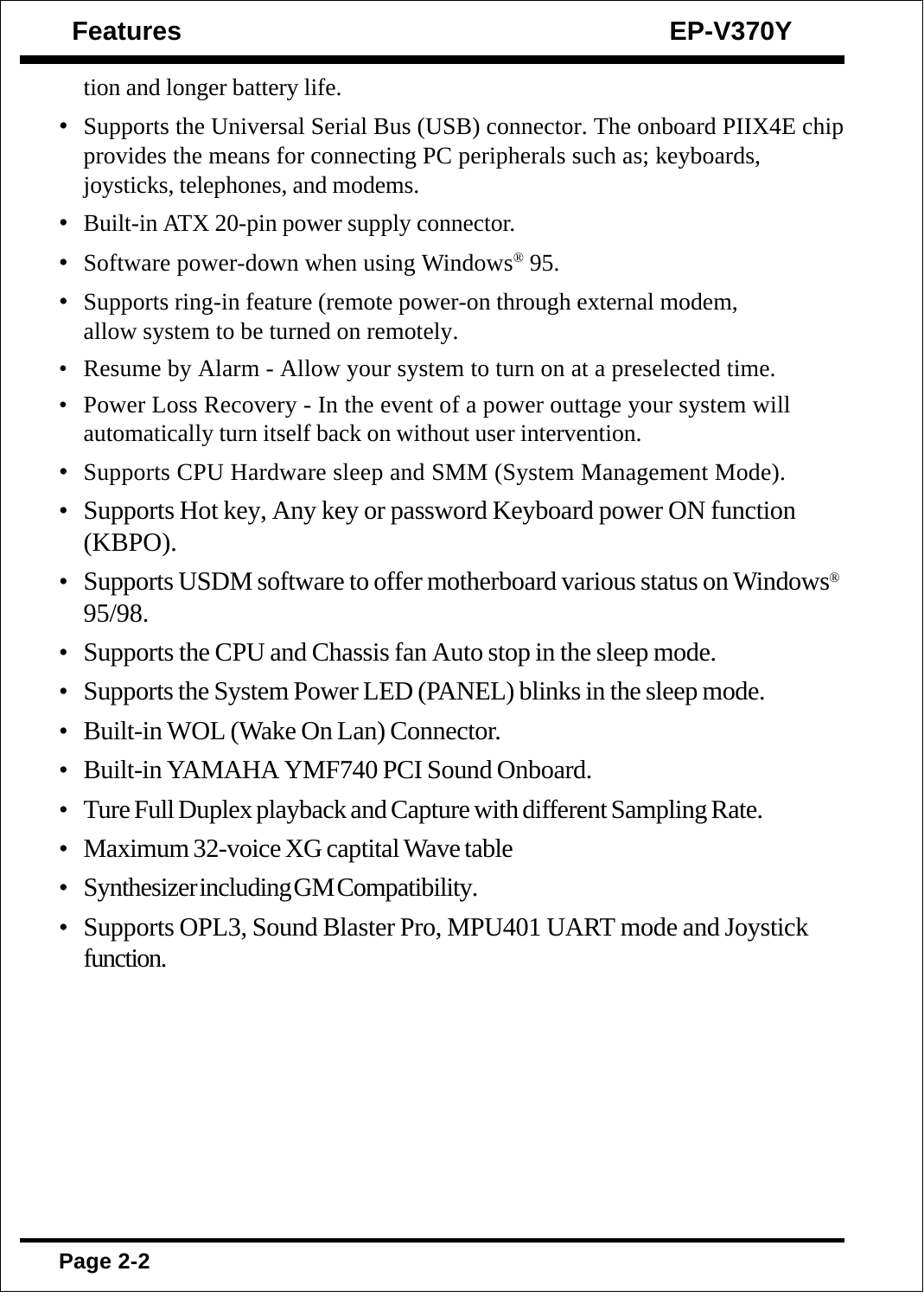tion and longer battery life.

- Supports the Universal Serial Bus (USB) connector. The onboard PIIX4E chip provides the means for connecting PC peripherals such as; keyboards, joysticks, telephones, and modems.
- Built-in ATX 20-pin power supply connector.
- Software power-down when using Windows® 95.
- Supports ring-in feature (remote power-on through external modem, allow system to be turned on remotely.
- Resume by Alarm - Allow your system to turn on at a preselected time.
- Power Loss Recovery - In the event of a power outtage your system will automatically turn itself back on without user intervention.
- Supports CPU Hardware sleep and SMM (System Management Mode).
- Supports Hot key, Any key or password Keyboard power ON function (KBPO).
- Supports USDM software to offer motherboard various status on Windows® 95/98.
- Supports the CPU and Chassis fan Auto stop in the sleep mode.
- Supports the System Power LED (PANEL) blinks in the sleep mode.
- Built-in WOL (Wake On Lan) Connector.
- Built-in YAMAHA YMF740 PCI Sound Onboard.
- Ture Full Duplex playback and Capture with different Sampling Rate.
- Maximum 32-voice XG captital Wave table
- Synthesizer including GM Compatibility.
- Supports OPL3, Sound Blaster Pro, MPU401 UART mode and Joystick function.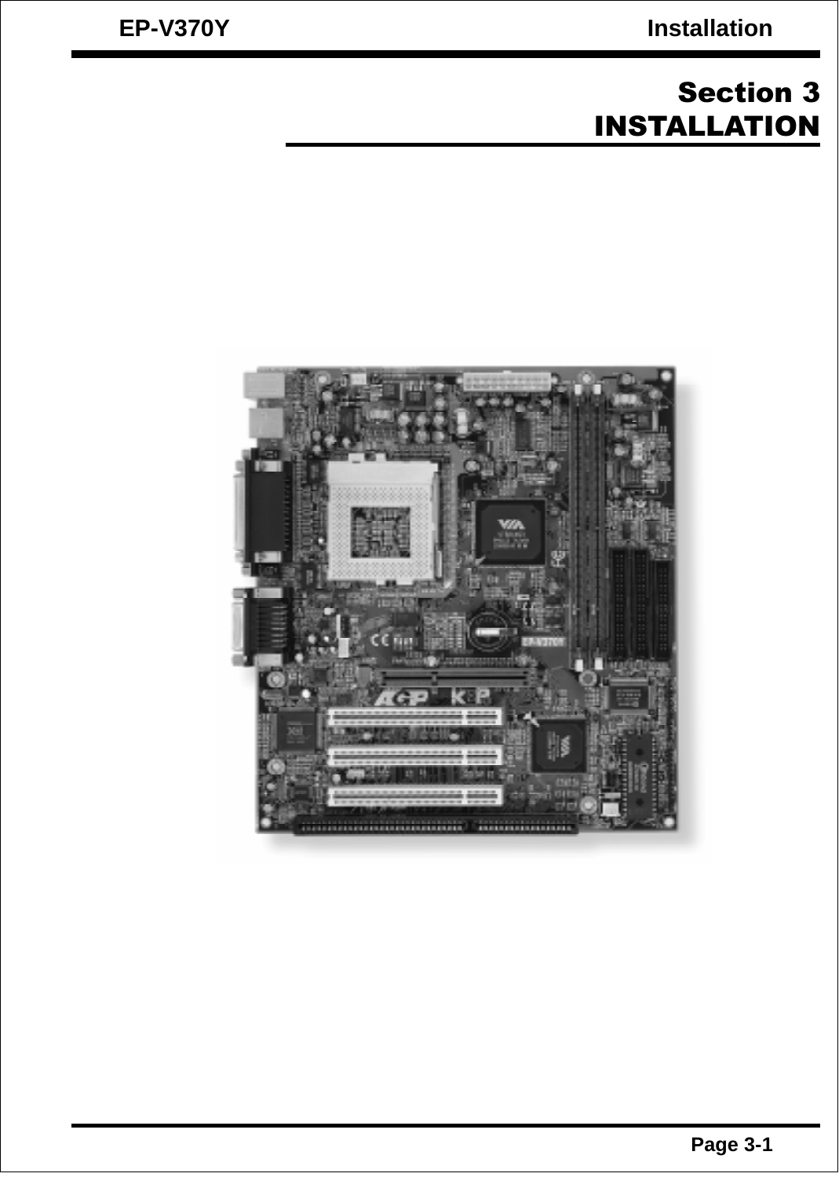# Section 3
# INSTALLATION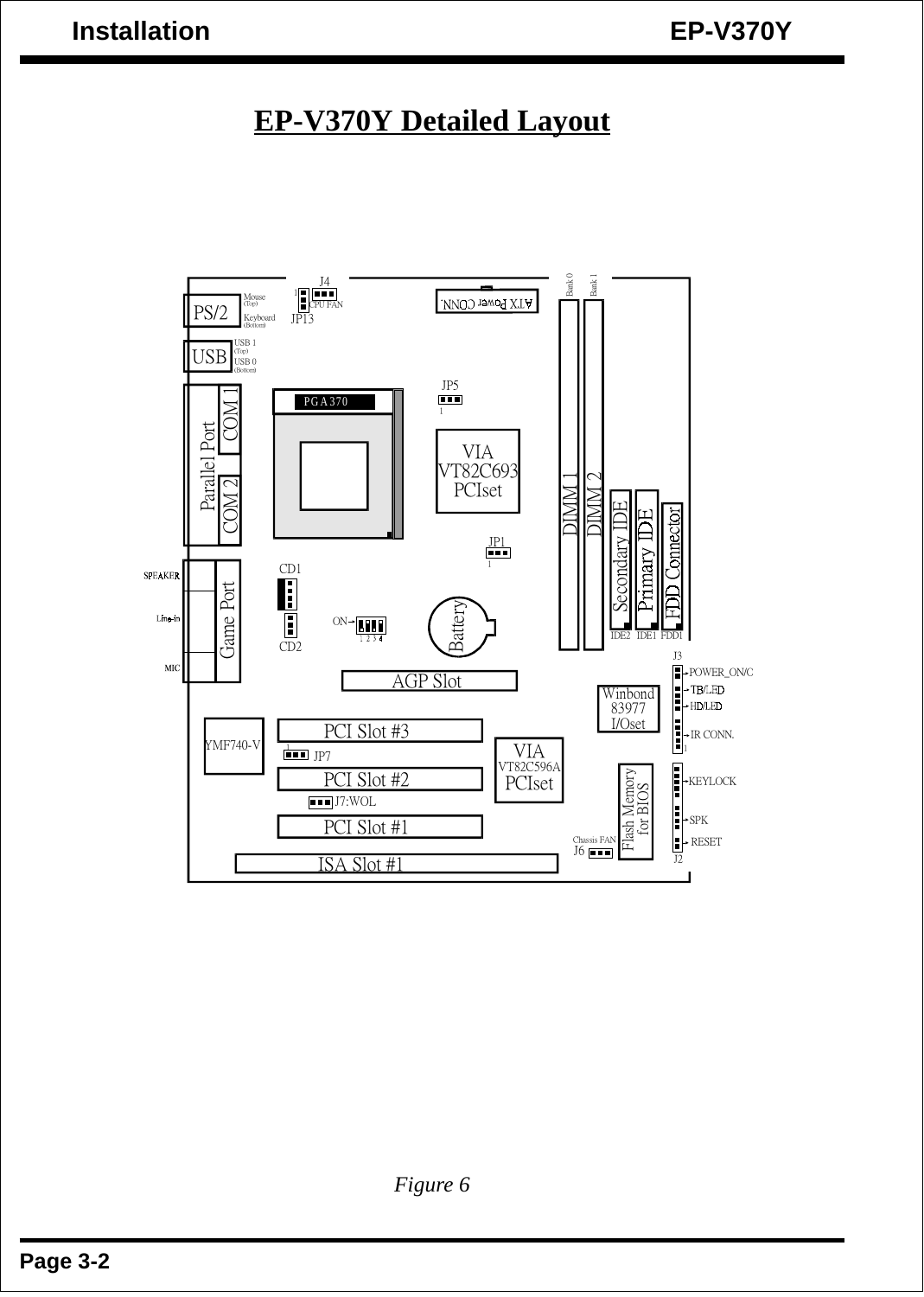# EP-V370Y Detailed Layout

*Figure 6*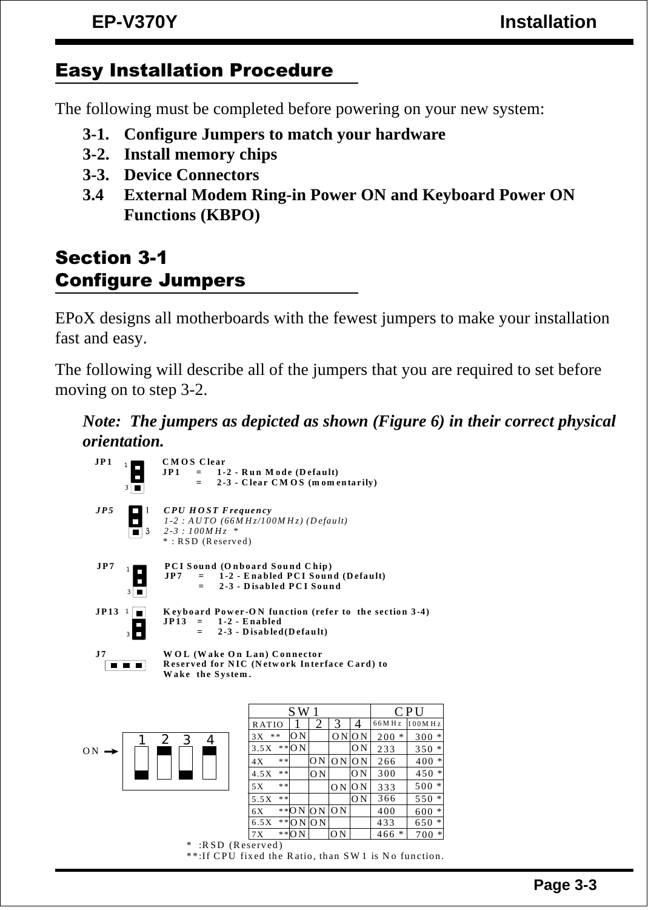## Easy Installation Procedure

The following must be completed before powering on your new system:

**3-1. Configure Jumpers to match your hardware**

**3-2. Install memory chips**

**3-3. Device Connectors**

**3.4 External Modem Ring-in Power ON and Keyboard Power ON Functions (KBPO)**

## Section 3-1
## Configure Jumpers

EPoX designs all motherboards with the fewest jumpers to make your installation fast and easy.

The following will describe all of the jumpers that you are required to set before moving on to step 3-2.

***Note: The jumpers as depicted as shown (Figure 6) in their correct physical orientation.***

**JP1** — **CMOS Clear**
**JP1 = 1-2 - Run Mode (Default)**
**= 2-3 - Clear CMOS (momentarily)**

***JP5*** — ***CPU HOST Frequency***
*1-2 : AUTO (66MHz/100MHz) (Default)*
*2-3 : 100MHz \**
\* : RSD (Reserved)

**JP7** — **PCI Sound (Onboard Sound Chip)**
**JP7 = 1-2 - Enabled PCI Sound (Default)**
**= 2-3 - Disabled PCI Sound**

**JP13** — **Keyboard Power-ON function (refer to the section 3-4)**
**JP13 = 1-2 - Enabled**
**= 2-3 - Disabled(Default)**

**J7** — **WOL (Wake On Lan) Connector**
**Reserved for NIC (Network Interface Card) to Wake the System.**

| SW1 | | | | | CPU | |
|---|---|---|---|---|---|---|
| RATIO | 1 | 2 | 3 | 4 | 66MHz | 100MHz |
| 3X ** | ON | | ON | ON | 200 * | 300 * |
| 3.5X ** | ON | | | ON | 233 | 350 * |
| 4X ** | | ON | ON | ON | 266 | 400 * |
| 4.5X ** | | ON | | ON | 300 | 450 * |
| 5X ** | | | ON | ON | 333 | 500 * |
| 5.5X ** | | | | ON | 366 | 550 * |
| 6X ** | ON | ON | ON | | 400 | 600 * |
| 6.5X ** | ON | ON | | | 433 | 650 * |
| 7X ** | ON | | ON | | 466 * | 700 * |

\* :RSD (Reserved)
\*\*:If CPU fixed the Ratio, than SW1 is No function.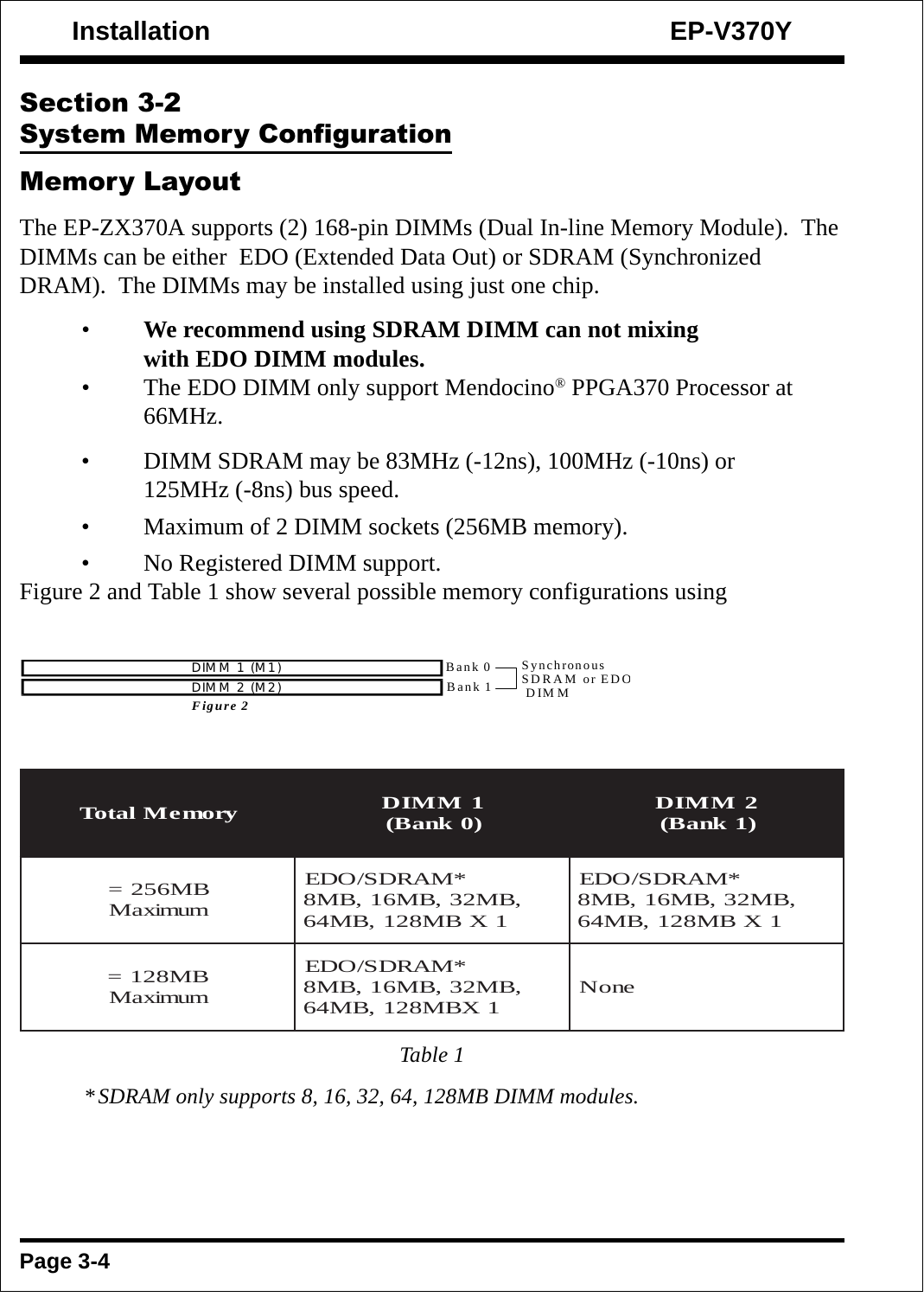## Section 3-2
## System Memory Configuration

### Memory Layout

The EP-ZX370A supports (2) 168-pin DIMMs (Dual In-line Memory Module). The DIMMs can be either EDO (Extended Data Out) or SDRAM (Synchronized DRAM). The DIMMs may be installed using just one chip.

- **We recommend using SDRAM DIMM can not mixing with EDO DIMM modules.**
- The EDO DIMM only support Mendocino® PPGA370 Processor at 66MHz.
- DIMM SDRAM may be 83MHz (-12ns), 100MHz (-10ns) or 125MHz (-8ns) bus speed.
- Maximum of 2 DIMM sockets (256MB memory).
- No Registered DIMM support.

Figure 2 and Table 1 show several possible memory configurations using

DIMM 1 (M1) — Bank 0
DIMM 2 (M2) — Bank 1
Synchronous SDRAM or EDO DIMM

*Figure 2*

| Total Memory | DIMM 1 (Bank 0) | DIMM 2 (Bank 1) |
|---|---|---|
| = 256MB Maximum | EDO/SDRAM* 8MB, 16MB, 32MB, 64MB, 128MB X 1 | EDO/SDRAM* 8MB, 16MB, 32MB, 64MB, 128MB X 1 |
| = 128MB Maximum | EDO/SDRAM* 8MB, 16MB, 32MB, 64MB, 128MBX 1 | None |

*Table 1*

*\* SDRAM only supports 8, 16, 32, 64, 128MB DIMM modules.*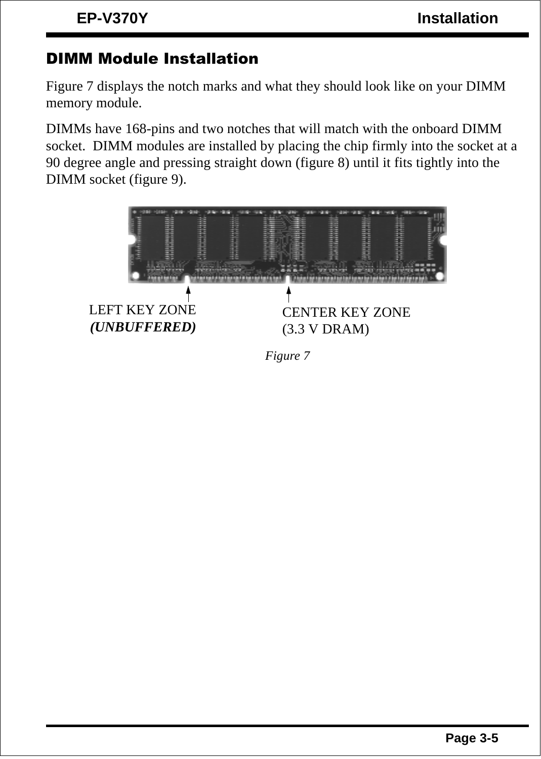## DIMM Module Installation

Figure 7 displays the notch marks and what they should look like on your DIMM memory module.

DIMMs have 168-pins and two notches that will match with the onboard DIMM socket. DIMM modules are installed by placing the chip firmly into the socket at a 90 degree angle and pressing straight down (figure 8) until it fits tightly into the DIMM socket (figure 9).

LEFT KEY ZONE
***(UNBUFFERED)***

CENTER KEY ZONE
(3.3 V DRAM)

*Figure 7*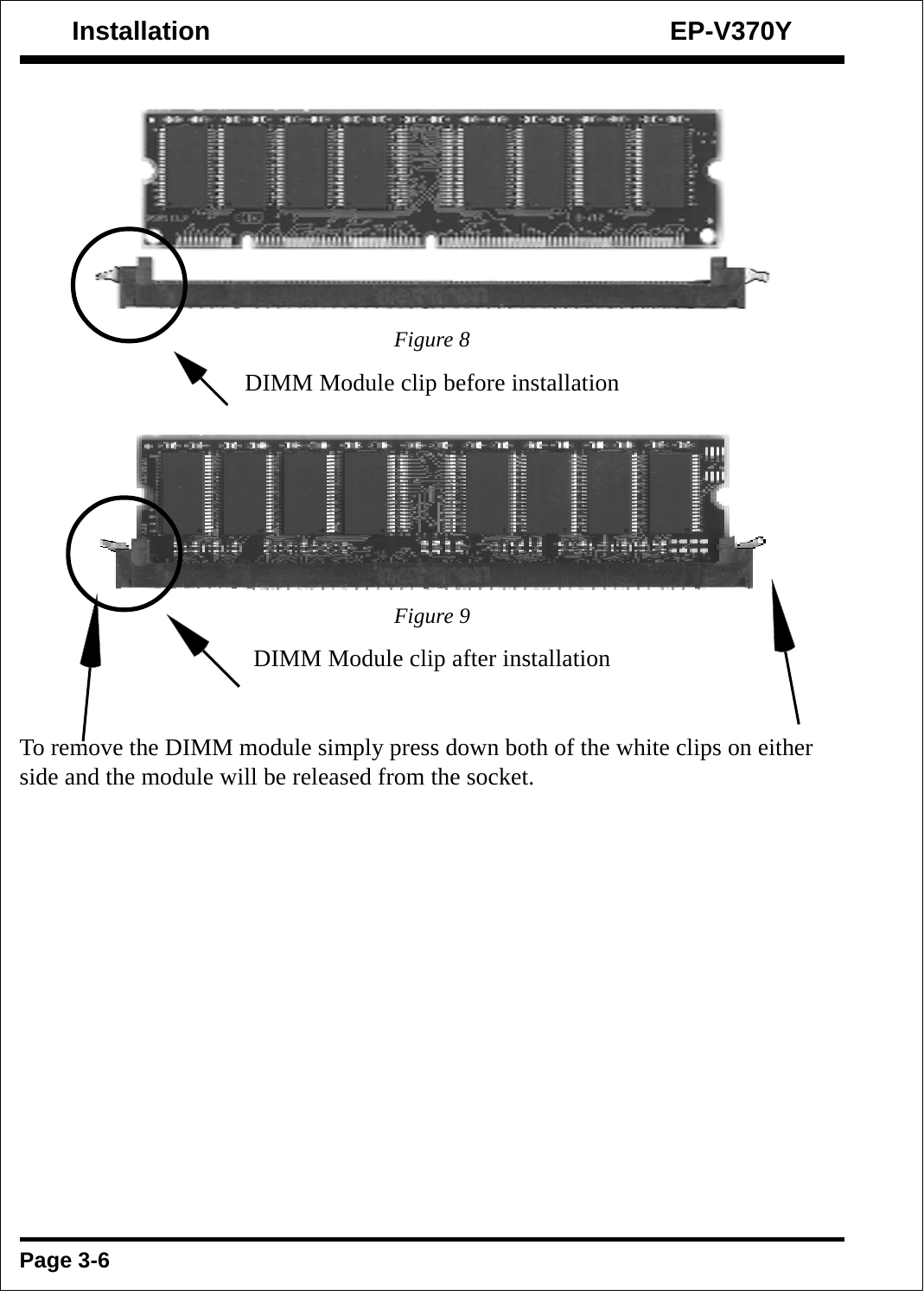*Figure 8*

DIMM Module clip before installation

*Figure 9*

DIMM Module clip after installation

To remove the DIMM module simply press down both of the white clips on either side and the module will be released from the socket.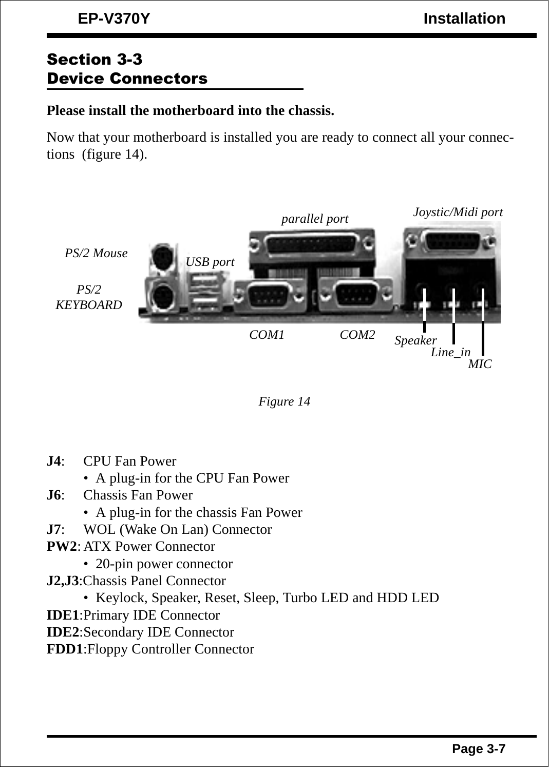## Section 3-3
## Device Connectors

**Please install the motherboard into the chassis.**

Now that your motherboard is installed you are ready to connect all your connections (figure 14).

PS/2 Mouse

PS/2 KEYBOARD

USB port

parallel port

Joystic/Midi port

COM1

COM2

Speaker

Line_in

MIC

*Figure 14*

**J4**: CPU Fan Power
- A plug-in for the CPU Fan Power

**J6**: Chassis Fan Power
- A plug-in for the chassis Fan Power

**J7**: WOL (Wake On Lan) Connector

**PW2**: ATX Power Connector
- 20-pin power connector

**J2,J3**: Chassis Panel Connector
- Keylock, Speaker, Reset, Sleep, Turbo LED and HDD LED

**IDE1**: Primary IDE Connector

**IDE2**: Secondary IDE Connector

**FDD1**: Floppy Controller Connector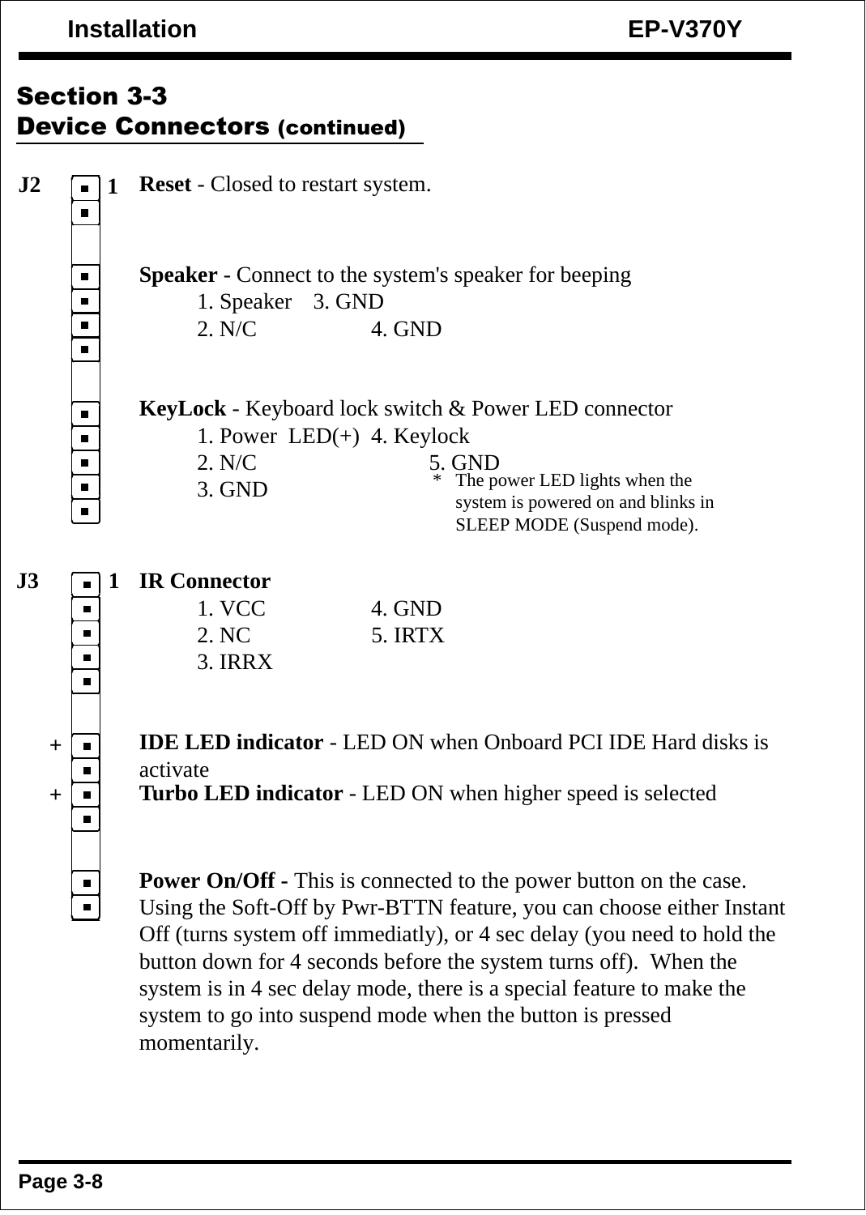## Section 3-3
## Device Connectors (continued)

**J2**

**1** **Reset** - Closed to restart system.

**Speaker** - Connect to the system's speaker for beeping

1. Speaker 3. GND
2. N/C 4. GND

**KeyLock** - Keyboard lock switch & Power LED connector

1. Power LED(+) 4. Keylock
2. N/C 5. GND
3. GND

\* The power LED lights when the system is powered on and blinks in SLEEP MODE (Suspend mode).

**J3**

**1** **IR Connector**

1. VCC 4. GND
2. NC 5. IRTX
3. IRRX

\+ **IDE LED indicator** - LED ON when Onboard PCI IDE Hard disks is activate

\+ **Turbo LED indicator** - LED ON when higher speed is selected

**Power On/Off -** This is connected to the power button on the case. Using the Soft-Off by Pwr-BTTN feature, you can choose either Instant Off (turns system off immediatly), or 4 sec delay (you need to hold the button down for 4 seconds before the system turns off). When the system is in 4 sec delay mode, there is a special feature to make the system to go into suspend mode when the button is pressed momentarily.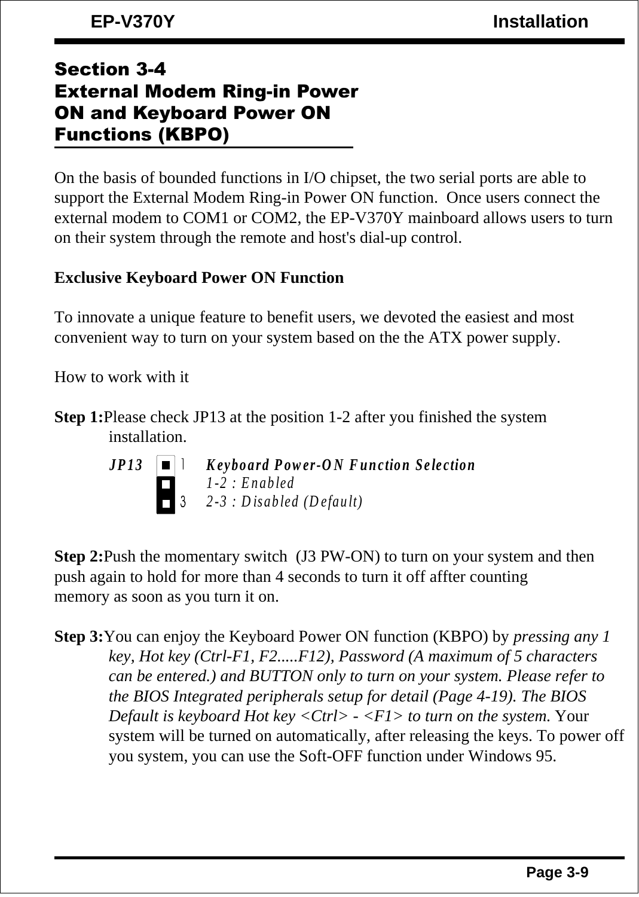## Section 3-4 External Modem Ring-in Power ON and Keyboard Power ON Functions (KBPO)

On the basis of bounded functions in I/O chipset, the two serial ports are able to support the External Modem Ring-in Power ON function.  Once users connect the external modem to COM1 or COM2, the EP-V370Y mainboard allows users to turn on their system through the remote and host's dial-up control.

**Exclusive Keyboard Power ON Function**

To innovate a unique feature to benefit users, we devoted the easiest and most convenient way to turn on your system based on the the ATX power supply.

How to work with it

**Step 1:** Please check JP13 at the position 1-2 after you finished the system installation.

*JP13*

*Keyboard Power-ON Function Selection*
*1-2 : Enabled*
*2-3 : Disabled (Default)*

**Step 2:** Push the momentary switch  (J3 PW-ON) to turn on your system and then push again to hold for more than 4 seconds to turn it off affter counting memory as soon as you turn it on.

**Step 3:** You can enjoy the Keyboard Power ON function (KBPO) by *pressing any 1 key, Hot key (Ctrl-F1, F2.....F12), Password (A maximum of 5 characters can be entered.) and BUTTON only to turn on your system. Please refer to the BIOS Integrated peripherals setup for detail (Page 4-19). The BIOS Default is keyboard Hot key <Ctrl> - <F1> to turn on the system.* Your system will be turned on automatically, after releasing the keys. To power off you system, you can use the Soft-OFF function under Windows 95.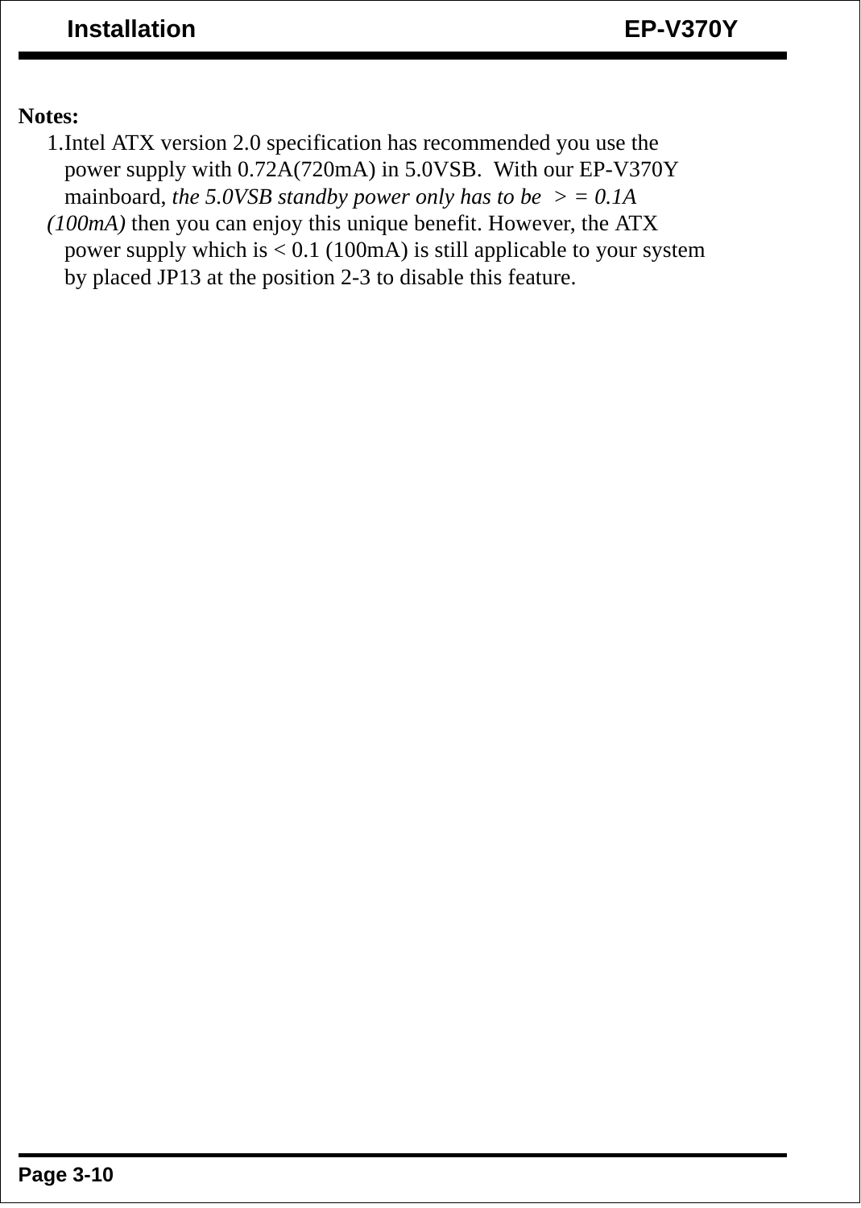**Notes:**

1. Intel ATX version 2.0 specification has recommended you use the power supply with 0.72A(720mA) in 5.0VSB. With our EP-V370Y mainboard, *the 5.0VSB standby power only has to be > = 0.1A (100mA)* then you can enjoy this unique benefit. However, the ATX power supply which is < 0.1 (100mA) is still applicable to your system by placed JP13 at the position 2-3 to disable this feature.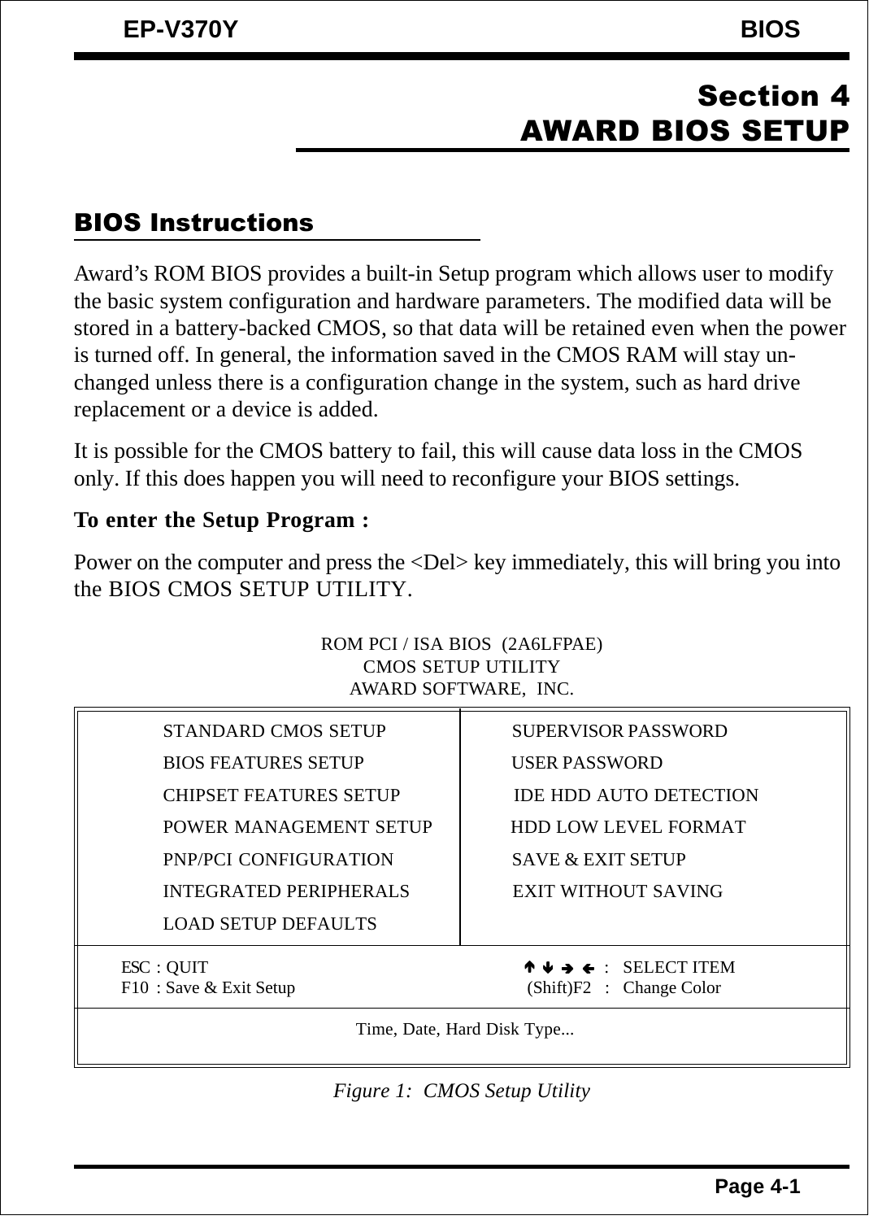# Section 4
# AWARD BIOS SETUP

## BIOS Instructions

Award's ROM BIOS provides a built-in Setup program which allows user to modify the basic system configuration and hardware parameters. The modified data will be stored in a battery-backed CMOS, so that data will be retained even when the power is turned off. In general, the information saved in the CMOS RAM will stay un-changed unless there is a configuration change in the system, such as hard drive replacement or a device is added.

It is possible for the CMOS battery to fail, this will cause data loss in the CMOS only. If this does happen you will need to reconfigure your BIOS settings.

**To enter the Setup Program :**

Power on the computer and press the <Del> key immediately, this will bring you into the BIOS CMOS SETUP UTILITY.

```
                ROM PCI / ISA BIOS  (2A6LFPAE)
                      CMOS SETUP UTILITY
                     AWARD SOFTWARE,  INC.

STANDARD CMOS SETUP             SUPERVISOR PASSWORD
BIOS FEATURES SETUP             USER PASSWORD
CHIPSET FEATURES SETUP          IDE HDD AUTO DETECTION
POWER MANAGEMENT SETUP          HDD LOW LEVEL FORMAT
PNP/PCI CONFIGURATION           SAVE & EXIT SETUP
INTEGRATED PERIPHERALS          EXIT WITHOUT SAVING
LOAD SETUP DEFAULTS

ESC : QUIT                      ↑ ↓ → ←   :  SELECT ITEM
F10 : Save & Exit Setup         (Shift)F2 :  Change Color

                  Time, Date, Hard Disk Type...
```

*Figure 1: CMOS Setup Utility*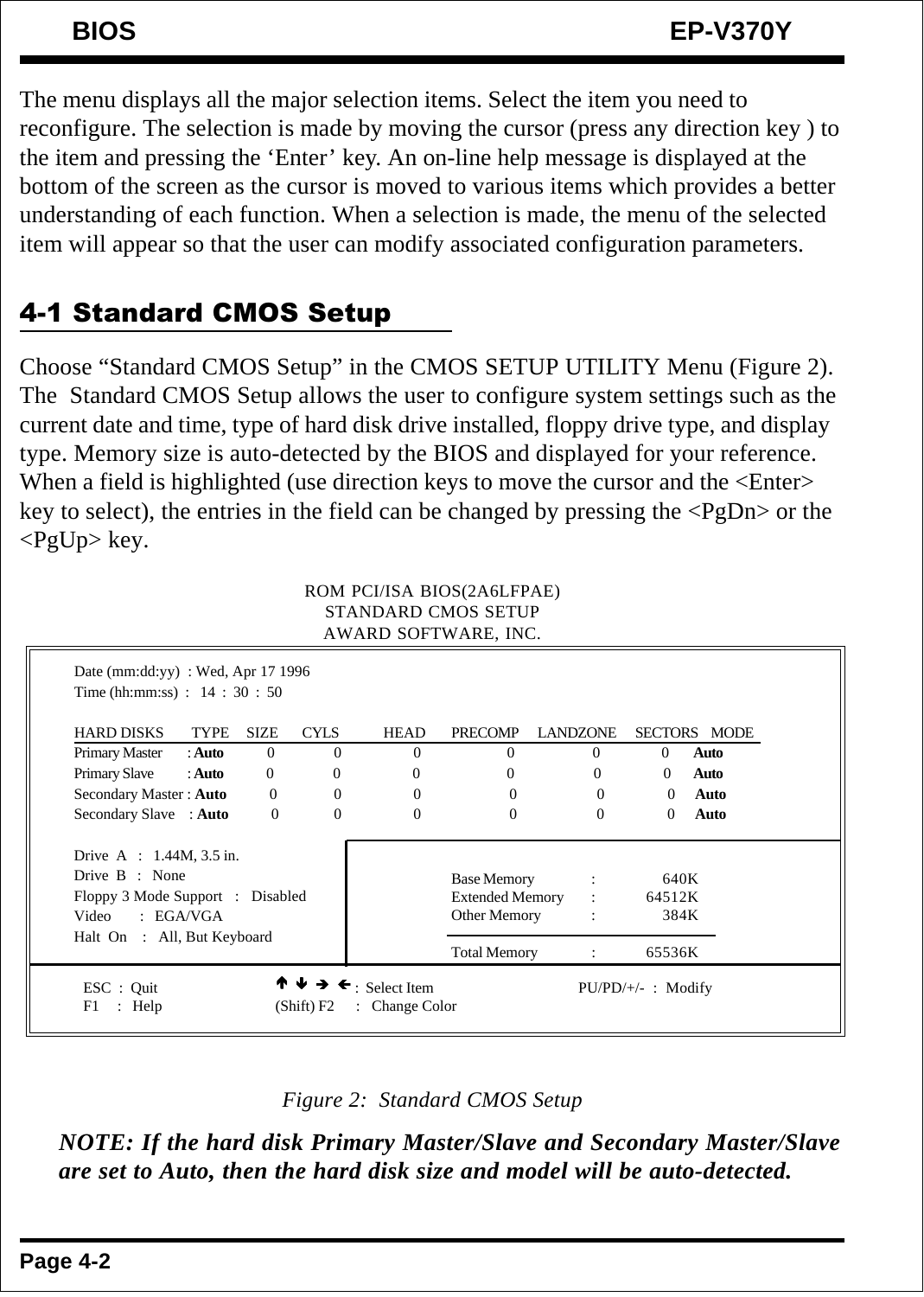The menu displays all the major selection items. Select the item you need to reconfigure. The selection is made by moving the cursor (press any direction key ) to the item and pressing the 'Enter' key. An on-line help message is displayed at the bottom of the screen as the cursor is moved to various items which provides a better understanding of each function. When a selection is made, the menu of the selected item will appear so that the user can modify associated configuration parameters.

## 4-1 Standard CMOS Setup

Choose "Standard CMOS Setup" in the CMOS SETUP UTILITY Menu (Figure 2). The Standard CMOS Setup allows the user to configure system settings such as the current date and time, type of hard disk drive installed, floppy drive type, and display type. Memory size is auto-detected by the BIOS and displayed for your reference. When a field is highlighted (use direction keys to move the cursor and the <Enter> key to select), the entries in the field can be changed by pressing the <PgDn> or the <PgUp> key.

```
                    ROM PCI/ISA BIOS(2A6LFPAE)
                       STANDARD CMOS SETUP
                      AWARD SOFTWARE, INC.

Date (mm:dd:yy)  : Wed, Apr 17 1996
Time (hh:mm:ss)  :  14 : 30 : 50

HARD DISKS        TYPE   SIZE   CYLS   HEAD   PRECOMP   LANDZONE   SECTORS   MODE
Primary Master   : Auto   0      0      0       0          0          0      Auto
Primary Slave    : Auto   0      0      0       0          0          0      Auto
Secondary Master : Auto   0      0      0       0          0          0      Auto
Secondary Slave  : Auto   0      0      0       0          0          0      Auto

Drive  A  :  1.44M, 3.5 in.
Drive  B  :  None                            Base Memory      :     640K
Floppy 3 Mode Support  :  Disabled           Extended Memory  :   64512K
Video     :  EGA/VGA                         Other Memory     :     384K
Halt  On  :  All, But Keyboard
                                             Total Memory     :   65536K

ESC  :  Quit          ↑ ↓ → ←  :  Select Item          PU/PD/+/-  :  Modify
F1   :  Help          (Shift) F2  :  Change Color
```

*Figure 2: Standard CMOS Setup*

***NOTE: If the hard disk Primary Master/Slave and Secondary Master/Slave are set to Auto, then the hard disk size and model will be auto-detected.***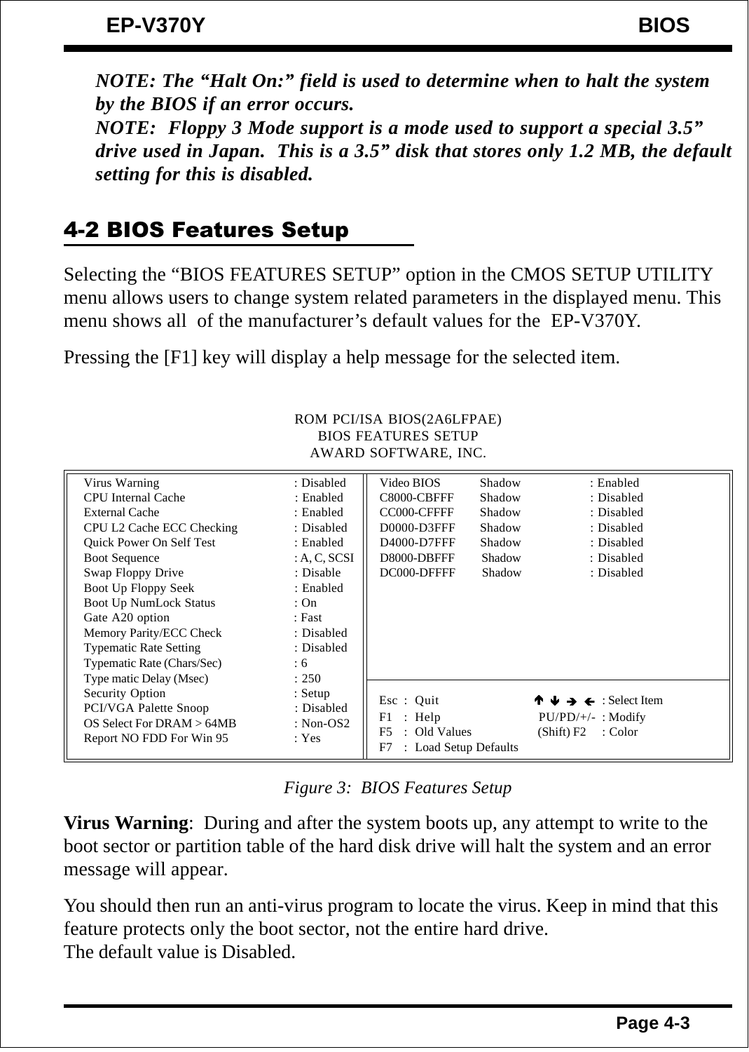*NOTE: The "Halt On:" field is used to determine when to halt the system by the BIOS if an error occurs.*

*NOTE: Floppy 3 Mode support is a mode used to support a special 3.5" drive used in Japan. This is a 3.5" disk that stores only 1.2 MB, the default setting for this is disabled.*

## 4-2 BIOS Features Setup

Selecting the "BIOS FEATURES SETUP" option in the CMOS SETUP UTILITY menu allows users to change system related parameters in the displayed menu. This menu shows all of the manufacturer's default values for the EP-V370Y.

Pressing the [F1] key will display a help message for the selected item.

ROM PCI/ISA BIOS(2A6LFPAE)
BIOS FEATURES SETUP
AWARD SOFTWARE, INC.

```
Virus Warning                  : Disabled     Video BIOS    Shadow   : Enabled
CPU Internal Cache             : Enabled      C8000-CBFFF   Shadow   : Disabled
External Cache                 : Enabled      CC000-CFFFF   Shadow   : Disabled
CPU L2 Cache ECC Checking      : Disabled     D0000-D3FFF   Shadow   : Disabled
Quick Power On Self Test       : Enabled      D4000-D7FFF   Shadow   : Disabled
Boot Sequence                  : A, C, SCSI   D8000-DBFFF   Shadow   : Disabled
Swap Floppy Drive              : Disable      DC000-DFFFF   Shadow   : Disabled
Boot Up Floppy Seek            : Enabled
Boot Up NumLock Status         : On
Gate A20 option                : Fast
Memory Parity/ECC Check        : Disabled
Typematic Rate Setting         : Disabled
Typematic Rate (Chars/Sec)     : 6
Type matic Delay (Msec)        : 250
Security Option                : Setup        Esc : Quit             ↑ ↓ → ← : Select Item
PCI/VGA Palette Snoop          : Disabled     F1  : Help             PU/PD/+/-  : Modify
OS Select For DRAM > 64MB      : Non-OS2      F5  : Old Values       (Shift) F2 : Color
Report NO FDD For Win 95       : Yes          F7  : Load Setup Defaults
```

*Figure 3: BIOS Features Setup*

**Virus Warning**: During and after the system boots up, any attempt to write to the boot sector or partition table of the hard disk drive will halt the system and an error message will appear.

You should then run an anti-virus program to locate the virus. Keep in mind that this feature protects only the boot sector, not the entire hard drive.
The default value is Disabled.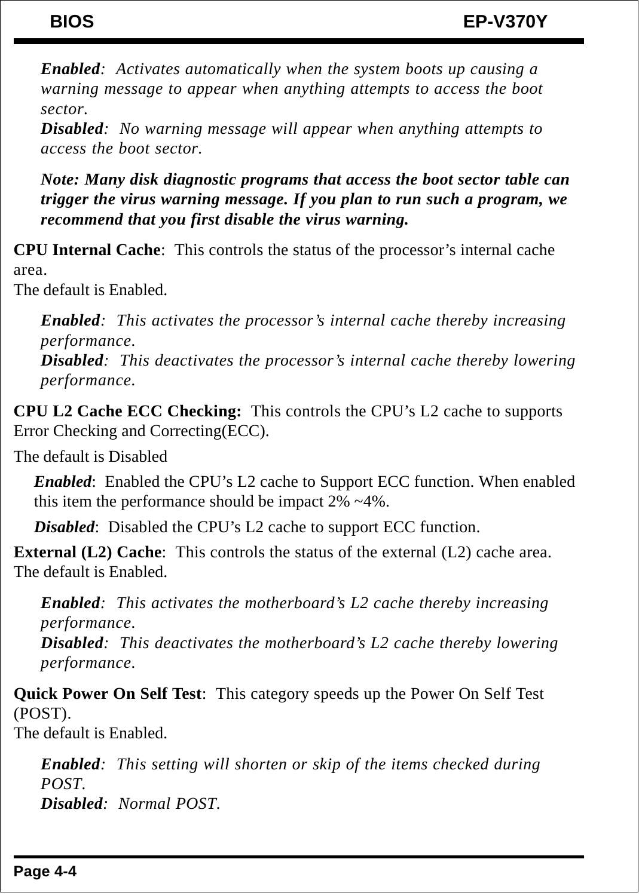*Enabled*: Activates automatically when the system boots up causing a warning message to appear when anything attempts to access the boot sector.
*Disabled*: No warning message will appear when anything attempts to access the boot sector.

***Note: Many disk diagnostic programs that access the boot sector table can trigger the virus warning message. If you plan to run such a program, we recommend that you first disable the virus warning.***

**CPU Internal Cache**: This controls the status of the processor's internal cache area.
The default is Enabled.

*Enabled*: This activates the processor's internal cache thereby increasing performance.
*Disabled*: This deactivates the processor's internal cache thereby lowering performance.

**CPU L2 Cache ECC Checking:** This controls the CPU's L2 cache to supports Error Checking and Correcting(ECC).

The default is Disabled

***Enabled***: Enabled the CPU's L2 cache to Support ECC function. When enabled this item the performance should be impact 2% ~4%.

***Disabled***: Disabled the CPU's L2 cache to support ECC function.

**External (L2) Cache**: This controls the status of the external (L2) cache area.
The default is Enabled.

*Enabled*: This activates the motherboard's L2 cache thereby increasing performance.
*Disabled*: This deactivates the motherboard's L2 cache thereby lowering performance.

**Quick Power On Self Test**: This category speeds up the Power On Self Test (POST).
The default is Enabled.

*Enabled*: This setting will shorten or skip of the items checked during POST.
*Disabled*: Normal POST.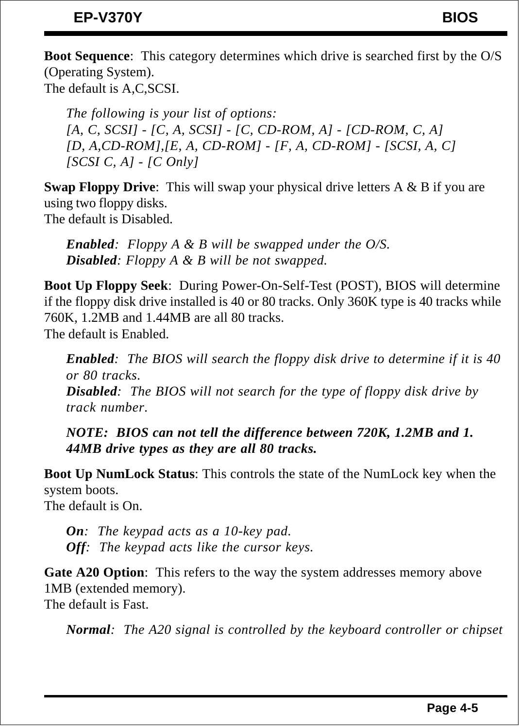**Boot Sequence**: This category determines which drive is searched first by the O/S (Operating System).
The default is A,C,SCSI.

*The following is your list of options:*
*[A, C, SCSI] - [C, A, SCSI] - [C, CD-ROM, A] - [CD-ROM, C, A]*
*[D, A,CD-ROM],[E, A, CD-ROM] - [F, A, CD-ROM] - [SCSI, A, C]*
*[SCSI C, A] - [C Only]*

**Swap Floppy Drive**: This will swap your physical drive letters A & B if you are using two floppy disks.
The default is Disabled.

***Enabled***: *Floppy A & B will be swapped under the O/S.*
***Disabled***: *Floppy A & B will be not swapped.*

**Boot Up Floppy Seek**: During Power-On-Self-Test (POST), BIOS will determine if the floppy disk drive installed is 40 or 80 tracks. Only 360K type is 40 tracks while 760K, 1.2MB and 1.44MB are all 80 tracks.
The default is Enabled.

***Enabled***: *The BIOS will search the floppy disk drive to determine if it is 40 or 80 tracks.*
***Disabled***: *The BIOS will not search for the type of floppy disk drive by track number.*

***NOTE: BIOS can not tell the difference between 720K, 1.2MB and 1.44MB drive types as they are all 80 tracks.***

**Boot Up NumLock Status**: This controls the state of the NumLock key when the system boots.
The default is On.

***On***: *The keypad acts as a 10-key pad.*
***Off***: *The keypad acts like the cursor keys.*

**Gate A20 Option**: This refers to the way the system addresses memory above 1MB (extended memory).
The default is Fast.

***Normal***: *The A20 signal is controlled by the keyboard controller or chipset*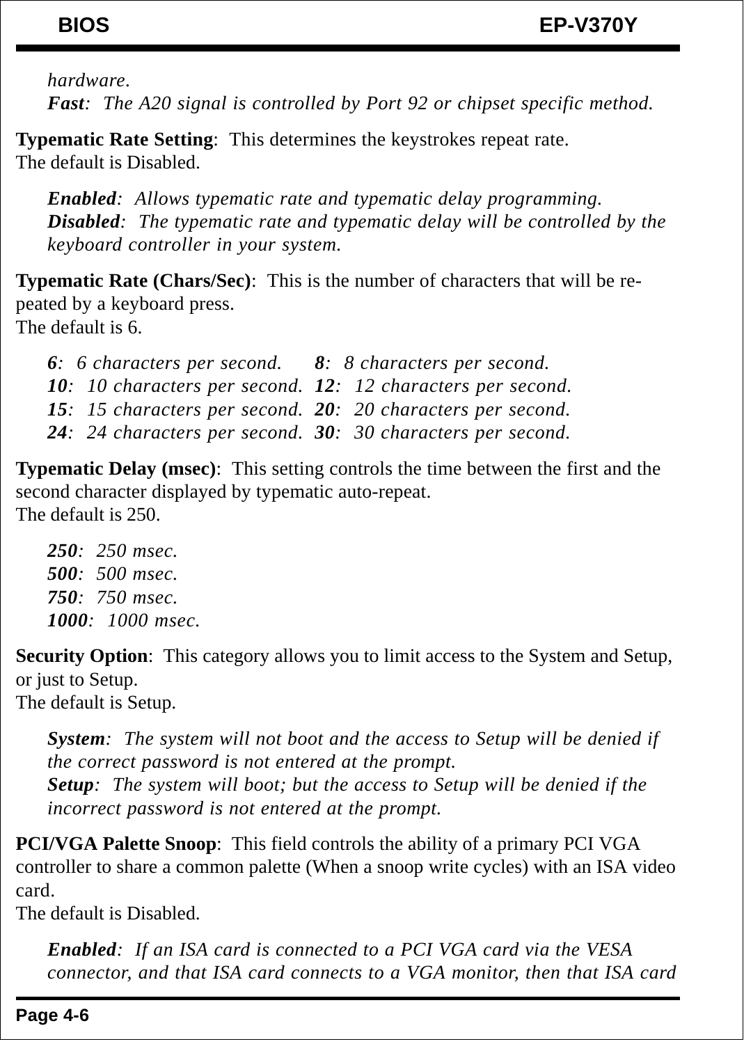*hardware.*

***Fast**: The A20 signal is controlled by Port 92 or chipset specific method.*

**Typematic Rate Setting**: This determines the keystrokes repeat rate.
The default is Disabled.

***Enabled**: Allows typematic rate and typematic delay programming.*

***Disabled**: The typematic rate and typematic delay will be controlled by the keyboard controller in your system.*

**Typematic Rate (Chars/Sec)**: This is the number of characters that will be repeated by a keyboard press.
The default is 6.

***6**: 6 characters per second.*
***8**: 8 characters per second.*
***10**: 10 characters per second.*
***12**: 12 characters per second.*
***15**: 15 characters per second.*
***20**: 20 characters per second.*
***24**: 24 characters per second.*
***30**: 30 characters per second.*

**Typematic Delay (msec)**: This setting controls the time between the first and the second character displayed by typematic auto-repeat.
The default is 250.

***250**: 250 msec.*
***500**: 500 msec.*
***750**: 750 msec.*
***1000**: 1000 msec.*

**Security Option**: This category allows you to limit access to the System and Setup, or just to Setup.
The default is Setup.

***System**: The system will not boot and the access to Setup will be denied if the correct password is not entered at the prompt.*

***Setup**: The system will boot; but the access to Setup will be denied if the incorrect password is not entered at the prompt.*

**PCI/VGA Palette Snoop**: This field controls the ability of a primary PCI VGA controller to share a common palette (When a snoop write cycles) with an ISA video card.
The default is Disabled.

***Enabled**: If an ISA card is connected to a PCI VGA card via the VESA connector, and that ISA card connects to a VGA monitor, then that ISA card*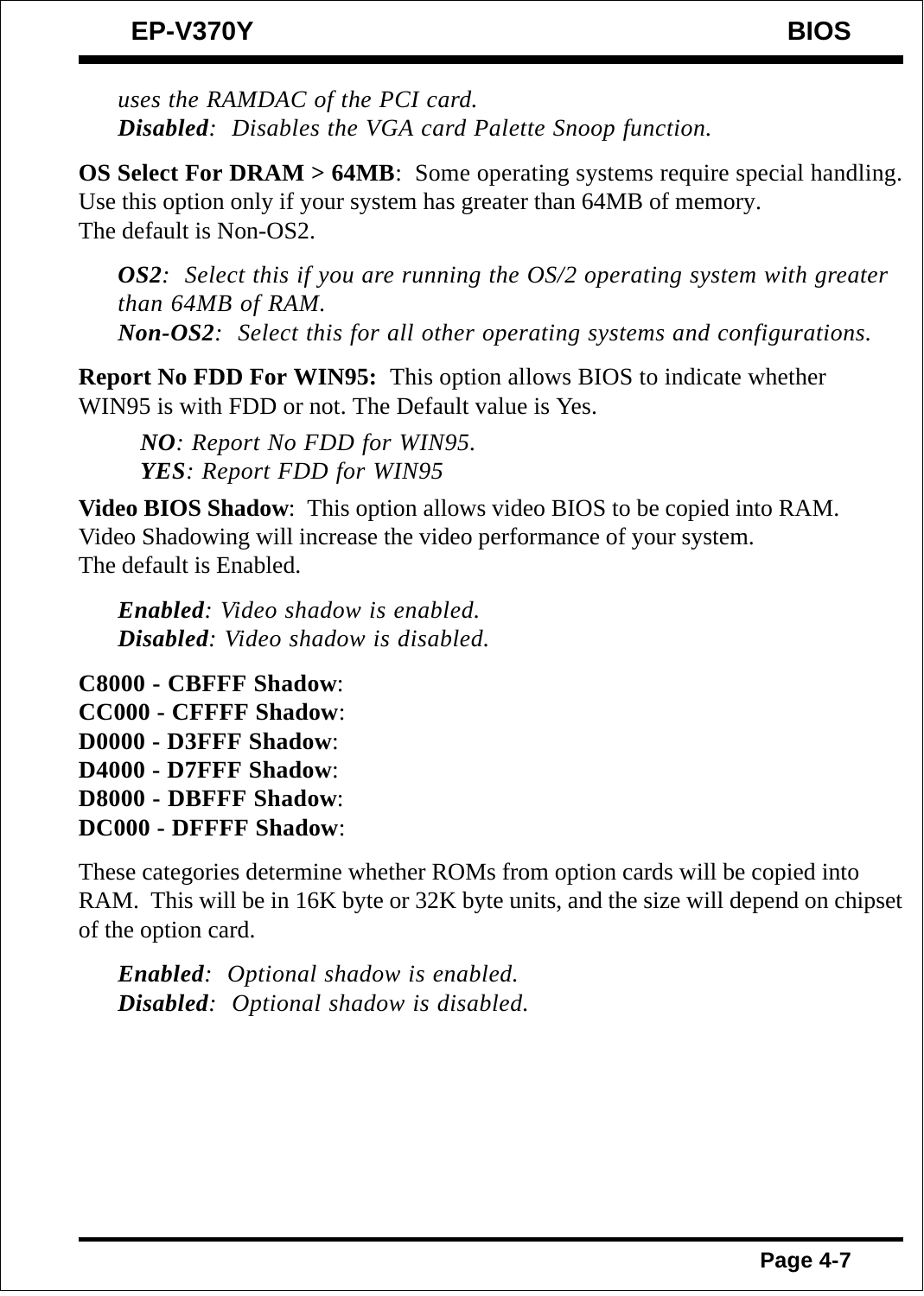*uses the RAMDAC of the PCI card.*
***Disabled**:  Disables the VGA card Palette Snoop function.*

**OS Select For DRAM > 64MB**:  Some operating systems require special handling. Use this option only if your system has greater than 64MB of memory.
The default is Non-OS2.

***OS2**:  Select this if you are running the OS/2 operating system with greater than 64MB of RAM.*
***Non-OS2**:  Select this for all other operating systems and configurations.*

**Report No FDD For WIN95:**  This option allows BIOS to indicate whether WIN95 is with FDD or not. The Default value is Yes.

***NO**: Report No FDD for WIN95.*
***YES**: Report FDD for WIN95*

**Video BIOS Shadow**:  This option allows video BIOS to be copied into RAM. Video Shadowing will increase the video performance of your system.
The default is Enabled.

***Enabled**: Video shadow is enabled.*
***Disabled**: Video shadow is disabled.*

**C8000 - CBFFF Shadow**:
**CC000 - CFFFF Shadow**:
**D0000 - D3FFF Shadow**:
**D4000 - D7FFF Shadow**:
**D8000 - DBFFF Shadow**:
**DC000 - DFFFF Shadow**:

These categories determine whether ROMs from option cards will be copied into RAM.  This will be in 16K byte or 32K byte units, and the size will depend on chipset of the option card.

***Enabled**:  Optional shadow is enabled.*
***Disabled**:  Optional shadow is disabled.*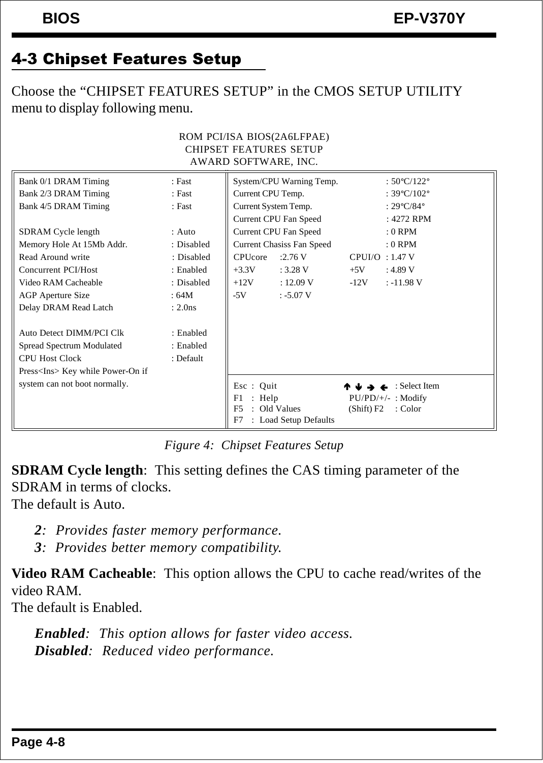## 4-3 Chipset Features Setup

Choose the "CHIPSET FEATURES SETUP" in the CMOS SETUP UTILITY menu to display following menu.

```
                    ROM PCI/ISA BIOS(2A6LFPAE)
                     CHIPSET FEATURES SETUP
                      AWARD SOFTWARE, INC.

Bank 0/1 DRAM Timing          : Fast       System/CPU Warning Temp.      : 50°C/122°
Bank 2/3 DRAM Timing          : Fast       Current CPU Temp.             : 39°C/102°
Bank 4/5 DRAM Timing          : Fast       Current System Temp.          : 29°C/84°
                                           Current CPU Fan Speed         : 4272 RPM
SDRAM Cycle length            : Auto       Current CPU Fan Speed         : 0 RPM
Memory Hole At 15Mb Addr.     : Disabled   Current Chasiss Fan Speed     : 0 RPM
Read Around write             : Disabled   CPUcore   :2.76 V     CPUI/O  : 1.47 V
Concurrent PCI/Host           : Enabled    +3.3V     : 3.28 V    +5V     : 4.89 V
Video RAM Cacheable           : Disabled   +12V      : 12.09 V   -12V    : -11.98 V
AGP Aperture Size             : 64M        -5V       : -5.07 V
Delay DRAM Read Latch         : 2.0ns

Auto Detect DIMM/PCI Clk      : Enabled
Spread Spectrum Modulated     : Enabled
CPU Host Clock                : Default
Press<Ins> Key while Power-On if
system can not boot normally.              Esc : Quit              ↑ ↓ → ← : Select Item
                                           F1  : Help              PU/PD/+/- : Modify
                                           F5  : Old Values        (Shift) F2 : Color
                                           F7  : Load Setup Defaults
```

*Figure 4: Chipset Features Setup*

**SDRAM Cycle length**: This setting defines the CAS timing parameter of the SDRAM in terms of clocks.
The default is Auto.

> ***2***: *Provides faster memory performance.*
> ***3***: *Provides better memory compatibility.*

**Video RAM Cacheable**: This option allows the CPU to cache read/writes of the video RAM.
The default is Enabled.

> ***Enabled***: *This option allows for faster video access.*
> ***Disabled***: *Reduced video performance.*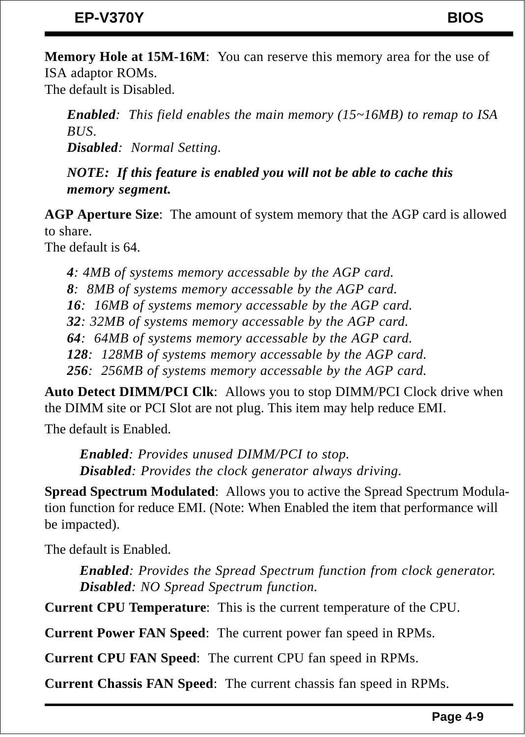**Memory Hole at 15M-16M**: You can reserve this memory area for the use of ISA adaptor ROMs.
The default is Disabled.

> ***Enabled***: *This field enables the main memory (15~16MB) to remap to ISA BUS.*
> ***Disabled***: *Normal Setting.*
>
> ***NOTE: If this feature is enabled you will not be able to cache this memory segment.***

**AGP Aperture Size**: The amount of system memory that the AGP card is allowed to share.
The default is 64.

> ***4***: *4MB of systems memory accessable by the AGP card.*
> ***8***: *8MB of systems memory accessable by the AGP card.*
> ***16***: *16MB of systems memory accessable by the AGP card.*
> ***32***: *32MB of systems memory accessable by the AGP card.*
> ***64***: *64MB of systems memory accessable by the AGP card.*
> ***128***: *128MB of systems memory accessable by the AGP card.*
> ***256***: *256MB of systems memory accessable by the AGP card.*

**Auto Detect DIMM/PCI Clk**: Allows you to stop DIMM/PCI Clock drive when the DIMM site or PCI Slot are not plug. This item may help reduce EMI.

The default is Enabled.

> ***Enabled***: *Provides unused DIMM/PCI to stop.*
> ***Disabled***: *Provides the clock generator always driving.*

**Spread Spectrum Modulated**: Allows you to active the Spread Spectrum Modulation function for reduce EMI. (Note: When Enabled the item that performance will be impacted).

The default is Enabled.

> ***Enabled***: *Provides the Spread Spectrum function from clock generator.*
> ***Disabled***: *NO Spread Spectrum function.*

**Current CPU Temperature**: This is the current temperature of the CPU.

**Current Power FAN Speed**: The current power fan speed in RPMs.

**Current CPU FAN Speed**: The current CPU fan speed in RPMs.

**Current Chassis FAN Speed**: The current chassis fan speed in RPMs.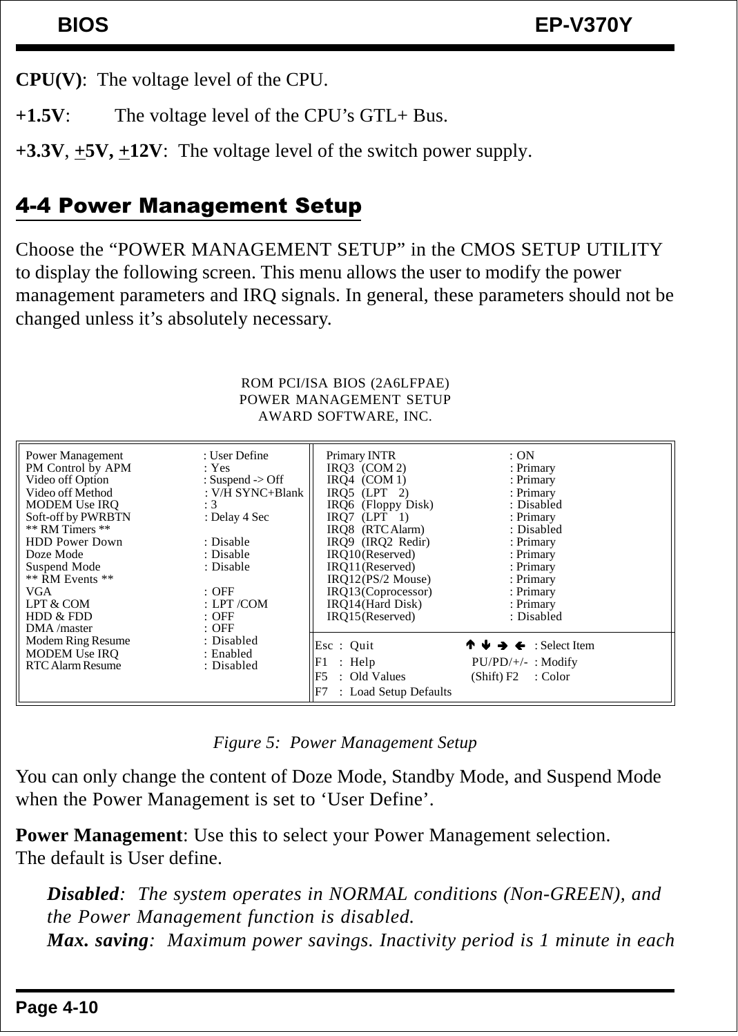**CPU(V)**: The voltage level of the CPU.

**+1.5V**: The voltage level of the CPU's GTL+ Bus.

**+3.3V**, **+5V, +12V**: The voltage level of the switch power supply.

## 4-4 Power Management Setup

Choose the "POWER MANAGEMENT SETUP" in the CMOS SETUP UTILITY to display the following screen. This menu allows the user to modify the power management parameters and IRQ signals. In general, these parameters should not be changed unless it's absolutely necessary.

```
                        ROM PCI/ISA BIOS (2A6LFPAE)
                        POWER MANAGEMENT SETUP
                          AWARD SOFTWARE, INC.

Power Management      : User Define        | Primary INTR              : ON
PM Control by APM     : Yes                |  IRQ3  (COM 2)            : Primary
Video off Option      : Suspend -> Off     |  IRQ4  (COM 1)            : Primary
Video off Method      : V/H SYNC+Blank     |  IRQ5  (LPT  2)           : Primary
MODEM Use IRQ         : 3                  |  IRQ6  (Floppy Disk)      : Disabled
Soft-off by PWRBTN    : Delay 4 Sec        |  IRQ7  (LPT  1)           : Primary
** RM Timers **                            |  IRQ8  (RTC Alarm)        : Disabled
HDD Power Down        : Disable            |  IRQ9  (IRQ2 Redir)       : Primary
Doze Mode             : Disable            |  IRQ10(Reserved)          : Primary
Suspend Mode          : Disable            |  IRQ11(Reserved)          : Primary
** RM Events **                            |  IRQ12(PS/2 Mouse)        : Primary
VGA                   : OFF                |  IRQ13(Coprocessor)       : Primary
LPT & COM             : LPT /COM           |  IRQ14(Hard Disk)         : Primary
HDD & FDD             : OFF                |  IRQ15(Reserved)          : Disabled
DMA /master           : OFF                |
Modem Ring Resume     : Disabled           | Esc : Quit       ↑ ↓ → ← : Select Item
MODEM Use IRQ         : Enabled            | F1  : Help       PU/PD/+/- : Modify
RTC Alarm Resume      : Disabled           | F5  : Old Values (Shift) F2 : Color
                                           | F7  : Load Setup Defaults
```

*Figure 5: Power Management Setup*

You can only change the content of Doze Mode, Standby Mode, and Suspend Mode when the Power Management is set to 'User Define'.

**Power Management**: Use this to select your Power Management selection. The default is User define.

> ***Disabled****: The system operates in NORMAL conditions (Non-GREEN), and the Power Management function is disabled.*
>
> ***Max. saving****: Maximum power savings. Inactivity period is 1 minute in each*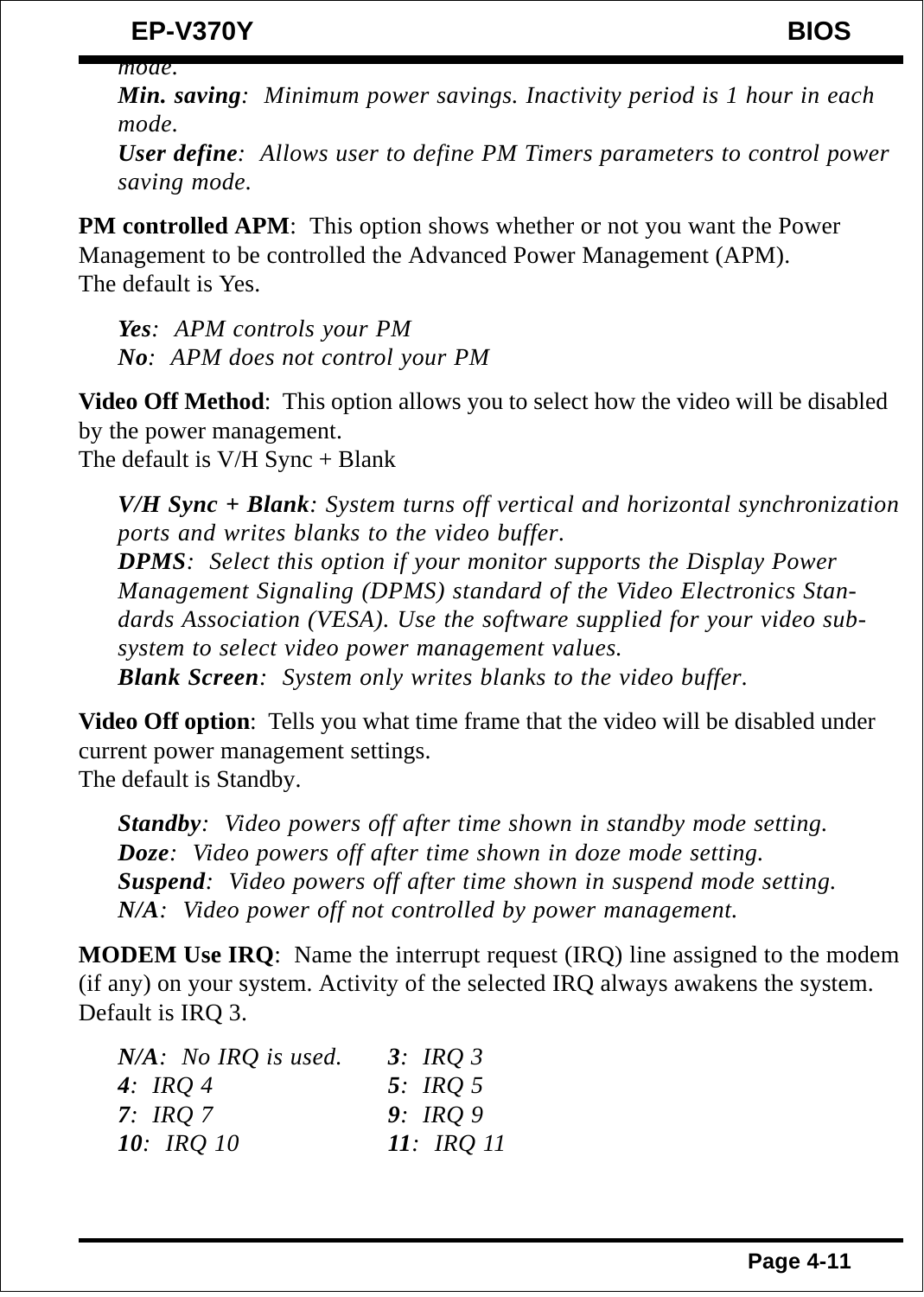*mode.*

***Min. saving**: Minimum power savings. Inactivity period is 1 hour in each mode.*

***User define**: Allows user to define PM Timers parameters to control power saving mode.*

**PM controlled APM**: This option shows whether or not you want the Power Management to be controlled the Advanced Power Management (APM).
The default is Yes.

***Yes**: APM controls your PM*
***No**: APM does not control your PM*

**Video Off Method**: This option allows you to select how the video will be disabled by the power management.
The default is V/H Sync + Blank

***V/H Sync + Blank**: System turns off vertical and horizontal synchronization ports and writes blanks to the video buffer.*

***DPMS**: Select this option if your monitor supports the Display Power Management Signaling (DPMS) standard of the Video Electronics Standards Association (VESA). Use the software supplied for your video subsystem to select video power management values.*

***Blank Screen**: System only writes blanks to the video buffer.*

**Video Off option**: Tells you what time frame that the video will be disabled under current power management settings.
The default is Standby.

***Standby**: Video powers off after time shown in standby mode setting.*
***Doze**: Video powers off after time shown in doze mode setting.*
***Suspend**: Video powers off after time shown in suspend mode setting.*
***N/A**: Video power off not controlled by power management.*

**MODEM Use IRQ**: Name the interrupt request (IRQ) line assigned to the modem (if any) on your system. Activity of the selected IRQ always awakens the system.
Default is IRQ 3.

|  |  |
|---|---|
| ***N/A**: No IRQ is used.* | ***3**: IRQ 3* |
| ***4**: IRQ 4* | ***5**: IRQ 5* |
| ***7**: IRQ 7* | ***9**: IRQ 9* |
| ***10**: IRQ 10* | ***11**: IRQ 11* |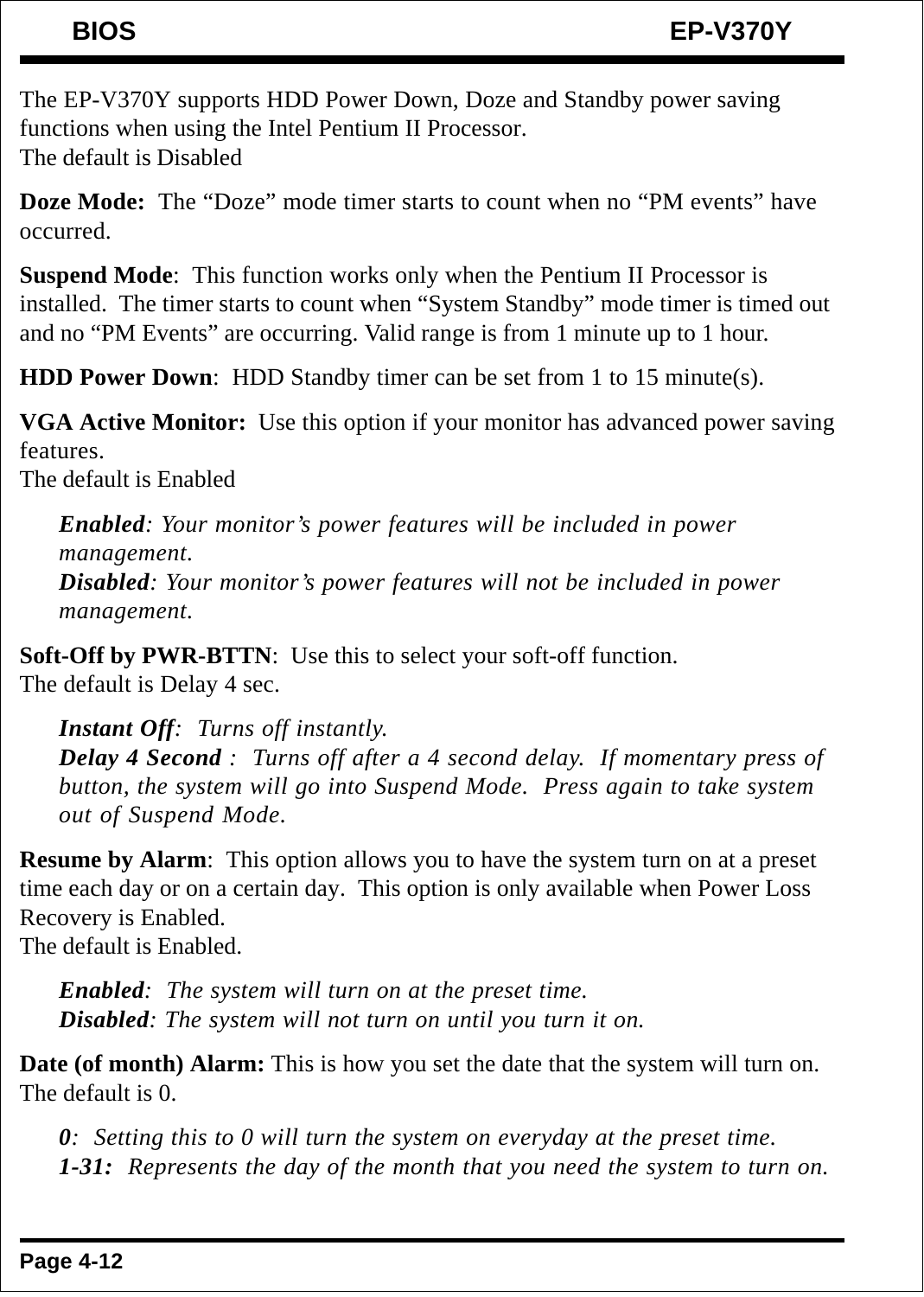The EP-V370Y supports HDD Power Down, Doze and Standby power saving functions when using the Intel Pentium II Processor.
The default is Disabled

**Doze Mode:** The "Doze" mode timer starts to count when no "PM events" have occurred.

**Suspend Mode**: This function works only when the Pentium II Processor is installed. The timer starts to count when "System Standby" mode timer is timed out and no "PM Events" are occurring. Valid range is from 1 minute up to 1 hour.

**HDD Power Down**: HDD Standby timer can be set from 1 to 15 minute(s).

**VGA Active Monitor:** Use this option if your monitor has advanced power saving features.
The default is Enabled

> ***Enabled****: Your monitor's power features will be included in power management.*
> ***Disabled****: Your monitor's power features will not be included in power management.*

**Soft-Off by PWR-BTTN**: Use this to select your soft-off function.
The default is Delay 4 sec.

> ***Instant Off****: Turns off instantly.*
> ***Delay 4 Second*** *: Turns off after a 4 second delay. If momentary press of button, the system will go into Suspend Mode. Press again to take system out of Suspend Mode.*

**Resume by Alarm**: This option allows you to have the system turn on at a preset time each day or on a certain day. This option is only available when Power Loss Recovery is Enabled.
The default is Enabled.

> ***Enabled****: The system will turn on at the preset time.*
> ***Disabled****: The system will not turn on until you turn it on.*

**Date (of month) Alarm:** This is how you set the date that the system will turn on.
The default is 0.

> ***0****: Setting this to 0 will turn the system on everyday at the preset time.*
> ***1-31:*** *Represents the day of the month that you need the system to turn on.*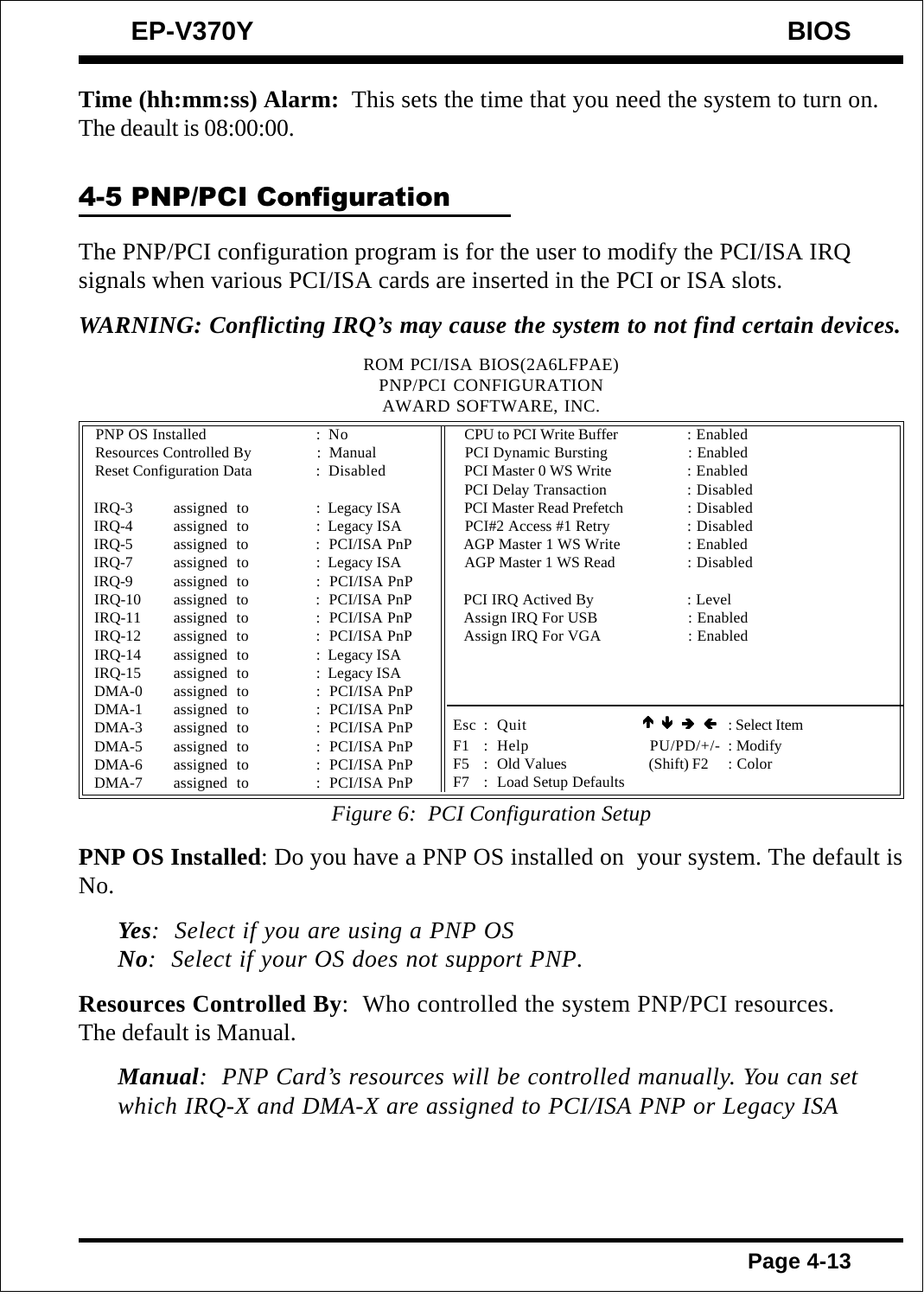**Time (hh:mm:ss) Alarm:** This sets the time that you need the system to turn on. The deault is 08:00:00.

## 4-5 PNP/PCI Configuration

The PNP/PCI configuration program is for the user to modify the PCI/ISA IRQ signals when various PCI/ISA cards are inserted in the PCI or ISA slots.

***WARNING: Conflicting IRQ's may cause the system to not find certain devices.***

```
                         ROM PCI/ISA BIOS(2A6LFPAE)
                           PNP/PCI CONFIGURATION
                           AWARD SOFTWARE, INC.

PNP OS Installed          : No            CPU to PCI Write Buffer     : Enabled
Resources Controlled By   : Manual        PCI Dynamic Bursting        : Enabled
Reset Configuration Data  : Disabled      PCI Master 0 WS Write       : Enabled
                                          PCI Delay Transaction       : Disabled
IRQ-3   assigned to   : Legacy ISA        PCI Master Read Prefetch    : Disabled
IRQ-4   assigned to   : Legacy ISA        PCI#2 Access #1 Retry       : Disabled
IRQ-5   assigned to   : PCI/ISA PnP       AGP Master 1 WS Write       : Enabled
IRQ-7   assigned to   : Legacy ISA        AGP Master 1 WS Read        : Disabled
IRQ-9   assigned to   : PCI/ISA PnP
IRQ-10  assigned to   : PCI/ISA PnP       PCI IRQ Actived By          : Level
IRQ-11  assigned to   : PCI/ISA PnP       Assign IRQ For USB          : Enabled
IRQ-12  assigned to   : PCI/ISA PnP       Assign IRQ For VGA          : Enabled
IRQ-14  assigned to   : Legacy ISA
IRQ-15  assigned to   : Legacy ISA
DMA-0   assigned to   : PCI/ISA PnP
DMA-1   assigned to   : PCI/ISA PnP
DMA-3   assigned to   : PCI/ISA PnP       Esc : Quit           ↑ ↓ → ← : Select Item
DMA-5   assigned to   : PCI/ISA PnP       F1  : Help           PU/PD/+/- : Modify
DMA-6   assigned to   : PCI/ISA PnP       F5  : Old Values     (Shift) F2 : Color
DMA-7   assigned to   : PCI/ISA PnP       F7  : Load Setup Defaults
```

*Figure 6: PCI Configuration Setup*

**PNP OS Installed**: Do you have a PNP OS installed on your system. The default is No.

> ***Yes***: *Select if you are using a PNP OS*
> ***No***: *Select if your OS does not support PNP.*

**Resources Controlled By**: Who controlled the system PNP/PCI resources. The default is Manual.

> ***Manual***: *PNP Card's resources will be controlled manually. You can set which IRQ-X and DMA-X are assigned to PCI/ISA PNP or Legacy ISA*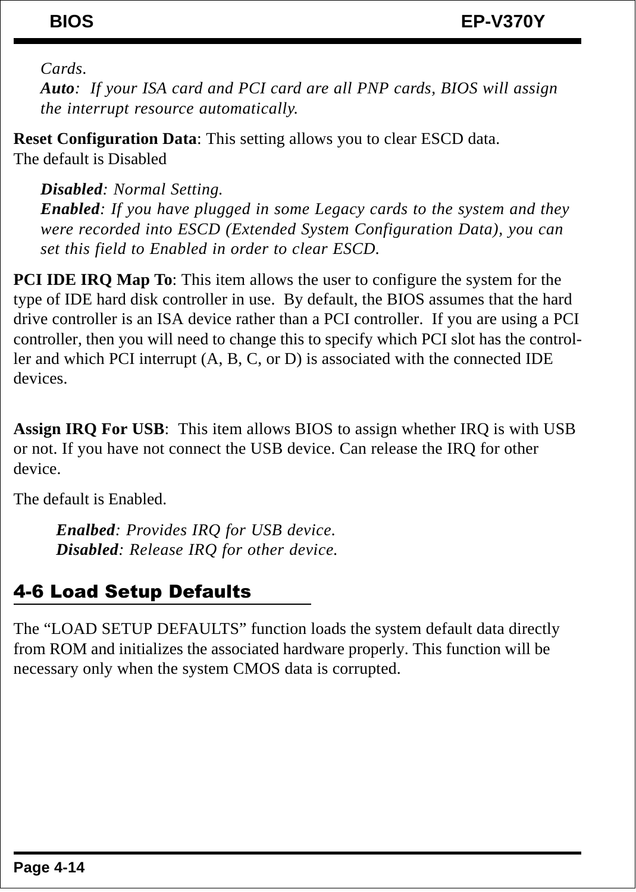*Cards.*
***Auto**: If your ISA card and PCI card are all PNP cards, BIOS will assign the interrupt resource automatically.*

**Reset Configuration Data**: This setting allows you to clear ESCD data.
The default is Disabled

*__Disabled__: Normal Setting.*
*__Enabled__: If you have plugged in some Legacy cards to the system and they were recorded into ESCD (Extended System Configuration Data), you can set this field to Enabled in order to clear ESCD.*

**PCI IDE IRQ Map To**: This item allows the user to configure the system for the type of IDE hard disk controller in use. By default, the BIOS assumes that the hard drive controller is an ISA device rather than a PCI controller. If you are using a PCI controller, then you will need to change this to specify which PCI slot has the controller and which PCI interrupt (A, B, C, or D) is associated with the connected IDE devices.

**Assign IRQ For USB**: This item allows BIOS to assign whether IRQ is with USB or not. If you have not connect the USB device. Can release the IRQ for other device.

The default is Enabled.

*__Enalbed__: Provides IRQ for USB device.*
*__Disabled__: Release IRQ for other device.*

## 4-6 Load Setup Defaults

The "LOAD SETUP DEFAULTS" function loads the system default data directly from ROM and initializes the associated hardware properly. This function will be necessary only when the system CMOS data is corrupted.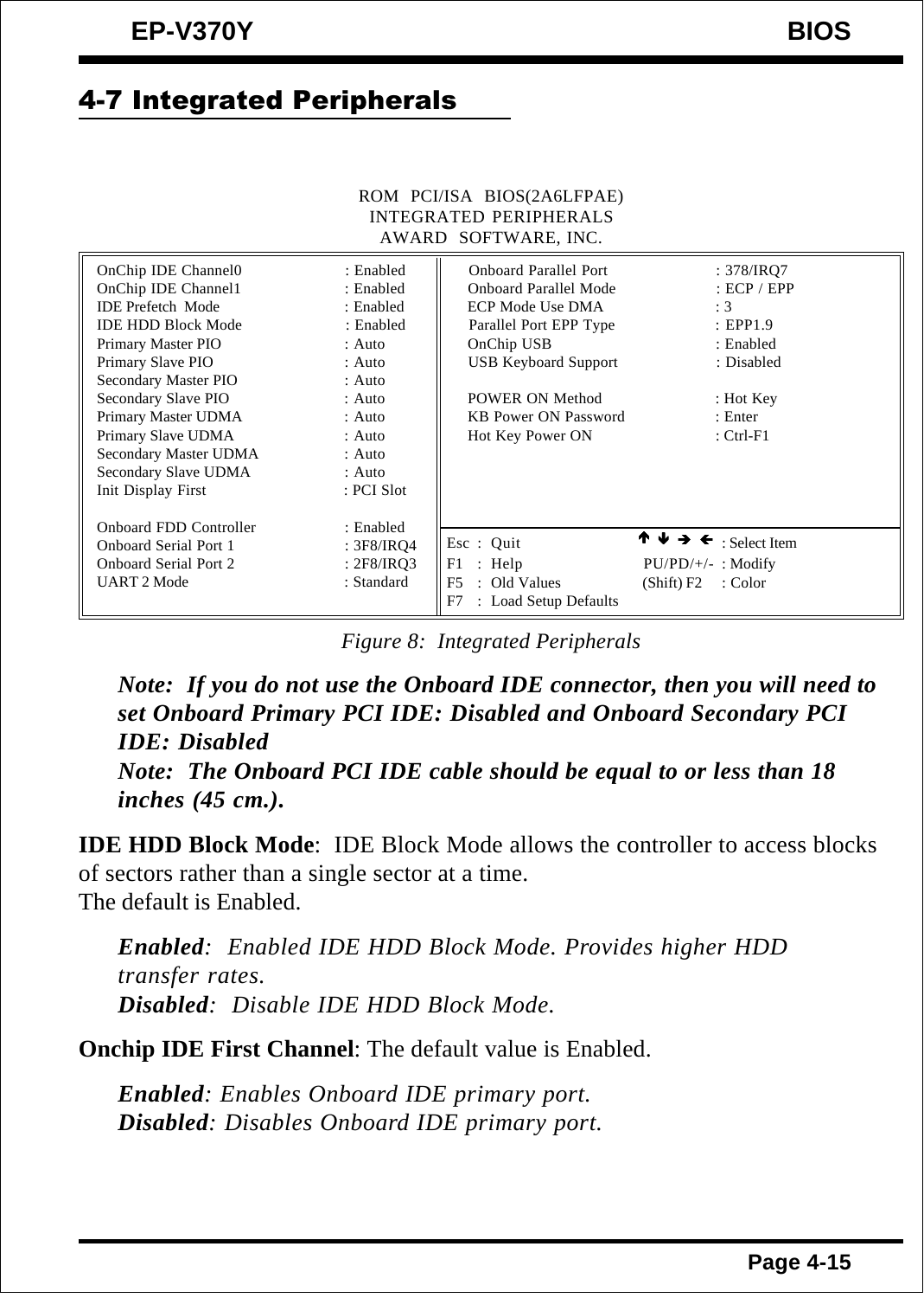## 4-7 Integrated Peripherals

ROM PCI/ISA BIOS(2A6LFPAE)
INTEGRATED PERIPHERALS
AWARD SOFTWARE, INC.

| | | | |
|---|---|---|---|
| OnChip IDE Channel0 | : Enabled | Onboard Parallel Port | : 378/IRQ7 |
| OnChip IDE Channel1 | : Enabled | Onboard Parallel Mode | : ECP / EPP |
| IDE Prefetch Mode | : Enabled | ECP Mode Use DMA | : 3 |
| IDE HDD Block Mode | : Enabled | Parallel Port EPP Type | : EPP1.9 |
| Primary Master PIO | : Auto | OnChip USB | : Enabled |
| Primary Slave PIO | : Auto | USB Keyboard Support | : Disabled |
| Secondary Master PIO | : Auto | | |
| Secondary Slave PIO | : Auto | POWER ON Method | : Hot Key |
| Primary Master UDMA | : Auto | KB Power ON Password | : Enter |
| Primary Slave UDMA | : Auto | Hot Key Power ON | : Ctrl-F1 |
| Secondary Master UDMA | : Auto | | |
| Secondary Slave UDMA | : Auto | | |
| Init Display First | : PCI Slot | | |
| | | | |
| Onboard FDD Controller | : Enabled | | |
| Onboard Serial Port 1 | : 3F8/IRQ4 | Esc : Quit | ↑ ↓ → ← : Select Item |
| Onboard Serial Port 2 | : 2F8/IRQ3 | F1 : Help | PU/PD/+/- : Modify |
| UART 2 Mode | : Standard | F5 : Old Values | (Shift) F2 : Color |
| | | F7 : Load Setup Defaults | |

*Figure 8: Integrated Peripherals*

***Note: If you do not use the Onboard IDE connector, then you will need to set Onboard Primary PCI IDE: Disabled and Onboard Secondary PCI IDE: Disabled***

***Note: The Onboard PCI IDE cable should be equal to or less than 18 inches (45 cm.).***

**IDE HDD Block Mode**: IDE Block Mode allows the controller to access blocks of sectors rather than a single sector at a time.
The default is Enabled.

> ***Enabled***: *Enabled IDE HDD Block Mode. Provides higher HDD transfer rates.*
> ***Disabled***: *Disable IDE HDD Block Mode.*

**Onchip IDE First Channel**: The default value is Enabled.

> ***Enabled***: *Enables Onboard IDE primary port.*
> ***Disabled***: *Disables Onboard IDE primary port.*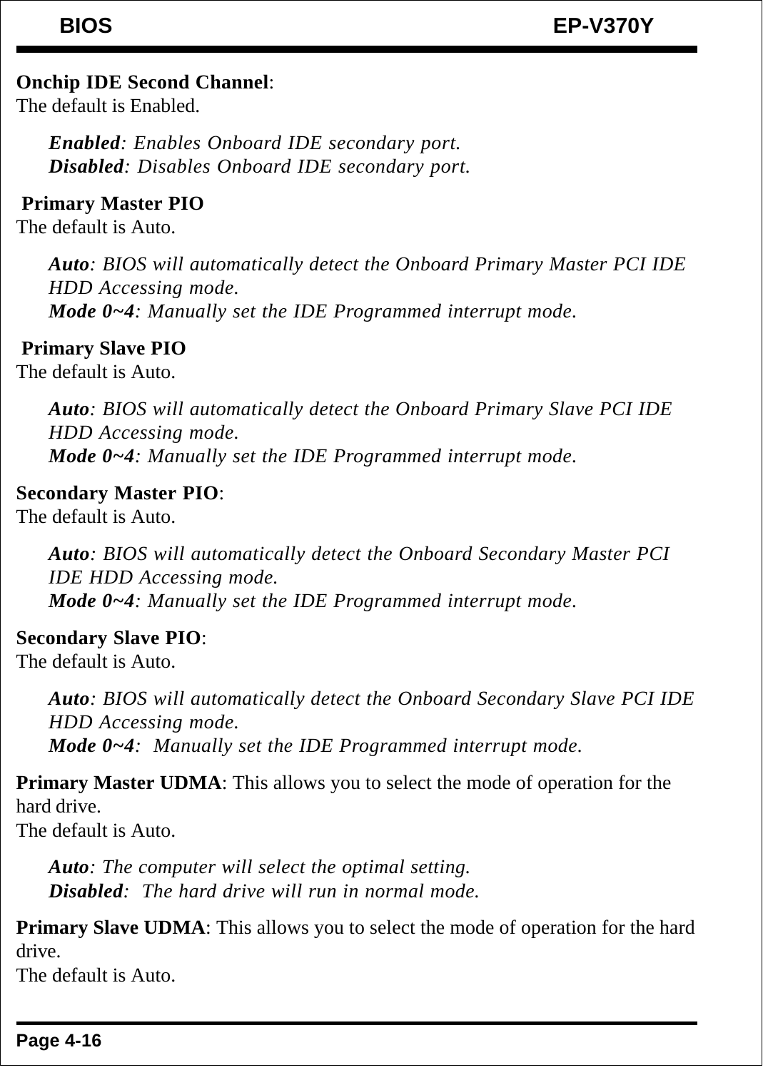**Onchip IDE Second Channel**:
The default is Enabled.

> ***Enabled***: *Enables Onboard IDE secondary port.*
> ***Disabled***: *Disables Onboard IDE secondary port.*

**Primary Master PIO**
The default is Auto.

> ***Auto***: *BIOS will automatically detect the Onboard Primary Master PCI IDE HDD Accessing mode.*
> ***Mode 0~4***: *Manually set the IDE Programmed interrupt mode.*

**Primary Slave PIO**
The default is Auto.

> ***Auto***: *BIOS will automatically detect the Onboard Primary Slave PCI IDE HDD Accessing mode.*
> ***Mode 0~4***: *Manually set the IDE Programmed interrupt mode.*

**Secondary Master PIO**:
The default is Auto.

> ***Auto***: *BIOS will automatically detect the Onboard Secondary Master PCI IDE HDD Accessing mode.*
> ***Mode 0~4***: *Manually set the IDE Programmed interrupt mode.*

**Secondary Slave PIO**:
The default is Auto.

> ***Auto***: *BIOS will automatically detect the Onboard Secondary Slave PCI IDE HDD Accessing mode.*
> ***Mode 0~4***: *Manually set the IDE Programmed interrupt mode.*

**Primary Master UDMA**: This allows you to select the mode of operation for the hard drive.
The default is Auto.

> ***Auto***: *The computer will select the optimal setting.*
> ***Disabled***: *The hard drive will run in normal mode.*

**Primary Slave UDMA**: This allows you to select the mode of operation for the hard drive.
The default is Auto.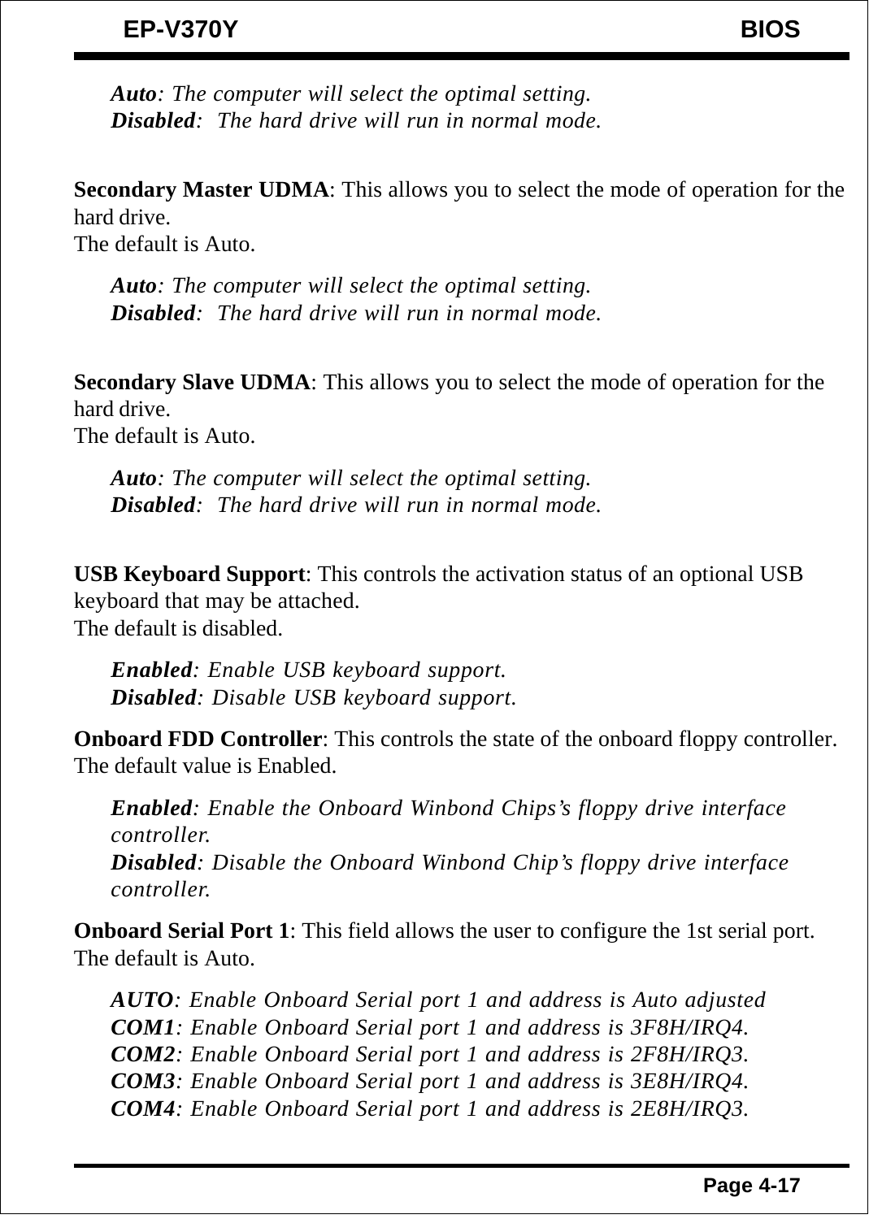*__Auto__: The computer will select the optimal setting.*
*__Disabled__: The hard drive will run in normal mode.*

**Secondary Master UDMA**: This allows you to select the mode of operation for the hard drive.
The default is Auto.

*__Auto__: The computer will select the optimal setting.*
*__Disabled__: The hard drive will run in normal mode.*

**Secondary Slave UDMA**: This allows you to select the mode of operation for the hard drive.
The default is Auto.

*__Auto__: The computer will select the optimal setting.*
*__Disabled__: The hard drive will run in normal mode.*

**USB Keyboard Support**: This controls the activation status of an optional USB keyboard that may be attached.
The default is disabled.

*__Enabled__: Enable USB keyboard support.*
*__Disabled__: Disable USB keyboard support.*

**Onboard FDD Controller**: This controls the state of the onboard floppy controller. The default value is Enabled.

*__Enabled__: Enable the Onboard Winbond Chips's floppy drive interface controller.*
*__Disabled__: Disable the Onboard Winbond Chip's floppy drive interface controller.*

**Onboard Serial Port 1**: This field allows the user to configure the 1st serial port. The default is Auto.

*__AUTO__: Enable Onboard Serial port 1 and address is Auto adjusted*
*__COM1__: Enable Onboard Serial port 1 and address is 3F8H/IRQ4.*
*__COM2__: Enable Onboard Serial port 1 and address is 2F8H/IRQ3.*
*__COM3__: Enable Onboard Serial port 1 and address is 3E8H/IRQ4.*
*__COM4__: Enable Onboard Serial port 1 and address is 2E8H/IRQ3.*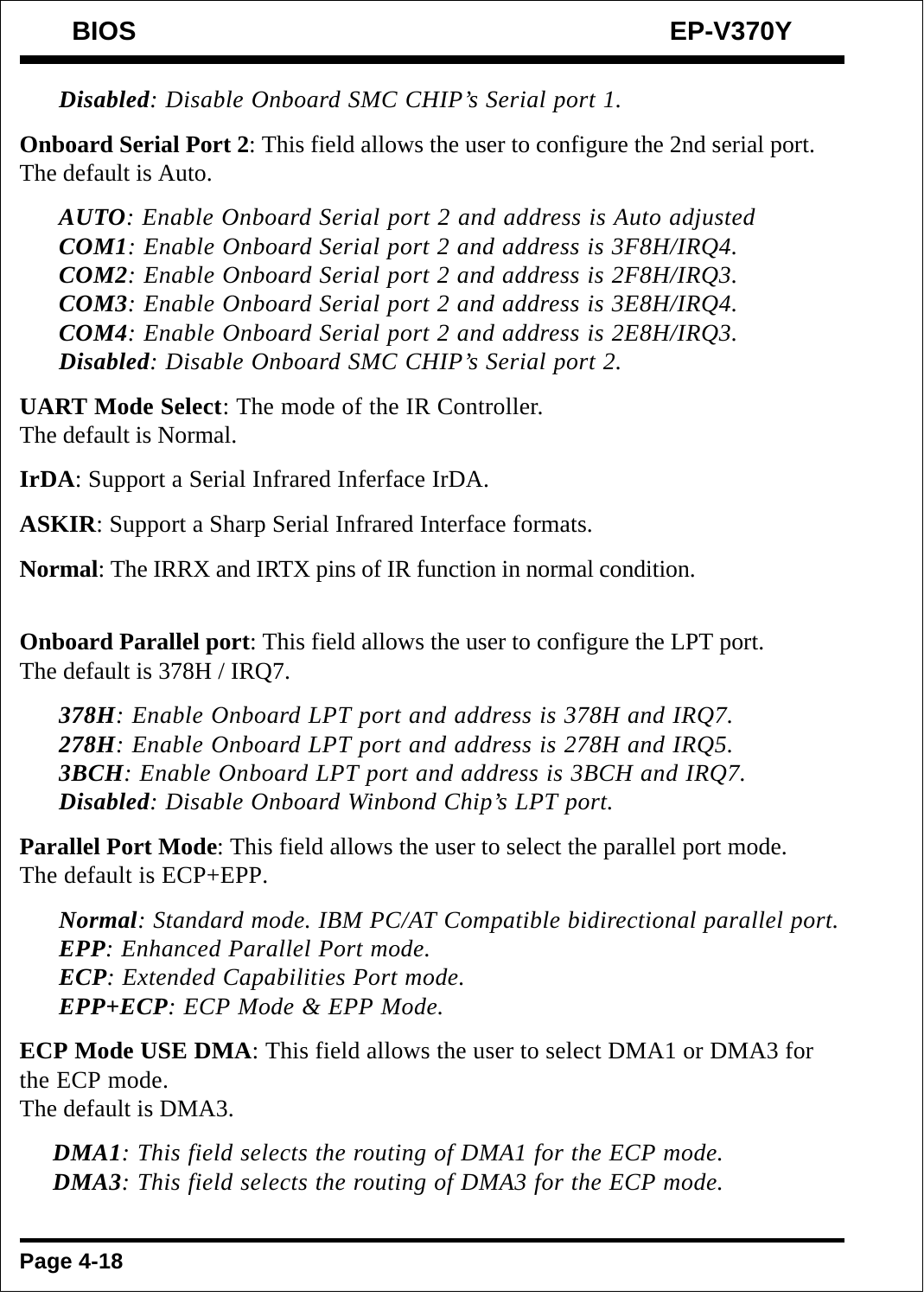*__Disabled__: Disable Onboard SMC CHIP's Serial port 1.*

**Onboard Serial Port 2**: This field allows the user to configure the 2nd serial port. The default is Auto.

*__AUTO__: Enable Onboard Serial port 2 and address is Auto adjusted*
*__COM1__: Enable Onboard Serial port 2 and address is 3F8H/IRQ4.*
*__COM2__: Enable Onboard Serial port 2 and address is 2F8H/IRQ3.*
*__COM3__: Enable Onboard Serial port 2 and address is 3E8H/IRQ4.*
*__COM4__: Enable Onboard Serial port 2 and address is 2E8H/IRQ3.*
*__Disabled__: Disable Onboard SMC CHIP's Serial port 2.*

**UART Mode Select**: The mode of the IR Controller.
The default is Normal.

**IrDA**: Support a Serial Infrared Inferface IrDA.

**ASKIR**: Support a Sharp Serial Infrared Interface formats.

**Normal**: The IRRX and IRTX pins of IR function in normal condition.

**Onboard Parallel port**: This field allows the user to configure the LPT port.
The default is 378H / IRQ7.

*__378H__: Enable Onboard LPT port and address is 378H and IRQ7.*
*__278H__: Enable Onboard LPT port and address is 278H and IRQ5.*
*__3BCH__: Enable Onboard LPT port and address is 3BCH and IRQ7.*
*__Disabled__: Disable Onboard Winbond Chip's LPT port.*

**Parallel Port Mode**: This field allows the user to select the parallel port mode.
The default is ECP+EPP.

*__Normal__: Standard mode. IBM PC/AT Compatible bidirectional parallel port.*
*__EPP__: Enhanced Parallel Port mode.*
*__ECP__: Extended Capabilities Port mode.*
*__EPP+ECP__: ECP Mode & EPP Mode.*

**ECP Mode USE DMA**: This field allows the user to select DMA1 or DMA3 for the ECP mode.
The default is DMA3.

*__DMA1__: This field selects the routing of DMA1 for the ECP mode.*
*__DMA3__: This field selects the routing of DMA3 for the ECP mode.*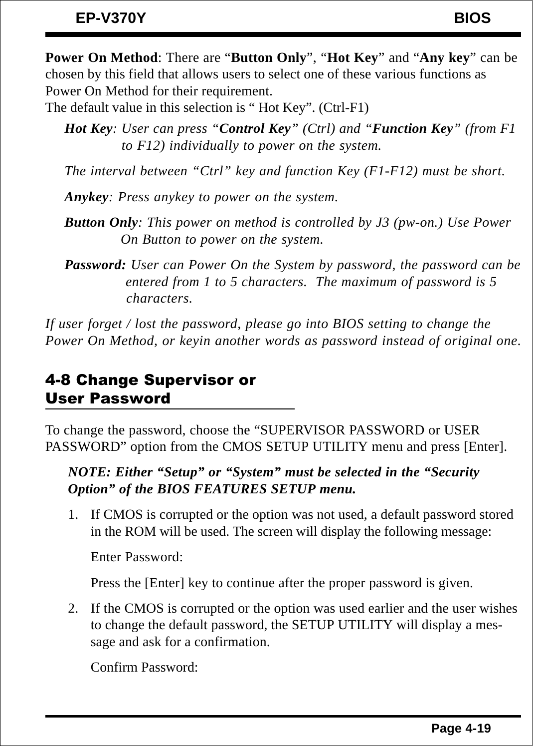**Power On Method**: There are "**Button Only**", "**Hot Key**" and "**Any key**" can be chosen by this field that allows users to select one of these various functions as Power On Method for their requirement.
The default value in this selection is " Hot Key". (Ctrl-F1)

*__Hot Key__: User can press "__Control Key__" (Ctrl) and "__Function Key__" (from F1 to F12) individually to power on the system.*

*The interval between "Ctrl" key and function Key (F1-F12) must be short.*

*__Anykey__: Press anykey to power on the system.*

*__Button Only__: This power on method is controlled by J3 (pw-on.) Use Power On Button to power on the system.*

*__Password:__ User can Power On the System by password, the password can be entered from 1 to 5 characters. The maximum of password is 5 characters.*

*If user forget / lost the password, please go into BIOS setting to change the Power On Method, or keyin another words as password instead of original one.*

## 4-8 Change Supervisor or User Password

To change the password, choose the "SUPERVISOR PASSWORD or USER PASSWORD" option from the CMOS SETUP UTILITY menu and press [Enter].

***NOTE: Either "Setup" or "System" must be selected in the "Security Option" of the BIOS FEATURES SETUP menu.***

1. If CMOS is corrupted or the option was not used, a default password stored in the ROM will be used. The screen will display the following message:

   Enter Password:

   Press the [Enter] key to continue after the proper password is given.

2. If the CMOS is corrupted or the option was used earlier and the user wishes to change the default password, the SETUP UTILITY will display a message and ask for a confirmation.

   Confirm Password: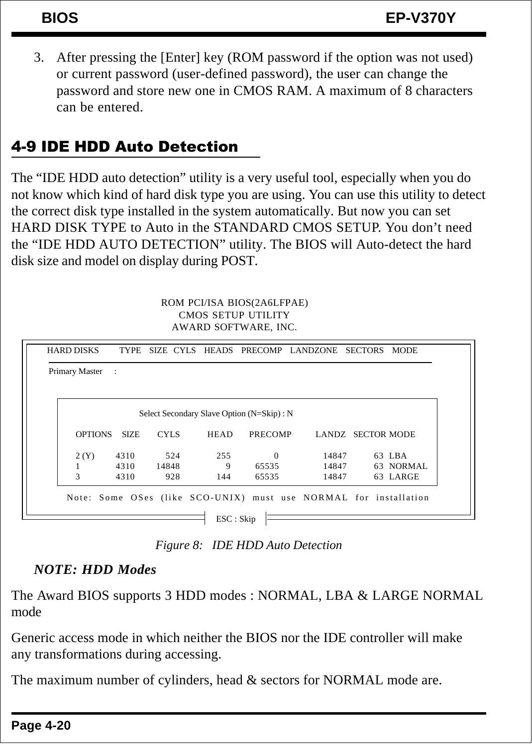3. After pressing the [Enter] key (ROM password if the option was not used) or current password (user-defined password), the user can change the password and store new one in CMOS RAM. A maximum of 8 characters can be entered.

## 4-9 IDE HDD Auto Detection

The "IDE HDD auto detection" utility is a very useful tool, especially when you do not know which kind of hard disk type you are using. You can use this utility to detect the correct disk type installed in the system automatically. But now you can set HARD DISK TYPE to Auto in the STANDARD CMOS SETUP. You don't need the "IDE HDD AUTO DETECTION" utility. The BIOS will Auto-detect the hard disk size and model on display during POST.

```
                    ROM PCI/ISA BIOS(2A6LFPAE)
                       CMOS SETUP UTILITY
                      AWARD SOFTWARE, INC.

HARD DISKS     TYPE  SIZE  CYLS  HEADS  PRECOMP  LANDZONE  SECTORS  MODE

Primary Master   :

              Select Secondary Slave Option (N=Skip) : N

    OPTIONS  SIZE   CYLS   HEAD   PRECOMP   LANDZ  SECTOR  MODE

    2 (Y)    4310    524    255         0   14847      63  LBA
    1        4310  14848      9     65535   14847      63  NORMAL
    3        4310    928    144     65535   14847      63  LARGE

   Note: Some OSes (like SCO-UNIX) must use NORMAL for installation

                            ESC : Skip
```

*Figure 8: IDE HDD Auto Detection*

***NOTE: HDD Modes***

The Award BIOS supports 3 HDD modes : NORMAL, LBA & LARGE NORMAL mode

Generic access mode in which neither the BIOS nor the IDE controller will make any transformations during accessing.

The maximum number of cylinders, head & sectors for NORMAL mode are.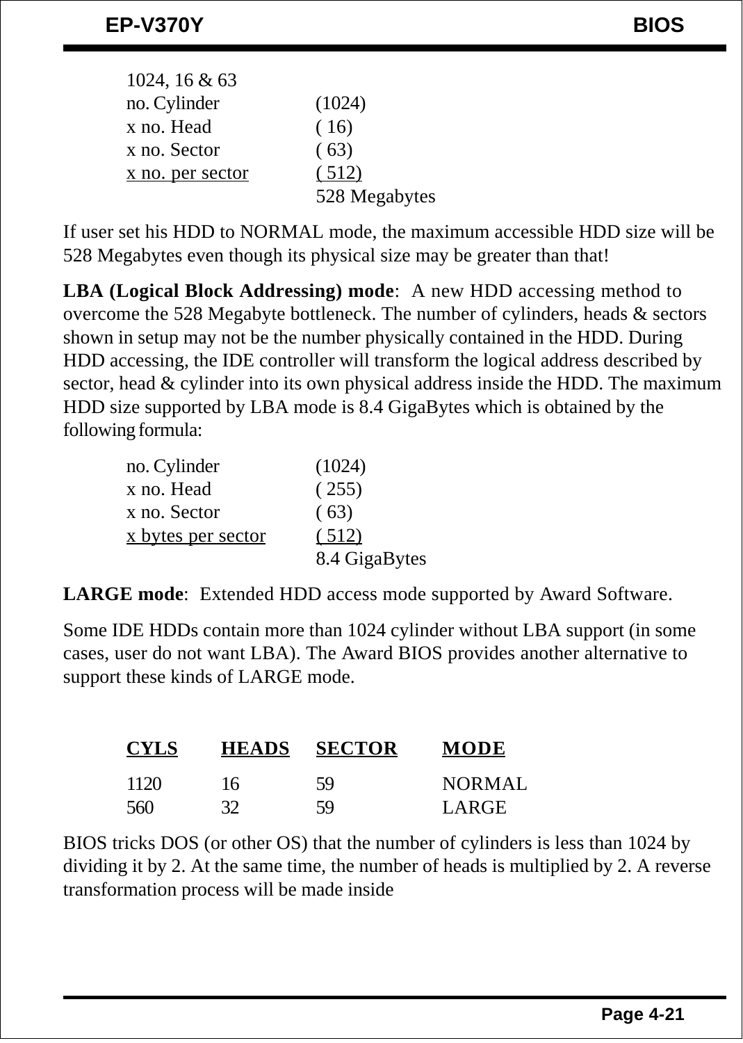1024, 16 & 63

| | |
|---|---|
| no. Cylinder | (1024) |
| x no. Head | ( 16) |
| x no. Sector | ( 63) |
| x no. per sector | ( 512) |
| | 528 Megabytes |

If user set his HDD to NORMAL mode, the maximum accessible HDD size will be 528 Megabytes even though its physical size may be greater than that!

**LBA (Logical Block Addressing) mode**: A new HDD accessing method to overcome the 528 Megabyte bottleneck. The number of cylinders, heads & sectors shown in setup may not be the number physically contained in the HDD. During HDD accessing, the IDE controller will transform the logical address described by sector, head & cylinder into its own physical address inside the HDD. The maximum HDD size supported by LBA mode is 8.4 GigaBytes which is obtained by the following formula:

| | |
|---|---|
| no. Cylinder | (1024) |
| x no. Head | ( 255) |
| x no. Sector | ( 63) |
| x bytes per sector | ( 512) |
| | 8.4 GigaBytes |

**LARGE mode**: Extended HDD access mode supported by Award Software.

Some IDE HDDs contain more than 1024 cylinder without LBA support (in some cases, user do not want LBA). The Award BIOS provides another alternative to support these kinds of LARGE mode.

| CYLS | HEADS | SECTOR | MODE |
|---|---|---|---|
| 1120 | 16 | 59 | NORMAL |
| 560 | 32 | 59 | LARGE |

BIOS tricks DOS (or other OS) that the number of cylinders is less than 1024 by dividing it by 2. At the same time, the number of heads is multiplied by 2. A reverse transformation process will be made inside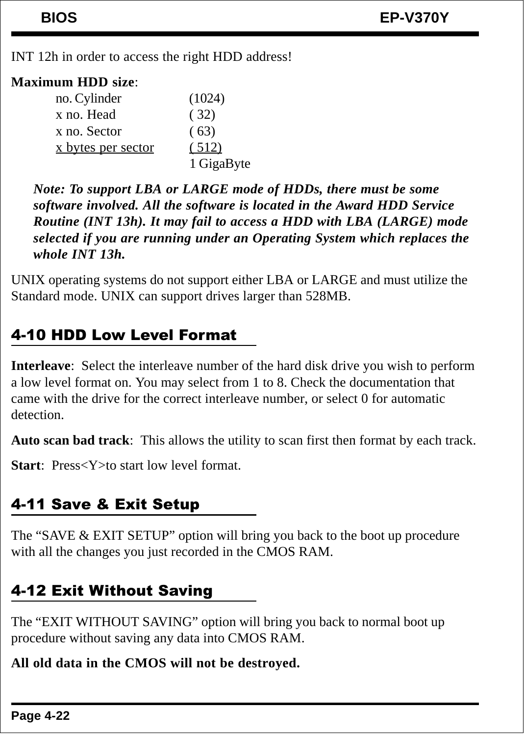INT 12h in order to access the right HDD address!

**Maximum HDD size**:

| | |
|---|---|
| no. Cylinder | (1024) |
| x no. Head | ( 32) |
| x no. Sector | ( 63) |
| x bytes per sector | ( 512) |
| | 1 GigaByte |

***Note: To support LBA or LARGE mode of HDDs, there must be some software involved. All the software is located in the Award HDD Service Routine (INT 13h). It may fail to access a HDD with LBA (LARGE) mode selected if you are running under an Operating System which replaces the whole INT 13h.***

UNIX operating systems do not support either LBA or LARGE and must utilize the Standard mode. UNIX can support drives larger than 528MB.

## 4-10 HDD Low Level Format

**Interleave**: Select the interleave number of the hard disk drive you wish to perform a low level format on. You may select from 1 to 8. Check the documentation that came with the drive for the correct interleave number, or select 0 for automatic detection.

**Auto scan bad track**: This allows the utility to scan first then format by each track.

**Start**: Press<Y>to start low level format.

## 4-11 Save & Exit Setup

The “SAVE & EXIT SETUP” option will bring you back to the boot up procedure with all the changes you just recorded in the CMOS RAM.

## 4-12 Exit Without Saving

The “EXIT WITHOUT SAVING” option will bring you back to normal boot up procedure without saving any data into CMOS RAM.

**All old data in the CMOS will not be destroyed.**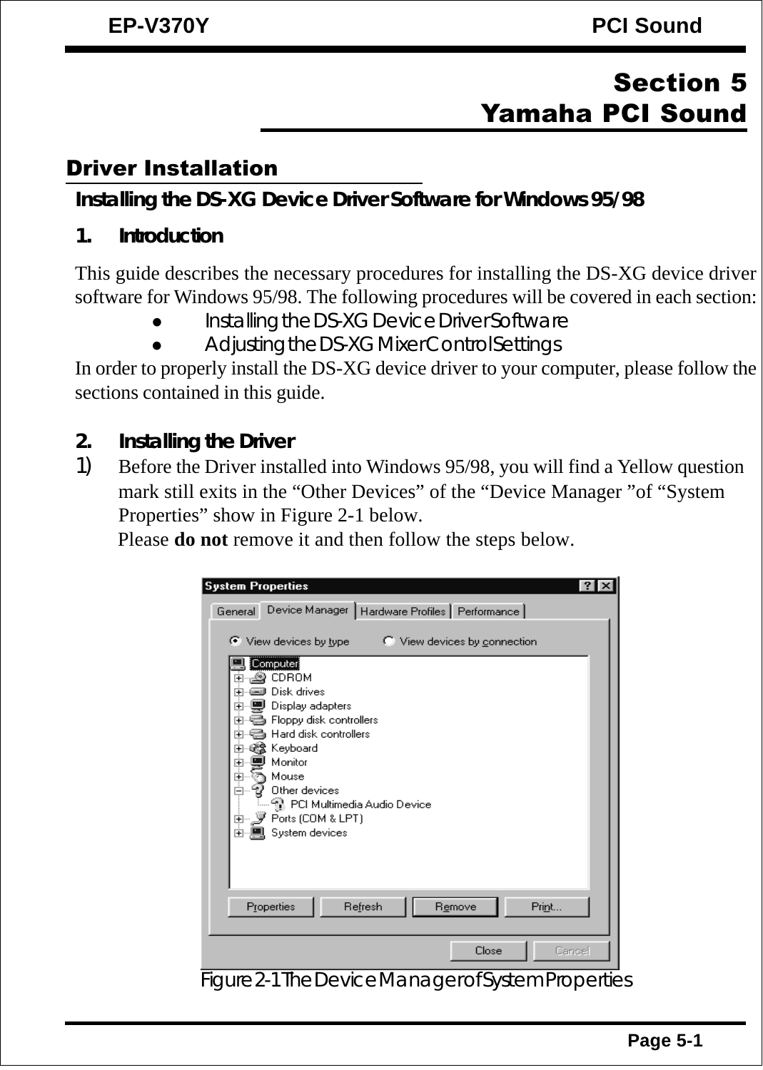# Section 5
# Yamaha PCI Sound

## Driver Installation

### Installing the DS-XG Device Driver Software for Windows 95/98

**1. Introduction**

This guide describes the necessary procedures for installing the DS-XG device driver software for Windows 95/98. The following procedures will be covered in each section:

- Installing the DS-XG Device Driver Software
- Adjusting the DS-XG Mixer Control Settings

In order to properly install the DS-XG device driver to your computer, please follow the sections contained in this guide.

**2. Installing the Driver**

1) Before the Driver installed into Windows 95/98, you will find a Yellow question mark still exits in the "Other Devices" of the "Device Manager "of "System Properties" show in Figure 2-1 below.
Please **do not** remove it and then follow the steps below.

Figure 2-1 The Device Manager of System Properties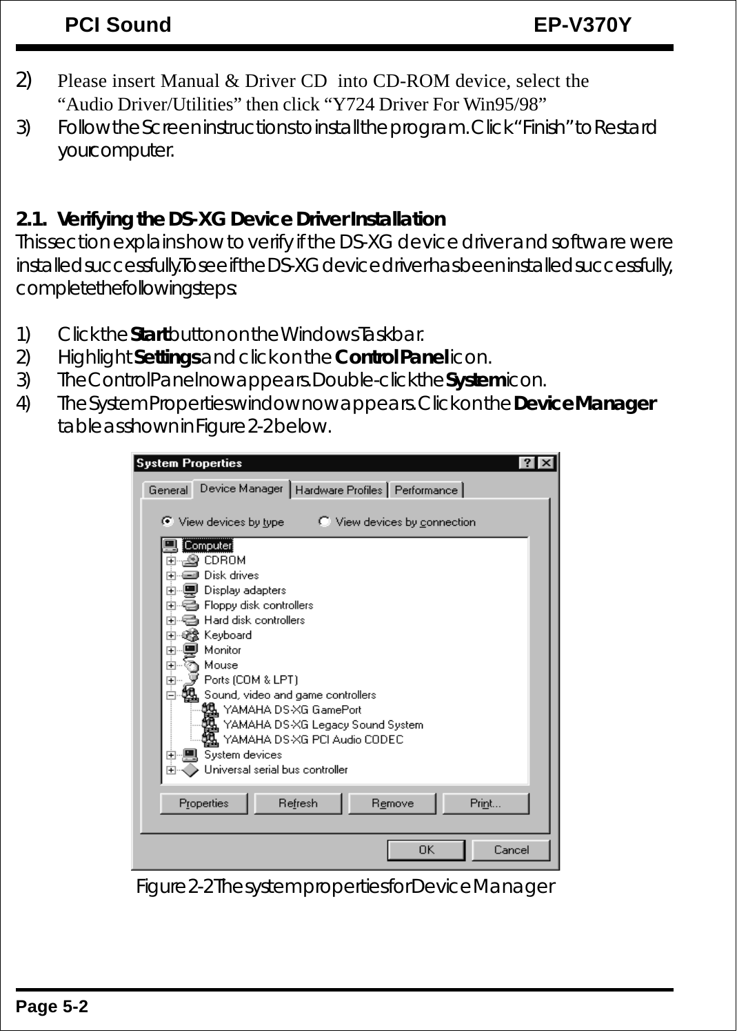2) Please insert Manual & Driver CD into CD-ROM device, select the "Audio Driver/Utilities" then click "Y724 Driver For Win95/98"
3) Follow the Screen instructions to install the program. Click "Finish" to Restard your computer.

### 2.1. Verifying the DS-XG Device Driver Installation

This section explains how to verify if the DS-XG device driver and software were installed successfully. To see if the DS-XG device driver has been installed successfully, complete the following steps:

1) Click the **Start** button on the Windows Taskbar.
2) Highlight **Settings** and click on the **Control Panel** icon.
3) The Control Panel now appears. Double-click the **System** icon.
4) The System Properties window now appears. Click on the **Device Manager** table as shown in Figure 2-2 below.

Figure 2-2 The system properties for Device Manager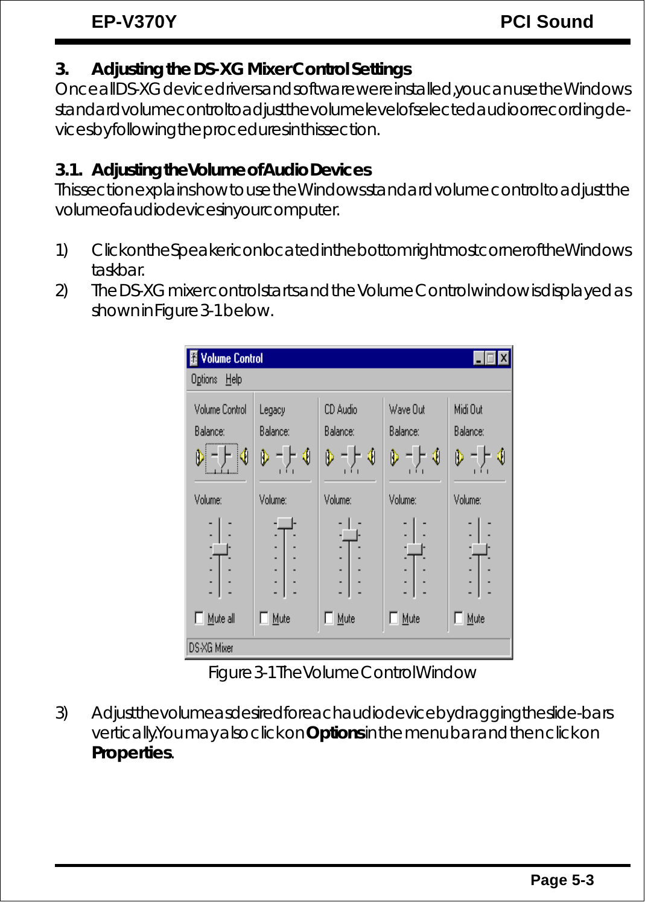## 3. Adjusting the DS-XG Mixer Control Settings

Once all DS-XG device drivers and software were installed, you can use the Windows standard volume control to adjust the volume level of selected audio or recording devices by following the procedures in this section.

### 3.1. Adjusting the Volume of Audio Devices

This section explains how to use the Windows standard volume control to adjust the volume of audio devices in your computer.

1) Click on the Speaker icon located in the bottom rightmost corner of the Windows taskbar.
2) The DS-XG mixer control starts and the Volume Control window is displayed as shown in Figure 3-1 below.

Figure 3-1 The Volume Control Window

3) Adjust the volume as desired for each audio device by dragging the slide-bars vertically. You may also click on **Options** in the menu bar and then click on **Properties**.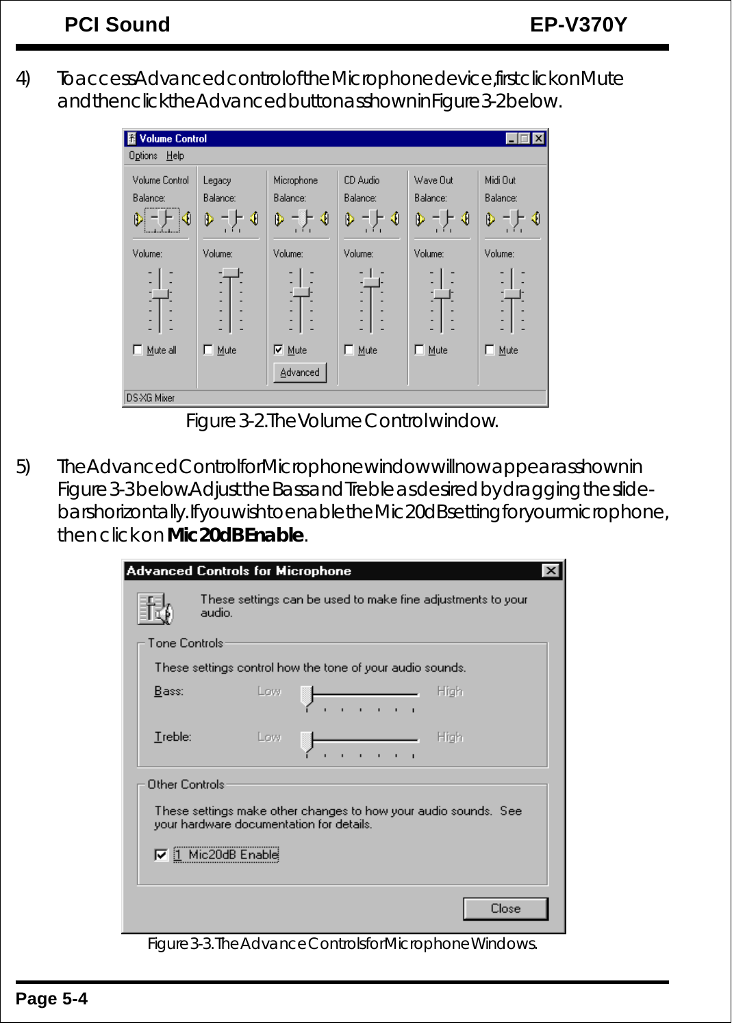4) To access Advanced control of the Microphone device, first click on Mute and then click the Advanced button as shown in Figure 3-2 below.

Figure 3-2. The Volume Control window.

5) The Advanced Control for Microphone window will now appear as shown in Figure 3-3 below. Adjust the Bass and Treble as desired by dragging the slide-bars horizontally. If you wish to enable the Mic 20dB setting for your microphone, then click on **Mic 20dB Enable**.

Figure 3-3. The Advance Controls for Microphone Windows.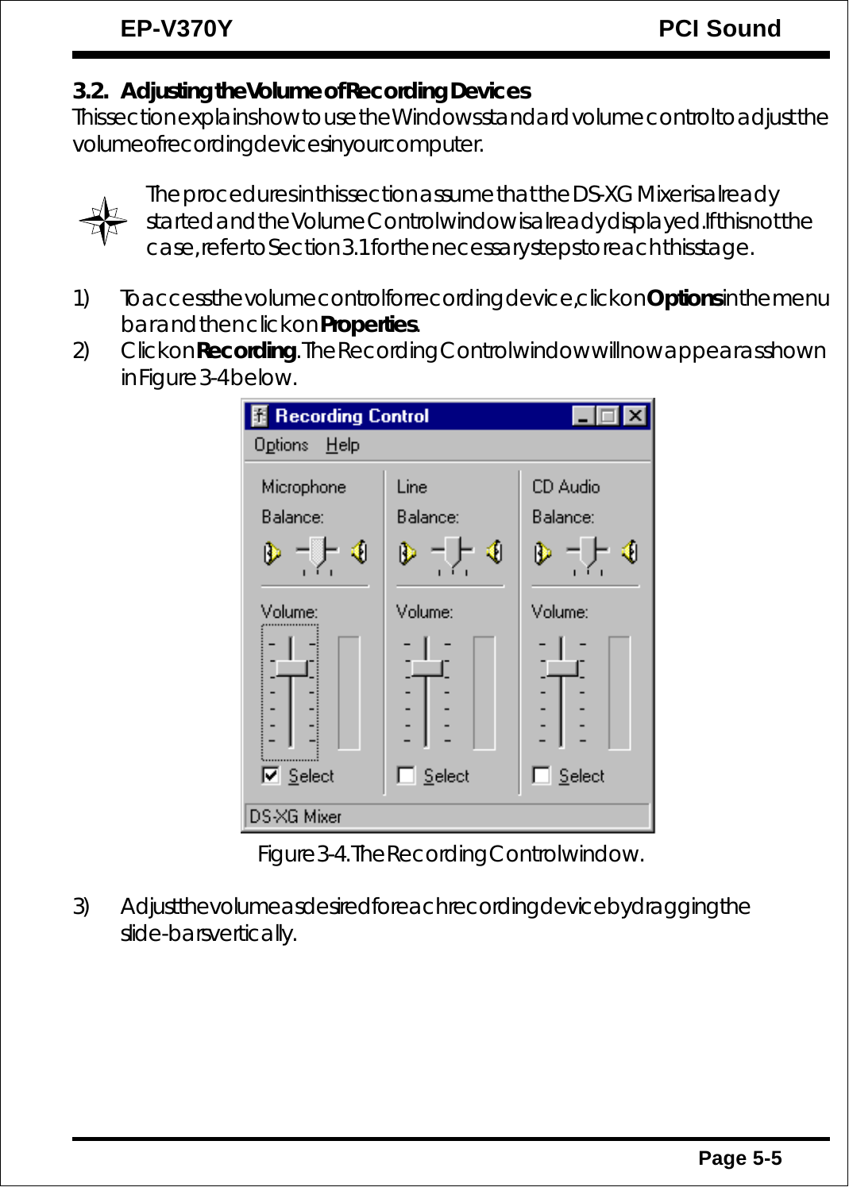## 3.2. Adjusting the Volume of Recording Devices

This section explains how to use the Windows standard volume control to adjust the volume of recording devices in your computer.

The procedures in this section assume that the DS-XG Mixer is already started and the Volume Control window is already displayed. If this not the case, refer to Section 3.1 for the necessary steps to reach this stage.

1) To access the volume control for recording device, click on **Options** in the menu bar and then click on **Properties**.
2) Click on **Recording**. The Recording Control window will now appear as shown in Figure 3-4 below.

Figure 3-4. The Recording Control window.

3) Adjust the volume as desired for each recording device by dragging the slide-bars vertically.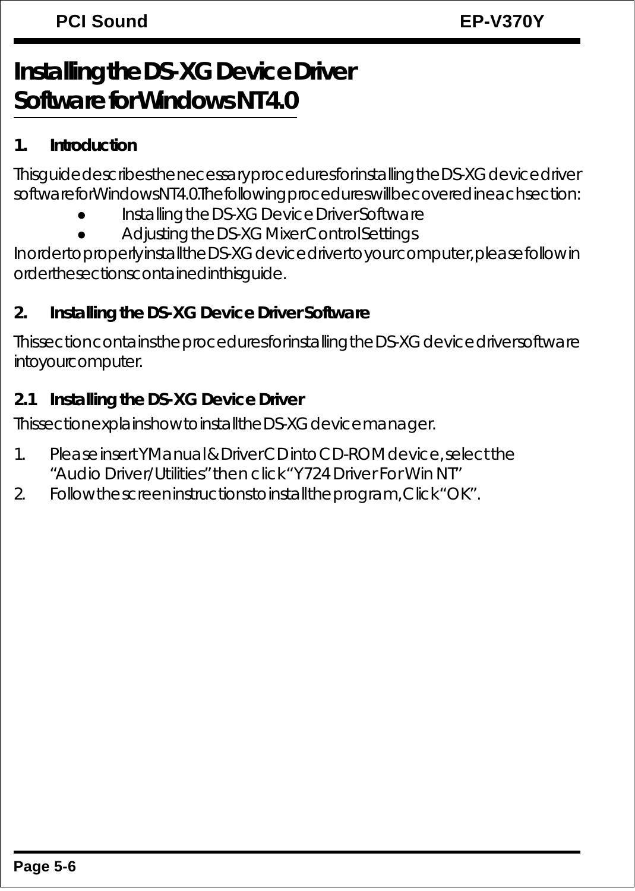# Installing the DS-XG Device Driver Software for Windows NT4.0

## 1. Introduction

This guide describes the necessary procedures for installing the DS-XG device driver software for Windows NT4.0. The following procedures will be covered in each section:

- Installing the DS-XG Device Driver Software
- Adjusting the DS-XG Mixer Control Settings

In order to properly install the DS-XG device driver to your computer, please follow in order the sections contained in this guide.

## 2. Installing the DS-XG Device Driver Software

This section contains the procedures for installing the DS-XG device driver software into your computer.

### 2.1 Installing the DS-XG Device Driver

This section explains how to install the DS-XG device manager.

1. Please insert YManual & Driver CD into CD-ROM device, select the “Audio Driver/Utilities” then click “Y724 Driver For Win NT”
2. Follow the screen instructions to install the program, Click “OK”.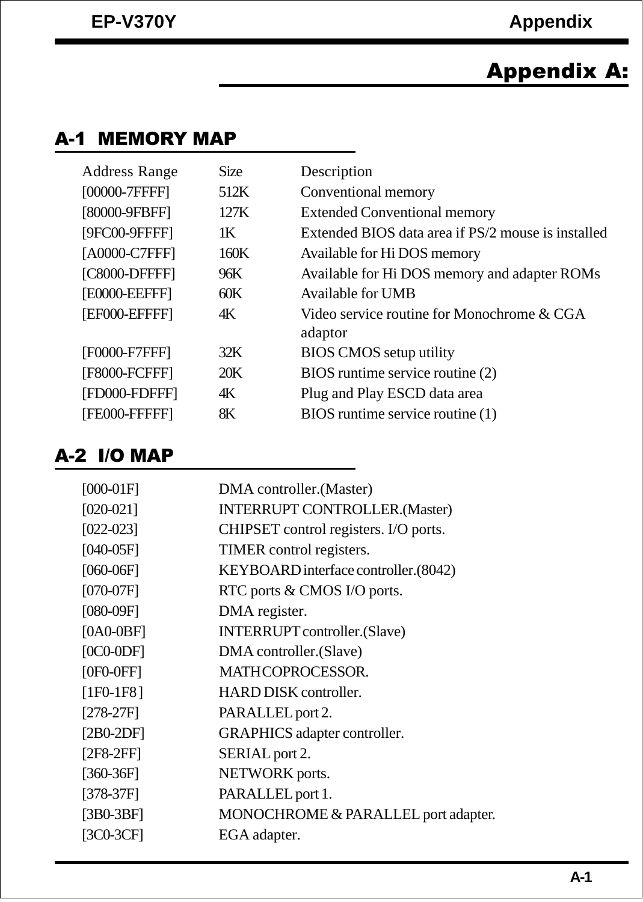# Appendix A:

## A-1 MEMORY MAP

| Address Range | Size | Description |
|---|---|---|
| [00000-7FFFF] | 512K | Conventional memory |
| [80000-9FBFF] | 127K | Extended Conventional memory |
| [9FC00-9FFFF] | 1K | Extended BIOS data area if PS/2 mouse is installed |
| [A0000-C7FFF] | 160K | Available for Hi DOS memory |
| [C8000-DFFFF] | 96K | Available for Hi DOS memory and adapter ROMs |
| [E0000-EEFFF] | 60K | Available for UMB |
| [EF000-EFFFF] | 4K | Video service routine for Monochrome & CGA adaptor |
| [F0000-F7FFF] | 32K | BIOS CMOS setup utility |
| [F8000-FCFFF] | 20K | BIOS runtime service routine (2) |
| [FD000-FDFFF] | 4K | Plug and Play ESCD data area |
| [FE000-FFFFF] | 8K | BIOS runtime service routine (1) |

## A-2 I/O MAP

| | |
|---|---|
| [000-01F] | DMA controller.(Master) |
| [020-021] | INTERRUPT CONTROLLER.(Master) |
| [022-023] | CHIPSET control registers. I/O ports. |
| [040-05F] | TIMER control registers. |
| [060-06F] | KEYBOARD interface controller.(8042) |
| [070-07F] | RTC ports & CMOS I/O ports. |
| [080-09F] | DMA register. |
| [0A0-0BF] | INTERRUPT controller.(Slave) |
| [0C0-0DF] | DMA controller.(Slave) |
| [0F0-0FF] | MATH COPROCESSOR. |
| [1F0-1F8 ] | HARD DISK controller. |
| [278-27F] | PARALLEL port 2. |
| [2B0-2DF] | GRAPHICS adapter controller. |
| [2F8-2FF] | SERIAL port 2. |
| [360-36F] | NETWORK ports. |
| [378-37F] | PARALLEL port 1. |
| [3B0-3BF] | MONOCHROME & PARALLEL port adapter. |
| [3C0-3CF] | EGA adapter. |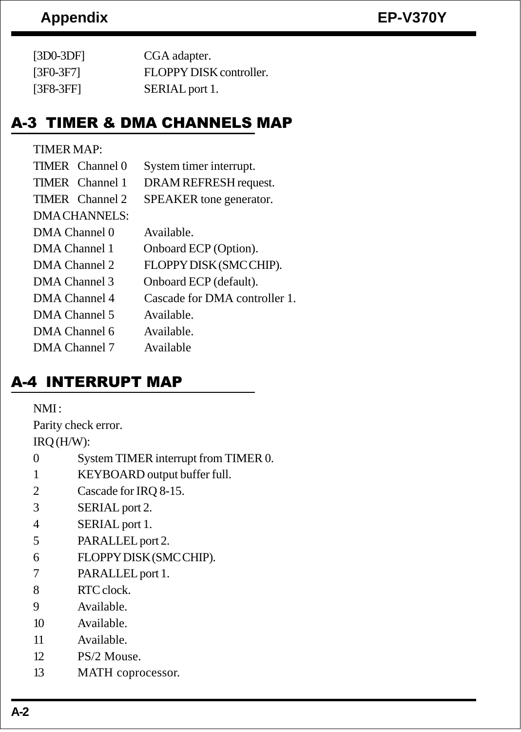| | |
|---|---|
| [3D0-3DF] | CGA adapter. |
| [3F0-3F7] | FLOPPY DISK controller. |
| [3F8-3FF] | SERIAL port 1. |

## A-3 TIMER & DMA CHANNELS MAP

TIMER MAP:

| | |
|---|---|
| TIMER Channel 0 | System timer interrupt. |
| TIMER Channel 1 | DRAM REFRESH request. |
| TIMER Channel 2 | SPEAKER tone generator. |

DMA CHANNELS:

| | |
|---|---|
| DMA Channel 0 | Available. |
| DMA Channel 1 | Onboard ECP (Option). |
| DMA Channel 2 | FLOPPY DISK (SMC CHIP). |
| DMA Channel 3 | Onboard ECP (default). |
| DMA Channel 4 | Cascade for DMA controller 1. |
| DMA Channel 5 | Available. |
| DMA Channel 6 | Available. |
| DMA Channel 7 | Available |

## A-4 INTERRUPT MAP

NMI :

Parity check error.

IRQ (H/W):

| | |
|---|---|
| 0 | System TIMER interrupt from TIMER 0. |
| 1 | KEYBOARD output buffer full. |
| 2 | Cascade for IRQ 8-15. |
| 3 | SERIAL port 2. |
| 4 | SERIAL port 1. |
| 5 | PARALLEL port 2. |
| 6 | FLOPPY DISK (SMC CHIP). |
| 7 | PARALLEL port 1. |
| 8 | RTC clock. |
| 9 | Available. |
| 10 | Available. |
| 11 | Available. |
| 12 | PS/2 Mouse. |
| 13 | MATH coprocessor. |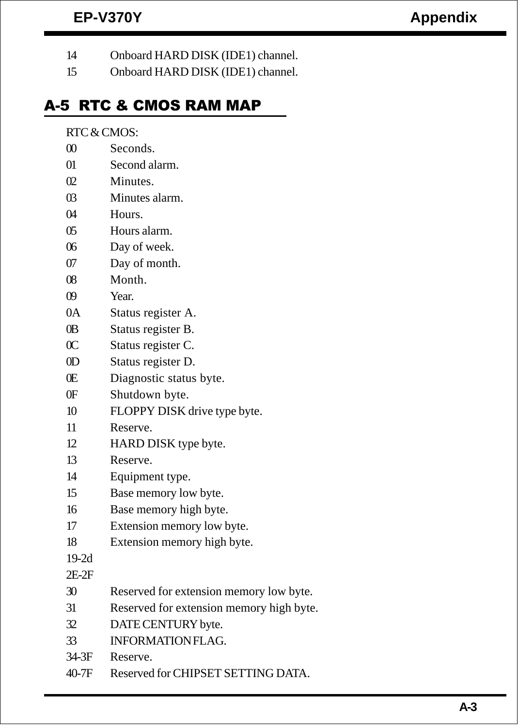14 Onboard HARD DISK (IDE1) channel.

15 Onboard HARD DISK (IDE1) channel.

## A-5 RTC & CMOS RAM MAP

RTC & CMOS:

| | |
|---|---|
| 00 | Seconds. |
| 01 | Second alarm. |
| 02 | Minutes. |
| 03 | Minutes alarm. |
| 04 | Hours. |
| 05 | Hours alarm. |
| 06 | Day of week. |
| 07 | Day of month. |
| 08 | Month. |
| 09 | Year. |
| 0A | Status register A. |
| 0B | Status register B. |
| 0C | Status register C. |
| 0D | Status register D. |
| 0E | Diagnostic status byte. |
| 0F | Shutdown byte. |
| 10 | FLOPPY DISK drive type byte. |
| 11 | Reserve. |
| 12 | HARD DISK type byte. |
| 13 | Reserve. |
| 14 | Equipment type. |
| 15 | Base memory low byte. |
| 16 | Base memory high byte. |
| 17 | Extension memory low byte. |
| 18 | Extension memory high byte. |
| 19-2d | |
| 2E-2F | |
| 30 | Reserved for extension memory low byte. |
| 31 | Reserved for extension memory high byte. |
| 32 | DATE CENTURY byte. |
| 33 | INFORMATION FLAG. |
| 34-3F | Reserve. |
| 40-7F | Reserved for CHIPSET SETTING DATA. |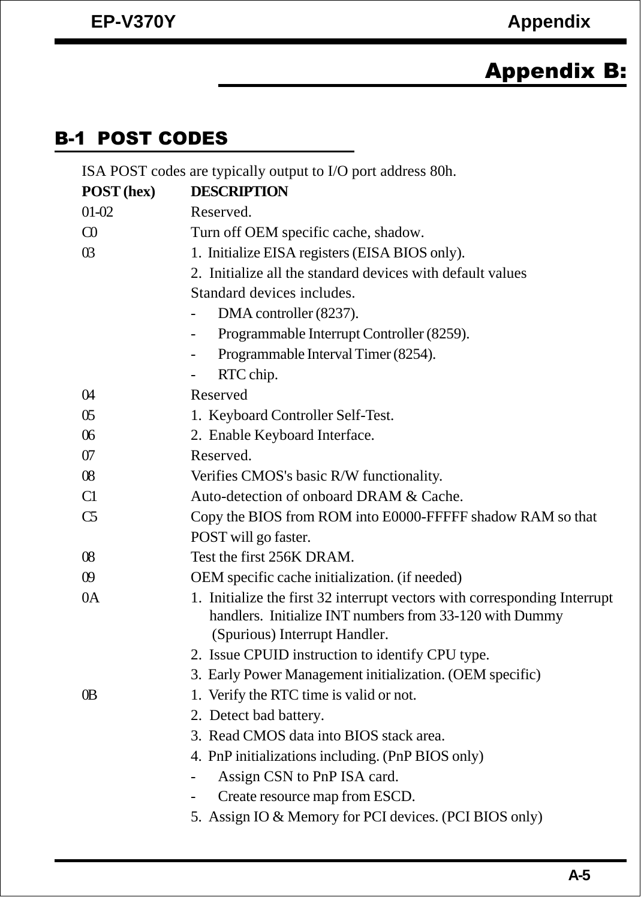# Appendix B:

## B-1 POST CODES

ISA POST codes are typically output to I/O port address 80h.

| POST (hex) | DESCRIPTION |
|---|---|
| 01-02 | Reserved. |
| C0 | Turn off OEM specific cache, shadow. |
| 03 | 1. Initialize EISA registers (EISA BIOS only).<br>2. Initialize all the standard devices with default values<br>Standard devices includes.<br>- DMA controller (8237).<br>- Programmable Interrupt Controller (8259).<br>- Programmable Interval Timer (8254).<br>- RTC chip. |
| 04 | Reserved |
| 05 | 1. Keyboard Controller Self-Test. |
| 06 | 2. Enable Keyboard Interface. |
| 07 | Reserved. |
| 08 | Verifies CMOS's basic R/W functionality. |
| C1 | Auto-detection of onboard DRAM & Cache. |
| C5 | Copy the BIOS from ROM into E0000-FFFFF shadow RAM so that POST will go faster. |
| 08 | Test the first 256K DRAM. |
| 09 | OEM specific cache initialization. (if needed) |
| 0A | 1. Initialize the first 32 interrupt vectors with corresponding Interrupt handlers. Initialize INT numbers from 33-120 with Dummy (Spurious) Interrupt Handler.<br>2. Issue CPUID instruction to identify CPU type.<br>3. Early Power Management initialization. (OEM specific) |
| 0B | 1. Verify the RTC time is valid or not.<br>2. Detect bad battery.<br>3. Read CMOS data into BIOS stack area.<br>4. PnP initializations including. (PnP BIOS only)<br>- Assign CSN to PnP ISA card.<br>- Create resource map from ESCD.<br>5. Assign IO & Memory for PCI devices. (PCI BIOS only) |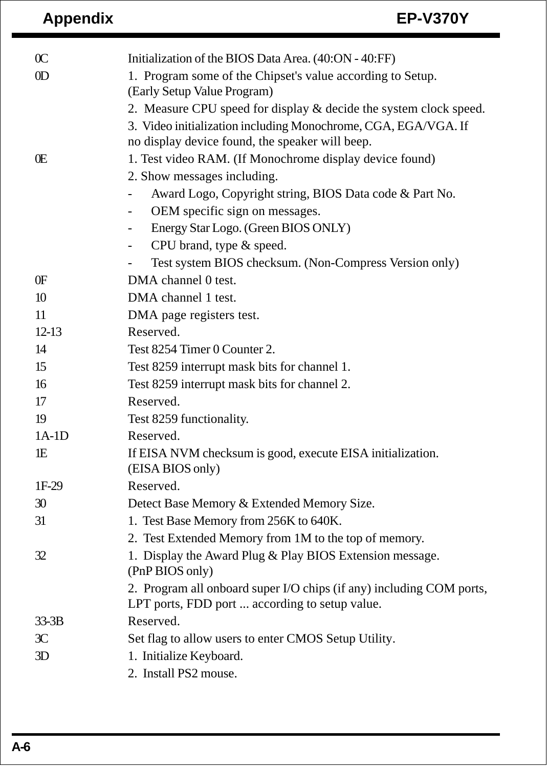| Code | Description |
| --- | --- |
| 0C | Initialization of the BIOS Data Area. (40:ON - 40:FF) |
| 0D | 1. Program some of the Chipset's value according to Setup. (Early Setup Value Program) |
| | 2. Measure CPU speed for display & decide the system clock speed. |
| | 3. Video initialization including Monochrome, CGA, EGA/VGA. If no display device found, the speaker will beep. |
| 0E | 1. Test video RAM. (If Monochrome display device found) |
| | 2. Show messages including. |
| | - Award Logo, Copyright string, BIOS Data code & Part No. |
| | - OEM specific sign on messages. |
| | - Energy Star Logo. (Green BIOS ONLY) |
| | - CPU brand, type & speed. |
| | - Test system BIOS checksum. (Non-Compress Version only) |
| 0F | DMA channel 0 test. |
| 10 | DMA channel 1 test. |
| 11 | DMA page registers test. |
| 12-13 | Reserved. |
| 14 | Test 8254 Timer 0 Counter 2. |
| 15 | Test 8259 interrupt mask bits for channel 1. |
| 16 | Test 8259 interrupt mask bits for channel 2. |
| 17 | Reserved. |
| 19 | Test 8259 functionality. |
| 1A-1D | Reserved. |
| 1E | If EISA NVM checksum is good, execute EISA initialization. (EISA BIOS only) |
| 1F-29 | Reserved. |
| 30 | Detect Base Memory & Extended Memory Size. |
| 31 | 1. Test Base Memory from 256K to 640K. |
| | 2. Test Extended Memory from 1M to the top of memory. |
| 32 | 1. Display the Award Plug & Play BIOS Extension message. (PnP BIOS only) |
| | 2. Program all onboard super I/O chips (if any) including COM ports, LPT ports, FDD port ... according to setup value. |
| 33-3B | Reserved. |
| 3C | Set flag to allow users to enter CMOS Setup Utility. |
| 3D | 1. Initialize Keyboard. |
| | 2. Install PS2 mouse. |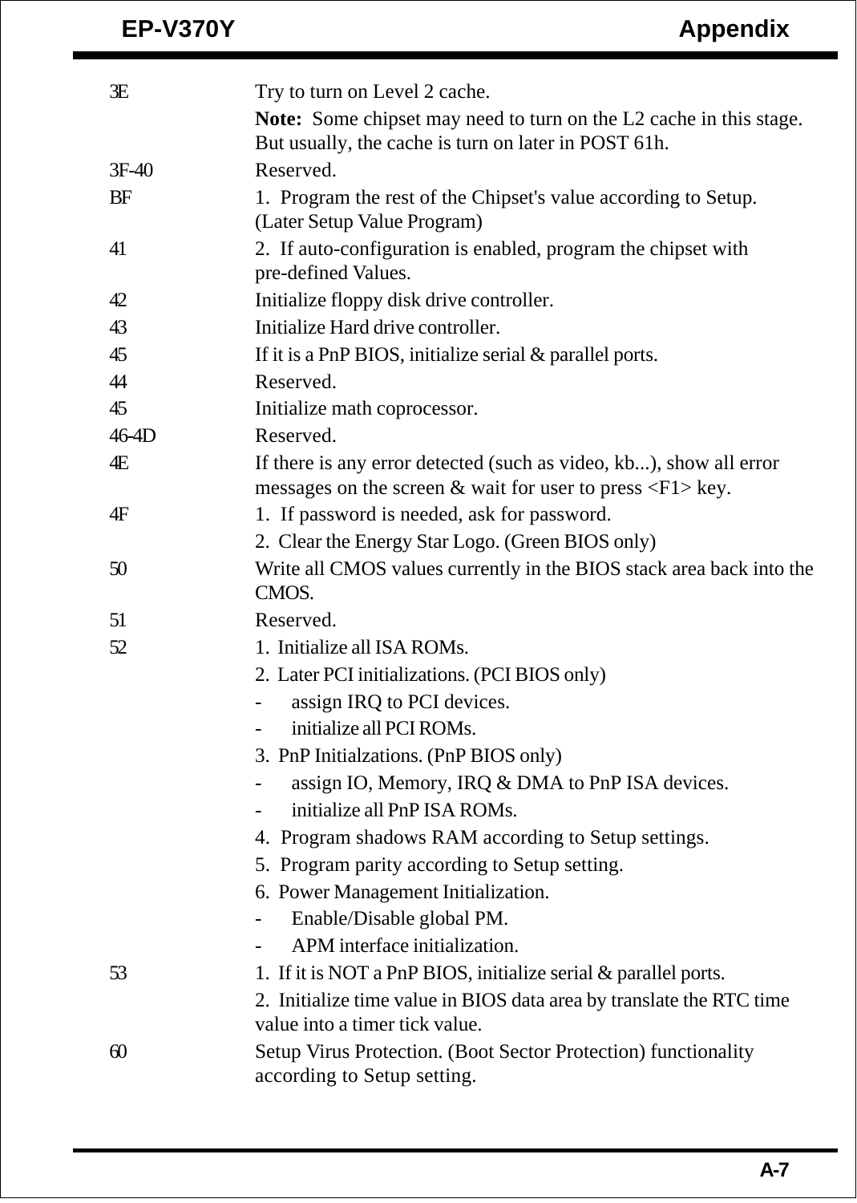| Code | Description |
|---|---|
| 3E | Try to turn on Level 2 cache.<br>**Note:** Some chipset may need to turn on the L2 cache in this stage. But usually, the cache is turn on later in POST 61h. |
| 3F-40 | Reserved. |
| BF | 1. Program the rest of the Chipset's value according to Setup. (Later Setup Value Program) |
| 41 | 2. If auto-configuration is enabled, program the chipset with pre-defined Values. |
| 42 | Initialize floppy disk drive controller. |
| 43 | Initialize Hard drive controller. |
| 45 | If it is a PnP BIOS, initialize serial & parallel ports. |
| 44 | Reserved. |
| 45 | Initialize math coprocessor. |
| 46-4D | Reserved. |
| 4E | If there is any error detected (such as video, kb...), show all error messages on the screen & wait for user to press <F1> key. |
| 4F | 1. If password is needed, ask for password.<br>2. Clear the Energy Star Logo. (Green BIOS only) |
| 50 | Write all CMOS values currently in the BIOS stack area back into the CMOS. |
| 51 | Reserved. |
| 52 | 1. Initialize all ISA ROMs.<br>2. Later PCI initializations. (PCI BIOS only)<br>- assign IRQ to PCI devices.<br>- initialize all PCI ROMs.<br>3. PnP Initialzations. (PnP BIOS only)<br>- assign IO, Memory, IRQ & DMA to PnP ISA devices.<br>- initialize all PnP ISA ROMs.<br>4. Program shadows RAM according to Setup settings.<br>5. Program parity according to Setup setting.<br>6. Power Management Initialization.<br>- Enable/Disable global PM.<br>- APM interface initialization. |
| 53 | 1. If it is NOT a PnP BIOS, initialize serial & parallel ports.<br>2. Initialize time value in BIOS data area by translate the RTC time value into a timer tick value. |
| 60 | Setup Virus Protection. (Boot Sector Protection) functionality according to Setup setting. |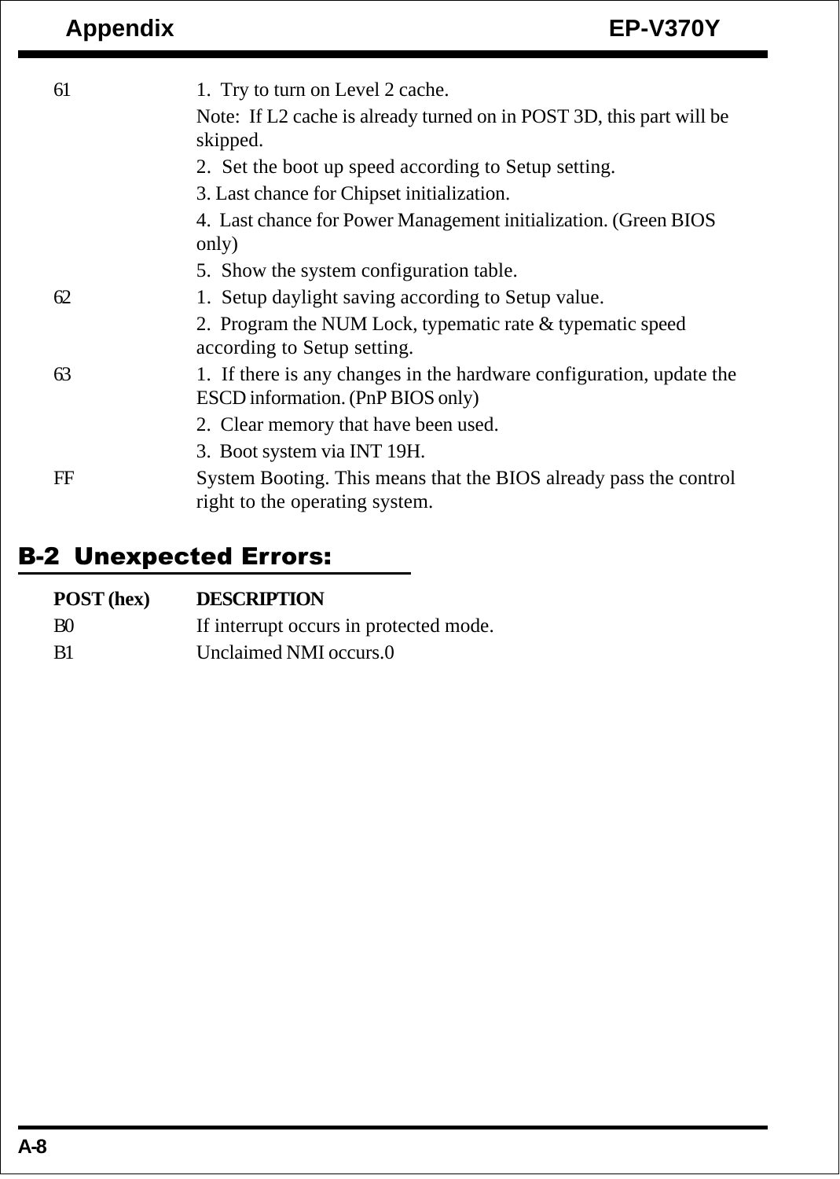| | |
|---|---|
| 61 | 1. Try to turn on Level 2 cache.<br>Note: If L2 cache is already turned on in POST 3D, this part will be skipped.<br>2. Set the boot up speed according to Setup setting.<br>3. Last chance for Chipset initialization.<br>4. Last chance for Power Management initialization. (Green BIOS only)<br>5. Show the system configuration table. |
| 62 | 1. Setup daylight saving according to Setup value.<br>2. Program the NUM Lock, typematic rate & typematic speed according to Setup setting. |
| 63 | 1. If there is any changes in the hardware configuration, update the ESCD information. (PnP BIOS only)<br>2. Clear memory that have been used.<br>3. Boot system via INT 19H. |
| FF | System Booting. This means that the BIOS already pass the control right to the operating system. |

## B-2 Unexpected Errors:

| POST (hex) | DESCRIPTION |
|---|---|
| B0 | If interrupt occurs in protected mode. |
| B1 | Unclaimed NMI occurs.0 |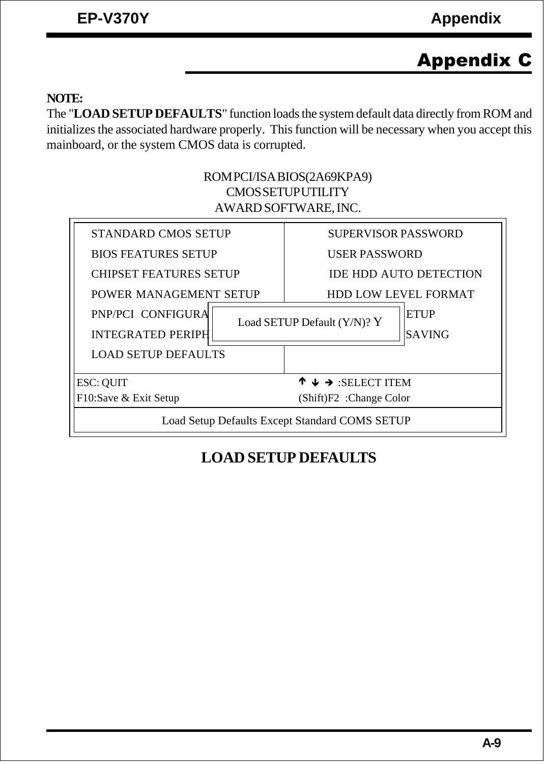# Appendix C

**NOTE:**
The "**LOAD SETUP DEFAULTS**" function loads the system default data directly from ROM and initializes the associated hardware properly. This function will be necessary when you accept this mainboard, or the system CMOS data is corrupted.

ROM PCI/ISA BIOS(2A69KPA9)
CMOS SETUP UTILITY
AWARD SOFTWARE, INC.

```
STANDARD CMOS SETUP              SUPERVISOR PASSWORD
BIOS FEATURES SETUP              USER PASSWORD
CHIPSET FEATURES SETUP           IDE HDD AUTO DETECTION
POWER MANAGEMENT SETUP           HDD LOW LEVEL FORMAT
PNP/PCI  CONFIGURA  Load SETUP Default (Y/N)? Y  ETUP
INTEGRATED PERIPH                                 SAVING
LOAD SETUP DEFAULTS

ESC: QUIT                        ↑ ↓ → :SELECT ITEM
F10:Save & Exit Setup            (Shift)F2  :Change Color

        Load Setup Defaults Except Standard COMS SETUP
```

**LOAD SETUP DEFAULTS**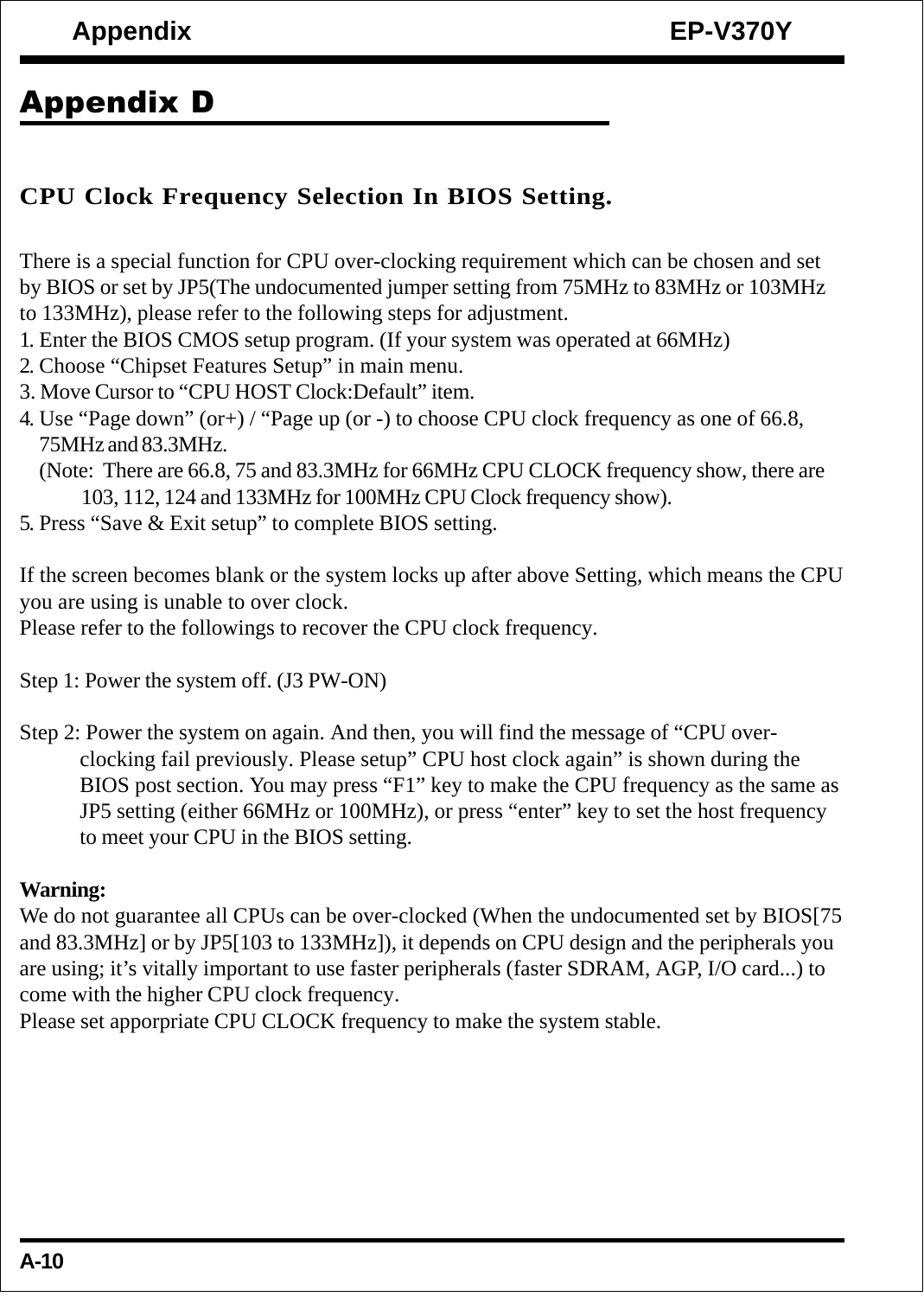# Appendix D

## CPU Clock Frequency Selection In BIOS Setting.

There is a special function for CPU over-clocking requirement which can be chosen and set by BIOS or set by JP5(The undocumented jumper setting from 75MHz to 83MHz or 103MHz to 133MHz), please refer to the following steps for adjustment.

1. Enter the BIOS CMOS setup program. (If your system was operated at 66MHz)
2. Choose “Chipset Features Setup” in main menu.
3. Move Cursor to “CPU HOST Clock:Default” item.
4. Use “Page down” (or+) / “Page up (or -) to choose CPU clock frequency as one of 66.8, 75MHz and 83.3MHz.
   (Note: There are 66.8, 75 and 83.3MHz for 66MHz CPU CLOCK frequency show, there are 103, 112, 124 and 133MHz for 100MHz CPU Clock frequency show).
5. Press “Save & Exit setup” to complete BIOS setting.

If the screen becomes blank or the system locks up after above Setting, which means the CPU you are using is unable to over clock.
Please refer to the followings to recover the CPU clock frequency.

Step 1: Power the system off. (J3 PW-ON)

Step 2: Power the system on again. And then, you will find the message of “CPU over-clocking fail previously. Please setup” CPU host clock again” is shown during the BIOS post section. You may press “F1” key to make the CPU frequency as the same as JP5 setting (either 66MHz or 100MHz), or press “enter” key to set the host frequency to meet your CPU in the BIOS setting.

**Warning:**
We do not guarantee all CPUs can be over-clocked (When the undocumented set by BIOS[75 and 83.3MHz] or by JP5[103 to 133MHz]), it depends on CPU design and the peripherals you are using; it’s vitally important to use faster peripherals (faster SDRAM, AGP, I/O card...) to come with the higher CPU clock frequency.
Please set apporpriate CPU CLOCK frequency to make the system stable.